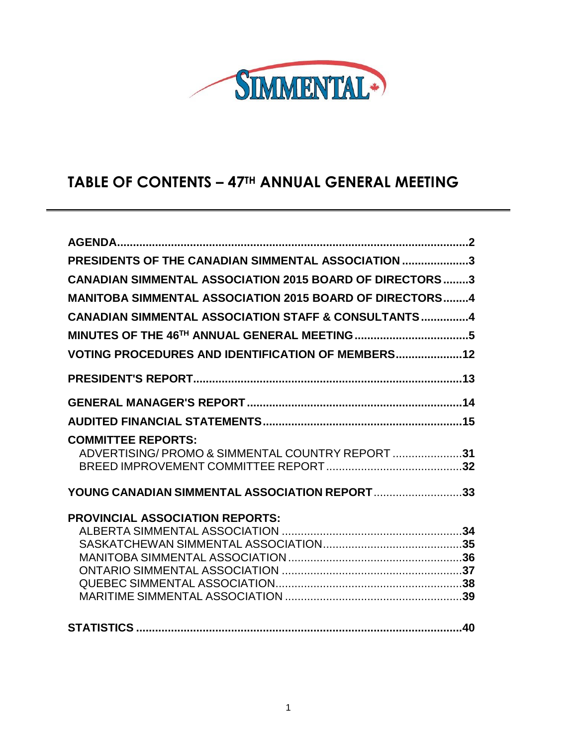SIMMENTAL

# TABLE OF CONTENTS – 47TH ANNUAL GENERAL MEETING

**AGENDA**....................................................................................................**2**

**PRESIDENTS OF THE CANADIAN SIMMENTAL ASSOCIATION**......................**3**

**CANADIAN SIMMENTAL ASSOCIATION 2015 BOARD OF DIRECTORS**........**3**

**MANITOBA SIMMENTAL ASSOCIATION 2015 BOARD OF DIRECTORS**........**4**

**CANADIAN SIMMENTAL ASSOCIATION STAFF & CONSULTANTS**...............**4**

**MINUTES OF THE 46TH ANNUAL GENERAL MEETING**....................................**5**

**VOTING PROCEDURES AND IDENTIFICATION OF MEMBERS**.....................**12**

**PRESIDENT'S REPORT**....................................................................................**13**

**GENERAL MANAGER'S REPORT**....................................................................**14**

**AUDITED FINANCIAL STATEMENTS**...............................................................**15**

**COMMITTEE REPORTS:**

- ADVERTISING/ PROMO & SIMMENTAL COUNTRY REPORT......................**31**
- BREED IMPROVEMENT COMMITTEE REPORT...........................................**32**

**YOUNG CANADIAN SIMMENTAL ASSOCIATION REPORT**............................**33**

**PROVINCIAL ASSOCIATION REPORTS:**

- ALBERTA SIMMENTAL ASSOCIATION.........................................................**34**
- SASKATCHEWAN SIMMENTAL ASSOCIATION............................................**35**
- MANITOBA SIMMENTAL ASSOCIATION.......................................................**36**
- ONTARIO SIMMENTAL ASSOCIATION.........................................................**37**
- QUEBEC SIMMENTAL ASSOCIATION...........................................................**38**
- MARITIME SIMMENTAL ASSOCIATION........................................................**39**

**STATISTICS**....................................................................................................**40**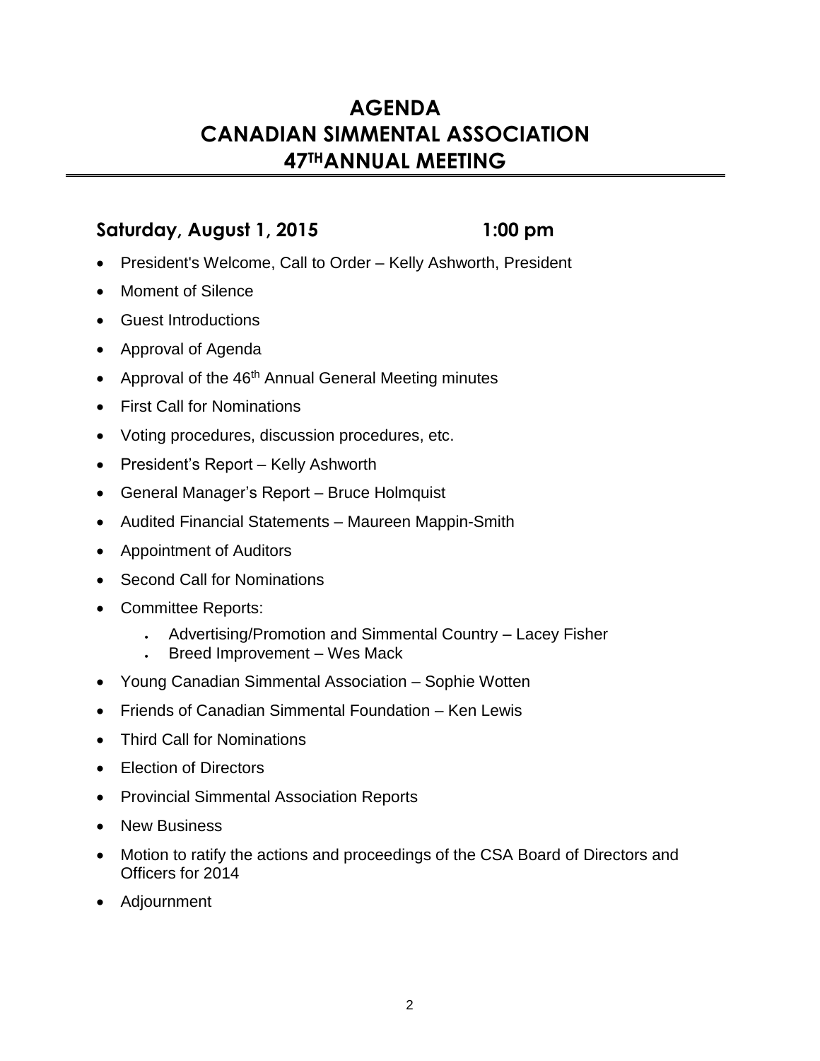# AGENDA
# CANADIAN SIMMENTAL ASSOCIATION
# 47TH ANNUAL MEETING

## Saturday, August 1, 2015 1:00 pm

- President's Welcome, Call to Order – Kelly Ashworth, President
- Moment of Silence
- Guest Introductions
- Approval of Agenda
- Approval of the 46th Annual General Meeting minutes
- First Call for Nominations
- Voting procedures, discussion procedures, etc.
- President's Report – Kelly Ashworth
- General Manager's Report – Bruce Holmquist
- Audited Financial Statements – Maureen Mappin-Smith
- Appointment of Auditors
- Second Call for Nominations
- Committee Reports:
    - Advertising/Promotion and Simmental Country – Lacey Fisher
    - Breed Improvement – Wes Mack
- Young Canadian Simmental Association – Sophie Wotten
- Friends of Canadian Simmental Foundation – Ken Lewis
- Third Call for Nominations
- Election of Directors
- Provincial Simmental Association Reports
- New Business
- Motion to ratify the actions and proceedings of the CSA Board of Directors and Officers for 2014
- Adjournment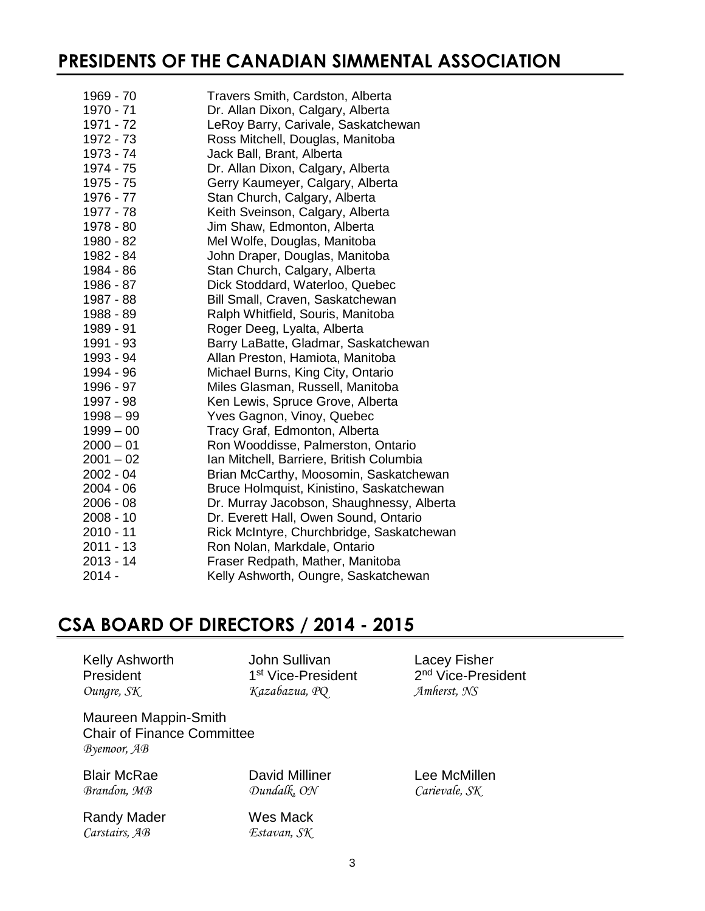## PRESIDENTS OF THE CANADIAN SIMMENTAL ASSOCIATION

| | |
|---|---|
| 1969 - 70 | Travers Smith, Cardston, Alberta |
| 1970 - 71 | Dr. Allan Dixon, Calgary, Alberta |
| 1971 - 72 | LeRoy Barry, Carivale, Saskatchewan |
| 1972 - 73 | Ross Mitchell, Douglas, Manitoba |
| 1973 - 74 | Jack Ball, Brant, Alberta |
| 1974 - 75 | Dr. Allan Dixon, Calgary, Alberta |
| 1975 - 75 | Gerry Kaumeyer, Calgary, Alberta |
| 1976 - 77 | Stan Church, Calgary, Alberta |
| 1977 - 78 | Keith Sveinson, Calgary, Alberta |
| 1978 - 80 | Jim Shaw, Edmonton, Alberta |
| 1980 - 82 | Mel Wolfe, Douglas, Manitoba |
| 1982 - 84 | John Draper, Douglas, Manitoba |
| 1984 - 86 | Stan Church, Calgary, Alberta |
| 1986 - 87 | Dick Stoddard, Waterloo, Quebec |
| 1987 - 88 | Bill Small, Craven, Saskatchewan |
| 1988 - 89 | Ralph Whitfield, Souris, Manitoba |
| 1989 - 91 | Roger Deeg, Lyalta, Alberta |
| 1991 - 93 | Barry LaBatte, Gladmar, Saskatchewan |
| 1993 - 94 | Allan Preston, Hamiota, Manitoba |
| 1994 - 96 | Michael Burns, King City, Ontario |
| 1996 - 97 | Miles Glasman, Russell, Manitoba |
| 1997 - 98 | Ken Lewis, Spruce Grove, Alberta |
| 1998 – 99 | Yves Gagnon, Vinoy, Quebec |
| 1999 – 00 | Tracy Graf, Edmonton, Alberta |
| 2000 – 01 | Ron Wooddisse, Palmerston, Ontario |
| 2001 – 02 | Ian Mitchell, Barriere, British Columbia |
| 2002 - 04 | Brian McCarthy, Moosomin, Saskatchewan |
| 2004 - 06 | Bruce Holmquist, Kinistino, Saskatchewan |
| 2006 - 08 | Dr. Murray Jacobson, Shaughnessy, Alberta |
| 2008 - 10 | Dr. Everett Hall, Owen Sound, Ontario |
| 2010 - 11 | Rick McIntyre, Churchbridge, Saskatchewan |
| 2011 - 13 | Ron Nolan, Markdale, Ontario |
| 2013 - 14 | Fraser Redpath, Mather, Manitoba |
| 2014 - | Kelly Ashworth, Oungre, Saskatchewan |

## CSA BOARD OF DIRECTORS / 2014 - 2015

Kelly Ashworth
President
*Oungre, SK*

John Sullivan
1st Vice-President
*Kazabazua, PQ*

Lacey Fisher
2nd Vice-President
*Amherst, NS*

Maureen Mappin-Smith
Chair of Finance Committee
*Byemoor, AB*

Blair McRae
*Brandon, MB*

David Milliner
*Dundalk, ON*

Lee McMillen
*Carievale, SK*

Randy Mader
*Carstairs, AB*

Wes Mack
*Estavan, SK*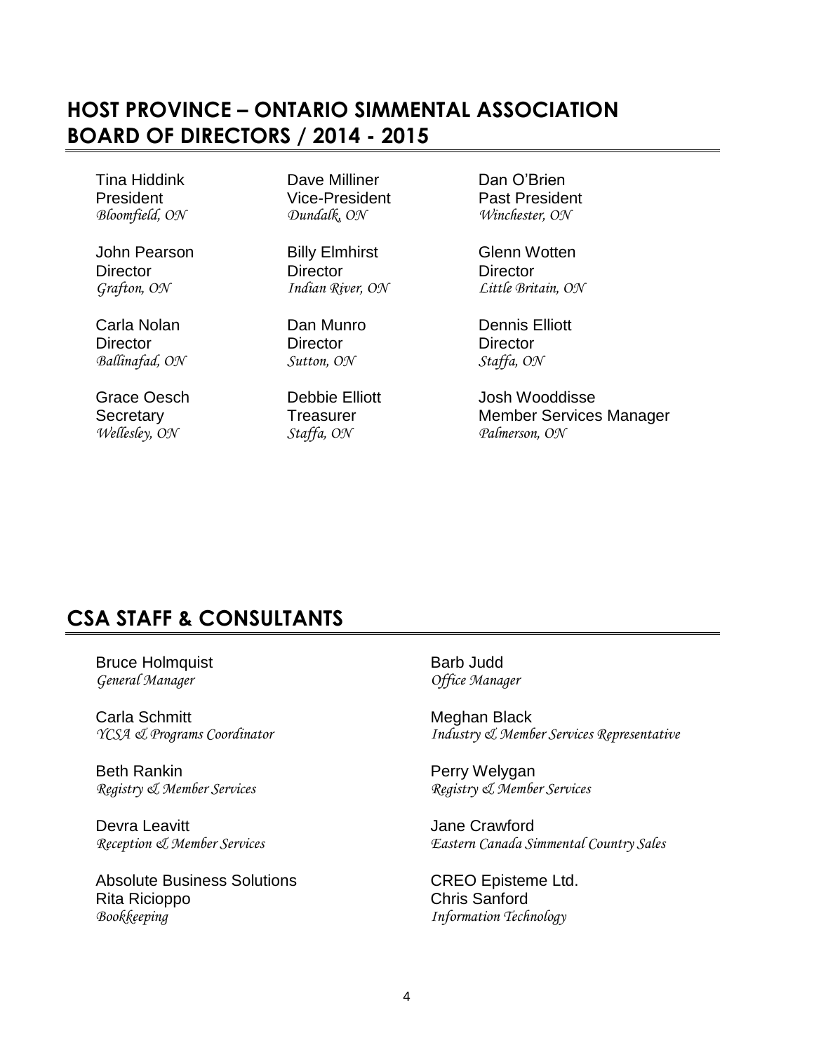## HOST PROVINCE – ONTARIO SIMMENTAL ASSOCIATION BOARD OF DIRECTORS / 2014 - 2015

Tina Hiddink
President
*Bloomfield, ON*

Dave Milliner
Vice-President
*Dundalk, ON*

Dan O'Brien
Past President
*Winchester, ON*

John Pearson
Director
*Grafton, ON*

Billy Elmhirst
Director
*Indian River, ON*

Glenn Wotten
Director
*Little Britain, ON*

Carla Nolan
Director
*Ballinafad, ON*

Dan Munro
Director
*Sutton, ON*

Dennis Elliott
Director
*Staffa, ON*

Grace Oesch
Secretary
*Wellesley, ON*

Debbie Elliott
Treasurer
*Staffa, ON*

Josh Wooddisse
Member Services Manager
*Palmerson, ON*

## CSA STAFF & CONSULTANTS

Bruce Holmquist
*General Manager*

Barb Judd
*Office Manager*

Carla Schmitt
*YCSA & Programs Coordinator*

Meghan Black
*Industry & Member Services Representative*

Beth Rankin
*Registry & Member Services*

Perry Welygan
*Registry & Member Services*

Devra Leavitt
*Reception & Member Services*

Jane Crawford
*Eastern Canada Simmental Country Sales*

Absolute Business Solutions
Rita Ricioppo
*Bookkeeping*

CREO Episteme Ltd.
Chris Sanford
*Information Technology*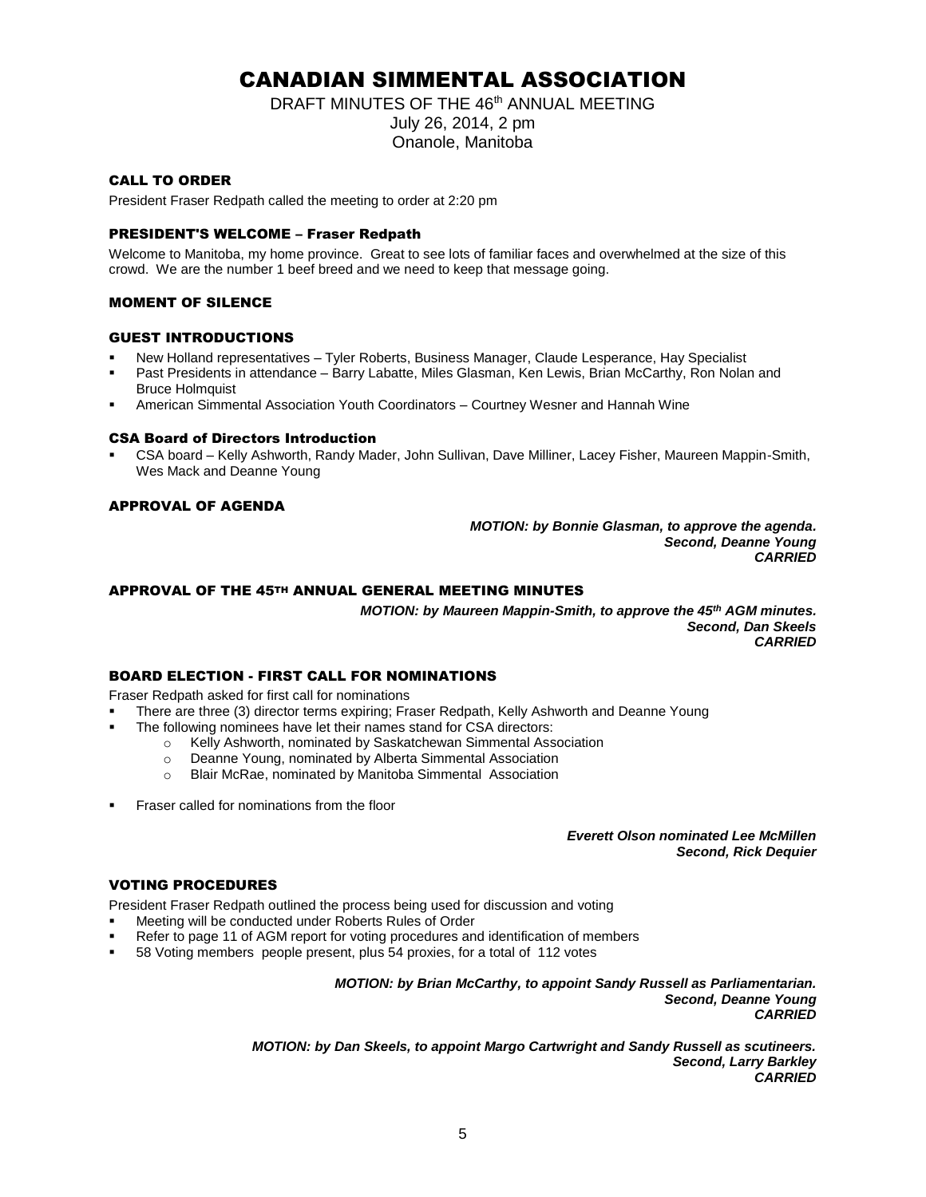# CANADIAN SIMMENTAL ASSOCIATION

DRAFT MINUTES OF THE 46th ANNUAL MEETING
July 26, 2014, 2 pm
Onanole, Manitoba

## CALL TO ORDER

President Fraser Redpath called the meeting to order at 2:20 pm

## PRESIDENT'S WELCOME – Fraser Redpath

Welcome to Manitoba, my home province. Great to see lots of familiar faces and overwhelmed at the size of this crowd. We are the number 1 beef breed and we need to keep that message going.

## MOMENT OF SILENCE

## GUEST INTRODUCTIONS

- New Holland representatives – Tyler Roberts, Business Manager, Claude Lesperance, Hay Specialist
- Past Presidents in attendance – Barry Labatte, Miles Glasman, Ken Lewis, Brian McCarthy, Ron Nolan and Bruce Holmquist
- American Simmental Association Youth Coordinators – Courtney Wesner and Hannah Wine

## CSA Board of Directors Introduction

- CSA board – Kelly Ashworth, Randy Mader, John Sullivan, Dave Milliner, Lacey Fisher, Maureen Mappin-Smith, Wes Mack and Deanne Young

## APPROVAL OF AGENDA

***MOTION: by Bonnie Glasman, to approve the agenda.***
***Second, Deanne Young***
***CARRIED***

## APPROVAL OF THE 45TH ANNUAL GENERAL MEETING MINUTES

***MOTION: by Maureen Mappin-Smith, to approve the 45th AGM minutes.***
***Second, Dan Skeels***
***CARRIED***

## BOARD ELECTION - FIRST CALL FOR NOMINATIONS

Fraser Redpath asked for first call for nominations

- There are three (3) director terms expiring; Fraser Redpath, Kelly Ashworth and Deanne Young
- The following nominees have let their names stand for CSA directors:
  - Kelly Ashworth, nominated by Saskatchewan Simmental Association
  - Deanne Young, nominated by Alberta Simmental Association
  - Blair McRae, nominated by Manitoba Simmental Association
- Fraser called for nominations from the floor

***Everett Olson nominated Lee McMillen***
***Second, Rick Dequier***

## VOTING PROCEDURES

President Fraser Redpath outlined the process being used for discussion and voting

- Meeting will be conducted under Roberts Rules of Order
- Refer to page 11 of AGM report for voting procedures and identification of members
- 58 Voting members people present, plus 54 proxies, for a total of 112 votes

***MOTION: by Brian McCarthy, to appoint Sandy Russell as Parliamentarian.***
***Second, Deanne Young***
***CARRIED***

***MOTION: by Dan Skeels, to appoint Margo Cartwright and Sandy Russell as scutineers.***
***Second, Larry Barkley***
***CARRIED***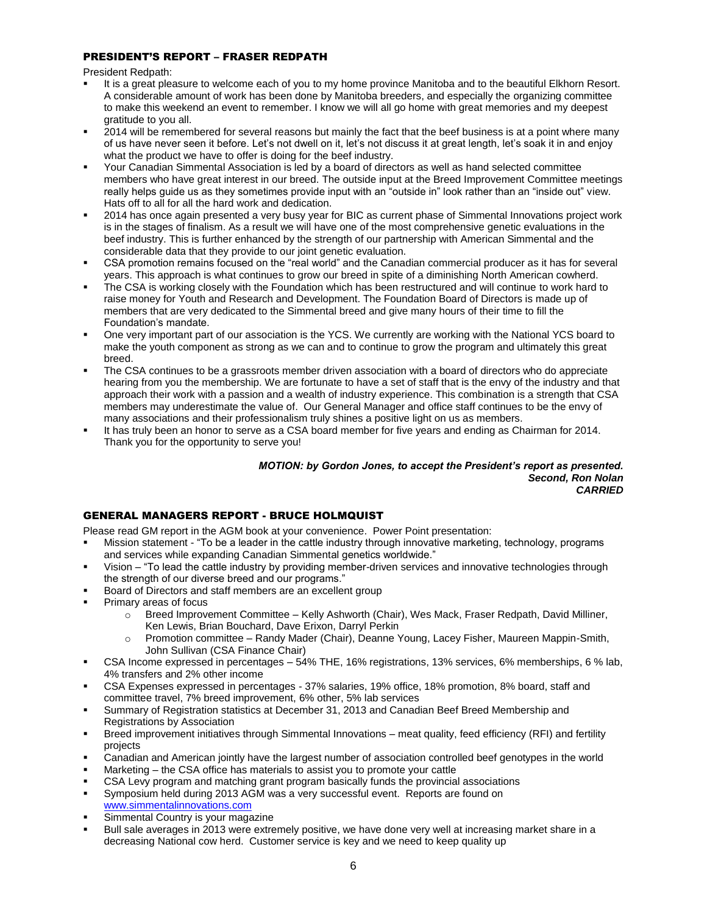## PRESIDENT'S REPORT – FRASER REDPATH

President Redpath:

- It is a great pleasure to welcome each of you to my home province Manitoba and to the beautiful Elkhorn Resort. A considerable amount of work has been done by Manitoba breeders, and especially the organizing committee to make this weekend an event to remember. I know we will all go home with great memories and my deepest gratitude to you all.
- 2014 will be remembered for several reasons but mainly the fact that the beef business is at a point where many of us have never seen it before. Let's not dwell on it, let's not discuss it at great length, let's soak it in and enjoy what the product we have to offer is doing for the beef industry.
- Your Canadian Simmental Association is led by a board of directors as well as hand selected committee members who have great interest in our breed. The outside input at the Breed Improvement Committee meetings really helps guide us as they sometimes provide input with an "outside in" look rather than an "inside out" view. Hats off to all for all the hard work and dedication.
- 2014 has once again presented a very busy year for BIC as current phase of Simmental Innovations project work is in the stages of finalism. As a result we will have one of the most comprehensive genetic evaluations in the beef industry. This is further enhanced by the strength of our partnership with American Simmental and the considerable data that they provide to our joint genetic evaluation.
- CSA promotion remains focused on the "real world" and the Canadian commercial producer as it has for several years. This approach is what continues to grow our breed in spite of a diminishing North American cowherd.
- The CSA is working closely with the Foundation which has been restructured and will continue to work hard to raise money for Youth and Research and Development. The Foundation Board of Directors is made up of members that are very dedicated to the Simmental breed and give many hours of their time to fill the Foundation's mandate.
- One very important part of our association is the YCS. We currently are working with the National YCS board to make the youth component as strong as we can and to continue to grow the program and ultimately this great breed.
- The CSA continues to be a grassroots member driven association with a board of directors who do appreciate hearing from you the membership. We are fortunate to have a set of staff that is the envy of the industry and that approach their work with a passion and a wealth of industry experience. This combination is a strength that CSA members may underestimate the value of. Our General Manager and office staff continues to be the envy of many associations and their professionalism truly shines a positive light on us as members.
- It has truly been an honor to serve as a CSA board member for five years and ending as Chairman for 2014. Thank you for the opportunity to serve you!

***MOTION: by Gordon Jones, to accept the President's report as presented.***
***Second, Ron Nolan***
***CARRIED***

## GENERAL MANAGERS REPORT - BRUCE HOLMQUIST

Please read GM report in the AGM book at your convenience. Power Point presentation:

- Mission statement - "To be a leader in the cattle industry through innovative marketing, technology, programs and services while expanding Canadian Simmental genetics worldwide."
- Vision – "To lead the cattle industry by providing member-driven services and innovative technologies through the strength of our diverse breed and our programs."
- Board of Directors and staff members are an excellent group
- Primary areas of focus
  - Breed Improvement Committee – Kelly Ashworth (Chair), Wes Mack, Fraser Redpath, David Milliner, Ken Lewis, Brian Bouchard, Dave Erixon, Darryl Perkin
  - Promotion committee – Randy Mader (Chair), Deanne Young, Lacey Fisher, Maureen Mappin-Smith, John Sullivan (CSA Finance Chair)
- CSA Income expressed in percentages – 54% THE, 16% registrations, 13% services, 6% memberships, 6 % lab, 4% transfers and 2% other income
- CSA Expenses expressed in percentages - 37% salaries, 19% office, 18% promotion, 8% board, staff and committee travel, 7% breed improvement, 6% other, 5% lab services
- Summary of Registration statistics at December 31, 2013 and Canadian Beef Breed Membership and Registrations by Association
- Breed improvement initiatives through Simmental Innovations – meat quality, feed efficiency (RFI) and fertility projects
- Canadian and American jointly have the largest number of association controlled beef genotypes in the world
- Marketing – the CSA office has materials to assist you to promote your cattle
- CSA Levy program and matching grant program basically funds the provincial associations
- Symposium held during 2013 AGM was a very successful event. Reports are found on www.simmentalinnovations.com
- Simmental Country is your magazine
- Bull sale averages in 2013 were extremely positive, we have done very well at increasing market share in a decreasing National cow herd. Customer service is key and we need to keep quality up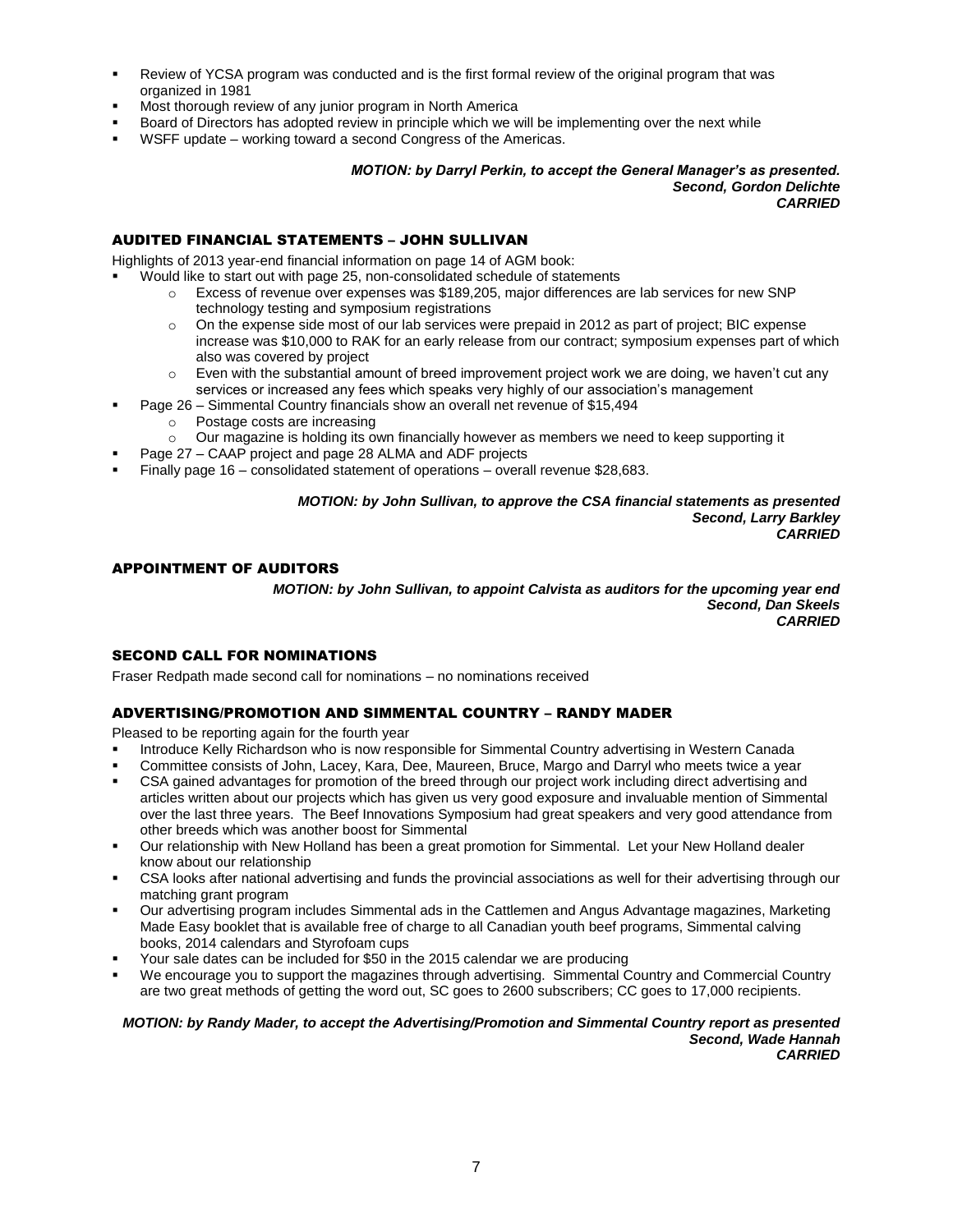- Review of YCSA program was conducted and is the first formal review of the original program that was organized in 1981
- Most thorough review of any junior program in North America
- Board of Directors has adopted review in principle which we will be implementing over the next while
- WSFF update – working toward a second Congress of the Americas.

***MOTION: by Darryl Perkin, to accept the General Manager's as presented.***
***Second, Gordon Delichte***
***CARRIED***

## AUDITED FINANCIAL STATEMENTS – JOHN SULLIVAN

Highlights of 2013 year-end financial information on page 14 of AGM book:

- Would like to start out with page 25, non-consolidated schedule of statements
    - Excess of revenue over expenses was $189,205, major differences are lab services for new SNP technology testing and symposium registrations
    - On the expense side most of our lab services were prepaid in 2012 as part of project; BIC expense increase was $10,000 to RAK for an early release from our contract; symposium expenses part of which also was covered by project
    - Even with the substantial amount of breed improvement project work we are doing, we haven't cut any services or increased any fees which speaks very highly of our association's management
- Page 26 – Simmental Country financials show an overall net revenue of $15,494
    - Postage costs are increasing
    - Our magazine is holding its own financially however as members we need to keep supporting it
- Page 27 – CAAP project and page 28 ALMA and ADF projects
- Finally page 16 – consolidated statement of operations – overall revenue $28,683.

***MOTION: by John Sullivan, to approve the CSA financial statements as presented***
***Second, Larry Barkley***
***CARRIED***

## APPOINTMENT OF AUDITORS

***MOTION: by John Sullivan, to appoint Calvista as auditors for the upcoming year end***
***Second, Dan Skeels***
***CARRIED***

## SECOND CALL FOR NOMINATIONS

Fraser Redpath made second call for nominations – no nominations received

## ADVERTISING/PROMOTION AND SIMMENTAL COUNTRY – RANDY MADER

Pleased to be reporting again for the fourth year

- Introduce Kelly Richardson who is now responsible for Simmental Country advertising in Western Canada
- Committee consists of John, Lacey, Kara, Dee, Maureen, Bruce, Margo and Darryl who meets twice a year
- CSA gained advantages for promotion of the breed through our project work including direct advertising and articles written about our projects which has given us very good exposure and invaluable mention of Simmental over the last three years. The Beef Innovations Symposium had great speakers and very good attendance from other breeds which was another boost for Simmental
- Our relationship with New Holland has been a great promotion for Simmental. Let your New Holland dealer know about our relationship
- CSA looks after national advertising and funds the provincial associations as well for their advertising through our matching grant program
- Our advertising program includes Simmental ads in the Cattlemen and Angus Advantage magazines, Marketing Made Easy booklet that is available free of charge to all Canadian youth beef programs, Simmental calving books, 2014 calendars and Styrofoam cups
- Your sale dates can be included for $50 in the 2015 calendar we are producing
- We encourage you to support the magazines through advertising. Simmental Country and Commercial Country are two great methods of getting the word out, SC goes to 2600 subscribers; CC goes to 17,000 recipients.

***MOTION: by Randy Mader, to accept the Advertising/Promotion and Simmental Country report as presented***
***Second, Wade Hannah***
***CARRIED***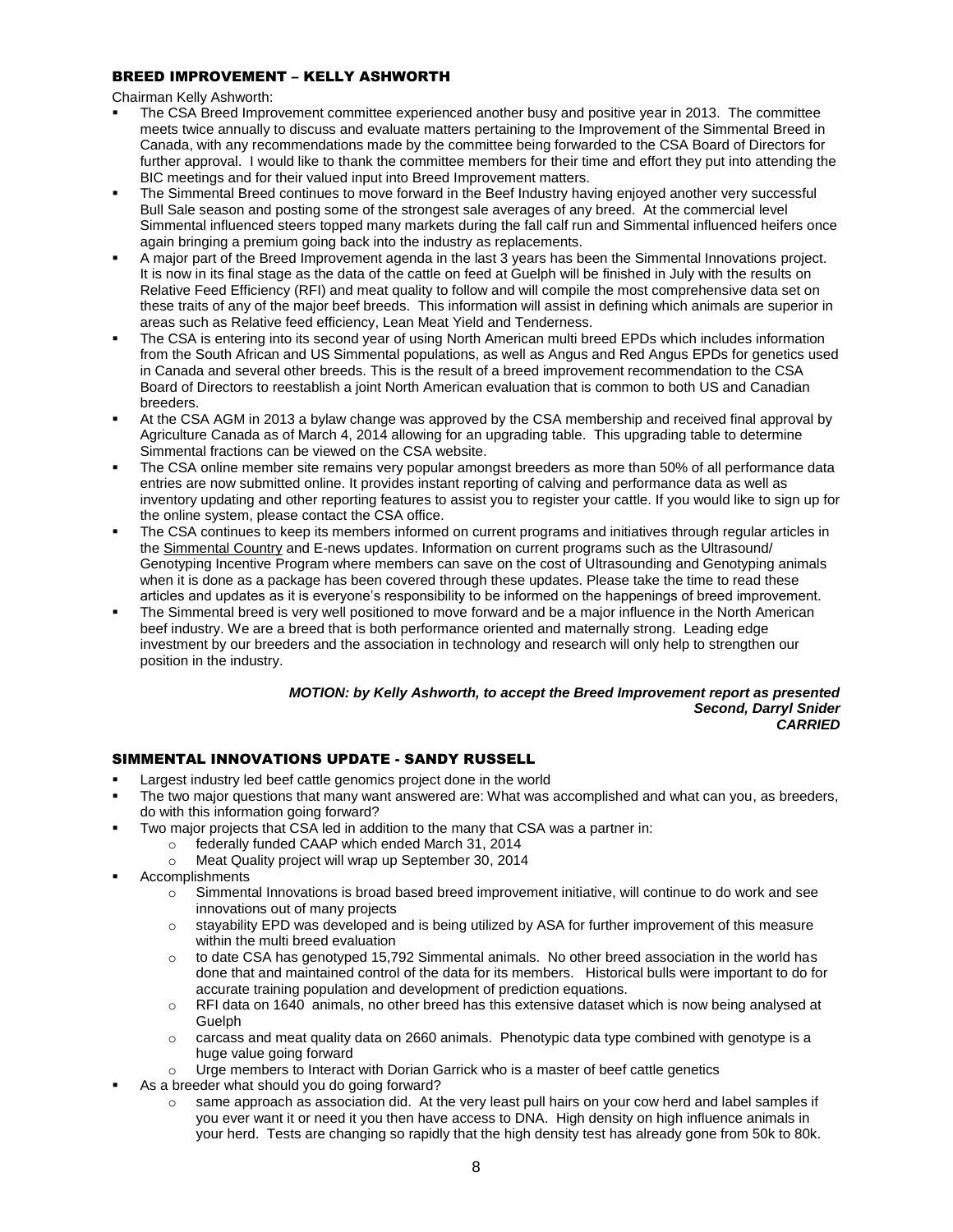## BREED IMPROVEMENT – KELLY ASHWORTH

Chairman Kelly Ashworth:

- The CSA Breed Improvement committee experienced another busy and positive year in 2013. The committee meets twice annually to discuss and evaluate matters pertaining to the Improvement of the Simmental Breed in Canada, with any recommendations made by the committee being forwarded to the CSA Board of Directors for further approval. I would like to thank the committee members for their time and effort they put into attending the BIC meetings and for their valued input into Breed Improvement matters.
- The Simmental Breed continues to move forward in the Beef Industry having enjoyed another very successful Bull Sale season and posting some of the strongest sale averages of any breed. At the commercial level Simmental influenced steers topped many markets during the fall calf run and Simmental influenced heifers once again bringing a premium going back into the industry as replacements.
- A major part of the Breed Improvement agenda in the last 3 years has been the Simmental Innovations project. It is now in its final stage as the data of the cattle on feed at Guelph will be finished in July with the results on Relative Feed Efficiency (RFI) and meat quality to follow and will compile the most comprehensive data set on these traits of any of the major beef breeds. This information will assist in defining which animals are superior in areas such as Relative feed efficiency, Lean Meat Yield and Tenderness.
- The CSA is entering into its second year of using North American multi breed EPDs which includes information from the South African and US Simmental populations, as well as Angus and Red Angus EPDs for genetics used in Canada and several other breeds. This is the result of a breed improvement recommendation to the CSA Board of Directors to reestablish a joint North American evaluation that is common to both US and Canadian breeders.
- At the CSA AGM in 2013 a bylaw change was approved by the CSA membership and received final approval by Agriculture Canada as of March 4, 2014 allowing for an upgrading table. This upgrading table to determine Simmental fractions can be viewed on the CSA website.
- The CSA online member site remains very popular amongst breeders as more than 50% of all performance data entries are now submitted online. It provides instant reporting of calving and performance data as well as inventory updating and other reporting features to assist you to register your cattle. If you would like to sign up for the online system, please contact the CSA office.
- The CSA continues to keep its members informed on current programs and initiatives through regular articles in the Simmental Country and E-news updates. Information on current programs such as the Ultrasound/ Genotyping Incentive Program where members can save on the cost of Ultrasounding and Genotyping animals when it is done as a package has been covered through these updates. Please take the time to read these articles and updates as it is everyone's responsibility to be informed on the happenings of breed improvement.
- The Simmental breed is very well positioned to move forward and be a major influence in the North American beef industry. We are a breed that is both performance oriented and maternally strong. Leading edge investment by our breeders and the association in technology and research will only help to strengthen our position in the industry.

***MOTION: by Kelly Ashworth, to accept the Breed Improvement report as presented***
***Second, Darryl Snider***
***CARRIED***

## SIMMENTAL INNOVATIONS UPDATE - SANDY RUSSELL

- Largest industry led beef cattle genomics project done in the world
- The two major questions that many want answered are: What was accomplished and what can you, as breeders, do with this information going forward?
- Two major projects that CSA led in addition to the many that CSA was a partner in:
  - federally funded CAAP which ended March 31, 2014
  - Meat Quality project will wrap up September 30, 2014
- Accomplishments
  - Simmental Innovations is broad based breed improvement initiative, will continue to do work and see innovations out of many projects
  - stayability EPD was developed and is being utilized by ASA for further improvement of this measure within the multi breed evaluation
  - to date CSA has genotyped 15,792 Simmental animals. No other breed association in the world has done that and maintained control of the data for its members. Historical bulls were important to do for accurate training population and development of prediction equations.
  - RFI data on 1640 animals, no other breed has this extensive dataset which is now being analysed at Guelph
  - carcass and meat quality data on 2660 animals. Phenotypic data type combined with genotype is a huge value going forward
  - Urge members to Interact with Dorian Garrick who is a master of beef cattle genetics
- As a breeder what should you do going forward?
  - same approach as association did. At the very least pull hairs on your cow herd and label samples if you ever want it or need it you then have access to DNA. High density on high influence animals in your herd. Tests are changing so rapidly that the high density test has already gone from 50k to 80k.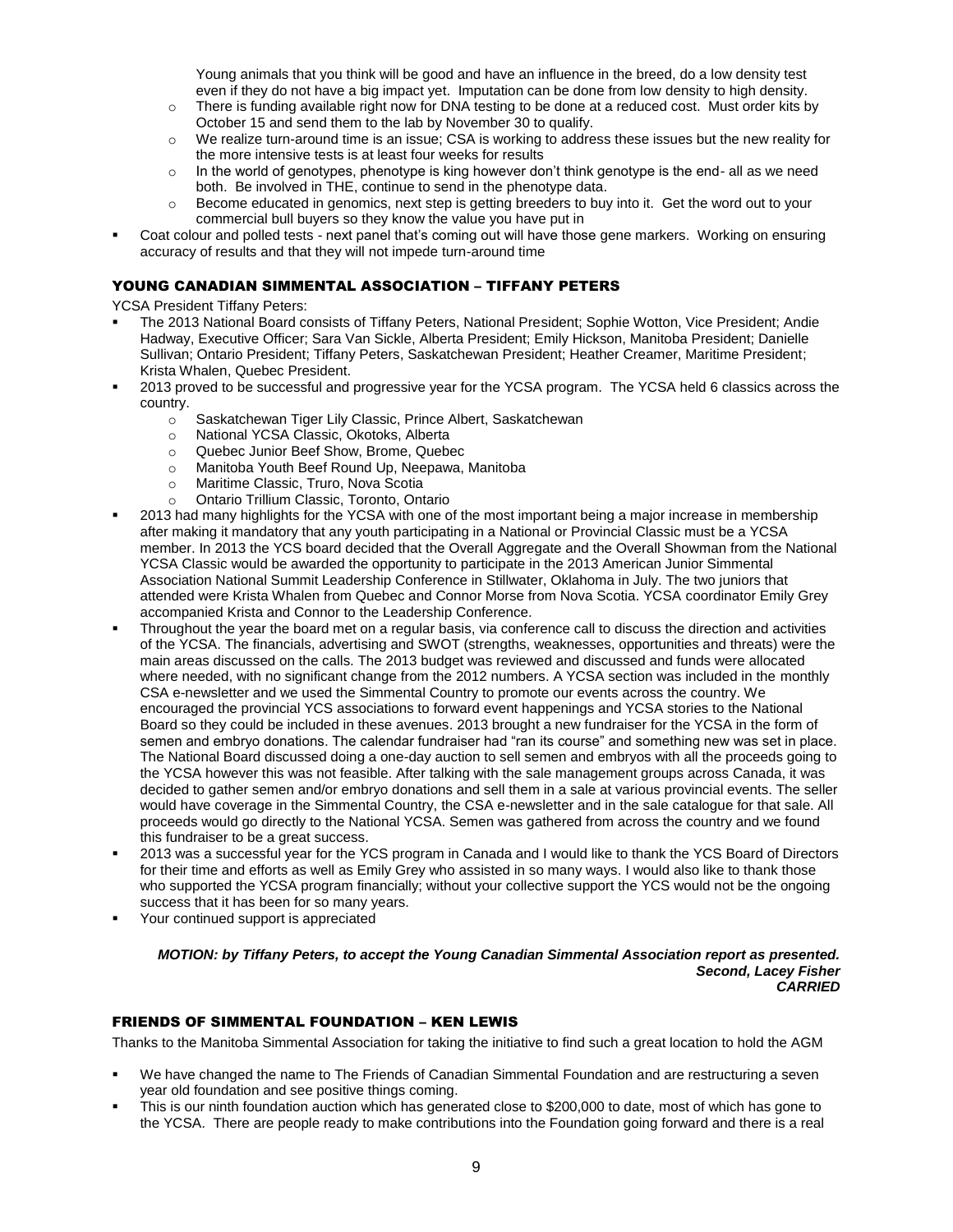Young animals that you think will be good and have an influence in the breed, do a low density test even if they do not have a big impact yet. Imputation can be done from low density to high density.
  - There is funding available right now for DNA testing to be done at a reduced cost. Must order kits by October 15 and send them to the lab by November 30 to qualify.
  - We realize turn-around time is an issue; CSA is working to address these issues but the new reality for the more intensive tests is at least four weeks for results
  - In the world of genotypes, phenotype is king however don't think genotype is the end- all as we need both. Be involved in THE, continue to send in the phenotype data.
  - Become educated in genomics, next step is getting breeders to buy into it. Get the word out to your commercial bull buyers so they know the value you have put in
- Coat colour and polled tests - next panel that's coming out will have those gene markers. Working on ensuring accuracy of results and that they will not impede turn-around time

## YOUNG CANADIAN SIMMENTAL ASSOCIATION – TIFFANY PETERS

YCSA President Tiffany Peters:

- The 2013 National Board consists of Tiffany Peters, National President; Sophie Wotton, Vice President; Andie Hadway, Executive Officer; Sara Van Sickle, Alberta President; Emily Hickson, Manitoba President; Danielle Sullivan; Ontario President; Tiffany Peters, Saskatchewan President; Heather Creamer, Maritime President; Krista Whalen, Quebec President.
- 2013 proved to be successful and progressive year for the YCSA program. The YCSA held 6 classics across the country.
  - Saskatchewan Tiger Lily Classic, Prince Albert, Saskatchewan
  - National YCSA Classic, Okotoks, Alberta
  - Quebec Junior Beef Show, Brome, Quebec
  - Manitoba Youth Beef Round Up, Neepawa, Manitoba
  - Maritime Classic, Truro, Nova Scotia
  - Ontario Trillium Classic, Toronto, Ontario
- 2013 had many highlights for the YCSA with one of the most important being a major increase in membership after making it mandatory that any youth participating in a National or Provincial Classic must be a YCSA member. In 2013 the YCS board decided that the Overall Aggregate and the Overall Showman from the National YCSA Classic would be awarded the opportunity to participate in the 2013 American Junior Simmental Association National Summit Leadership Conference in Stillwater, Oklahoma in July. The two juniors that attended were Krista Whalen from Quebec and Connor Morse from Nova Scotia. YCSA coordinator Emily Grey accompanied Krista and Connor to the Leadership Conference.
- Throughout the year the board met on a regular basis, via conference call to discuss the direction and activities of the YCSA. The financials, advertising and SWOT (strengths, weaknesses, opportunities and threats) were the main areas discussed on the calls. The 2013 budget was reviewed and discussed and funds were allocated where needed, with no significant change from the 2012 numbers. A YCSA section was included in the monthly CSA e-newsletter and we used the Simmental Country to promote our events across the country. We encouraged the provincial YCS associations to forward event happenings and YCSA stories to the National Board so they could be included in these avenues. 2013 brought a new fundraiser for the YCSA in the form of semen and embryo donations. The calendar fundraiser had "ran its course" and something new was set in place. The National Board discussed doing a one-day auction to sell semen and embryos with all the proceeds going to the YCSA however this was not feasible. After talking with the sale management groups across Canada, it was decided to gather semen and/or embryo donations and sell them in a sale at various provincial events. The seller would have coverage in the Simmental Country, the CSA e-newsletter and in the sale catalogue for that sale. All proceeds would go directly to the National YCSA. Semen was gathered from across the country and we found this fundraiser to be a great success.
- 2013 was a successful year for the YCS program in Canada and I would like to thank the YCS Board of Directors for their time and efforts as well as Emily Grey who assisted in so many ways. I would also like to thank those who supported the YCSA program financially; without your collective support the YCS would not be the ongoing success that it has been for so many years.
- Your continued support is appreciated

***MOTION: by Tiffany Peters, to accept the Young Canadian Simmental Association report as presented.***
***Second, Lacey Fisher***
***CARRIED***

## FRIENDS OF SIMMENTAL FOUNDATION – KEN LEWIS

Thanks to the Manitoba Simmental Association for taking the initiative to find such a great location to hold the AGM

- We have changed the name to The Friends of Canadian Simmental Foundation and are restructuring a seven year old foundation and see positive things coming.
- This is our ninth foundation auction which has generated close to $200,000 to date, most of which has gone to the YCSA. There are people ready to make contributions into the Foundation going forward and there is a real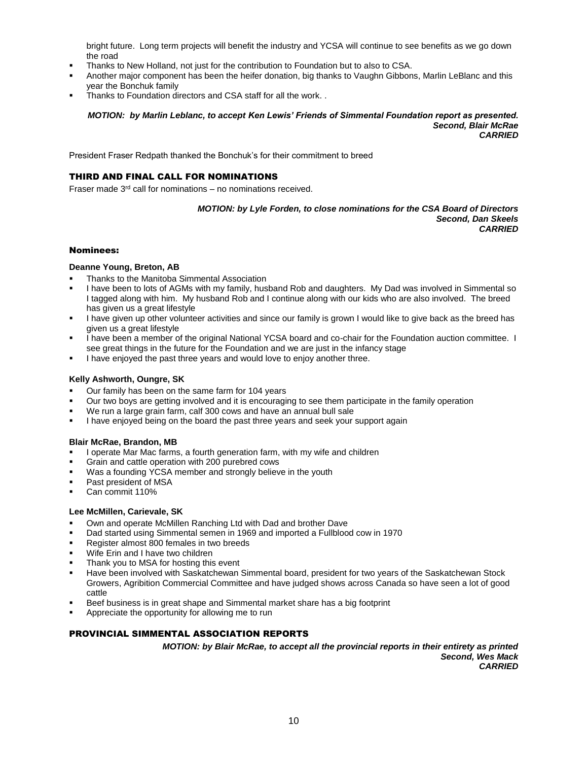bright future. Long term projects will benefit the industry and YCSA will continue to see benefits as we go down the road

- Thanks to New Holland, not just for the contribution to Foundation but to also to CSA.
- Another major component has been the heifer donation, big thanks to Vaughn Gibbons, Marlin LeBlanc and this year the Bonchuk family
- Thanks to Foundation directors and CSA staff for all the work. .

***MOTION: by Marlin Leblanc, to accept Ken Lewis' Friends of Simmental Foundation report as presented.***
***Second, Blair McRae***
***CARRIED***

President Fraser Redpath thanked the Bonchuk's for their commitment to breed

## THIRD AND FINAL CALL FOR NOMINATIONS

Fraser made 3rd call for nominations – no nominations received.

***MOTION: by Lyle Forden, to close nominations for the CSA Board of Directors***
***Second, Dan Skeels***
***CARRIED***

### Nominees:

**Deanne Young, Breton, AB**

- Thanks to the Manitoba Simmental Association
- I have been to lots of AGMs with my family, husband Rob and daughters. My Dad was involved in Simmental so I tagged along with him. My husband Rob and I continue along with our kids who are also involved. The breed has given us a great lifestyle
- I have given up other volunteer activities and since our family is grown I would like to give back as the breed has given us a great lifestyle
- I have been a member of the original National YCSA board and co-chair for the Foundation auction committee. I see great things in the future for the Foundation and we are just in the infancy stage
- I have enjoyed the past three years and would love to enjoy another three.

**Kelly Ashworth, Oungre, SK**

- Our family has been on the same farm for 104 years
- Our two boys are getting involved and it is encouraging to see them participate in the family operation
- We run a large grain farm, calf 300 cows and have an annual bull sale
- I have enjoyed being on the board the past three years and seek your support again

**Blair McRae, Brandon, MB**

- I operate Mar Mac farms, a fourth generation farm, with my wife and children
- Grain and cattle operation with 200 purebred cows
- Was a founding YCSA member and strongly believe in the youth
- Past president of MSA
- Can commit 110%

**Lee McMillen, Carievale, SK**

- Own and operate McMillen Ranching Ltd with Dad and brother Dave
- Dad started using Simmental semen in 1969 and imported a Fullblood cow in 1970
- Register almost 800 females in two breeds
- Wife Erin and I have two children
- Thank you to MSA for hosting this event
- Have been involved with Saskatchewan Simmental board, president for two years of the Saskatchewan Stock Growers, Agribition Commercial Committee and have judged shows across Canada so have seen a lot of good cattle
- Beef business is in great shape and Simmental market share has a big footprint
- Appreciate the opportunity for allowing me to run

## PROVINCIAL SIMMENTAL ASSOCIATION REPORTS

***MOTION: by Blair McRae, to accept all the provincial reports in their entirety as printed***
***Second, Wes Mack***
***CARRIED***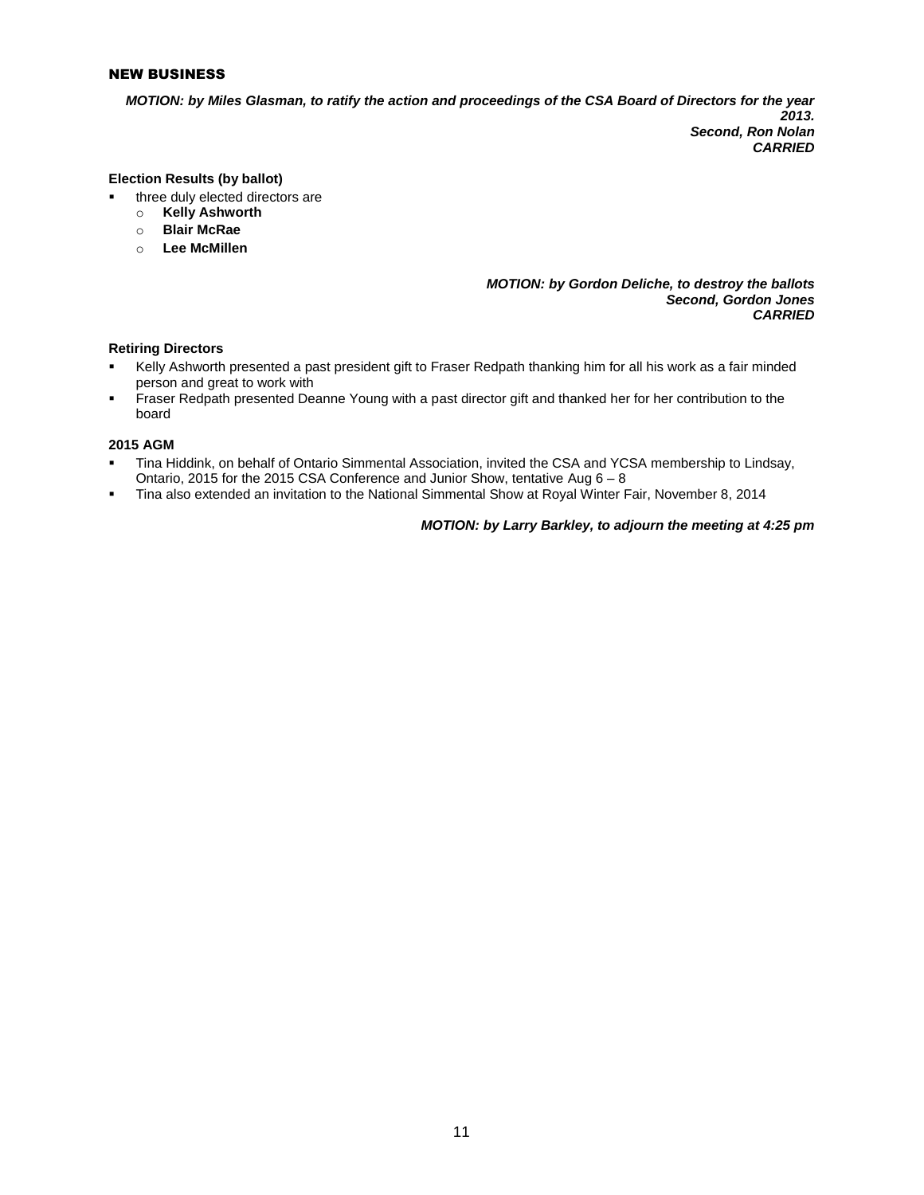## NEW BUSINESS

***MOTION: by Miles Glasman, to ratify the action and proceedings of the CSA Board of Directors for the year 2013.***
***Second, Ron Nolan***
***CARRIED***

**Election Results (by ballot)**

- three duly elected directors are
  - **Kelly Ashworth**
  - **Blair McRae**
  - **Lee McMillen**

***MOTION: by Gordon Deliche, to destroy the ballots***
***Second, Gordon Jones***
***CARRIED***

**Retiring Directors**

- Kelly Ashworth presented a past president gift to Fraser Redpath thanking him for all his work as a fair minded person and great to work with
- Fraser Redpath presented Deanne Young with a past director gift and thanked her for her contribution to the board

**2015 AGM**

- Tina Hiddink, on behalf of Ontario Simmental Association, invited the CSA and YCSA membership to Lindsay, Ontario, 2015 for the 2015 CSA Conference and Junior Show, tentative Aug 6 – 8
- Tina also extended an invitation to the National Simmental Show at Royal Winter Fair, November 8, 2014

***MOTION: by Larry Barkley, to adjourn the meeting at 4:25 pm***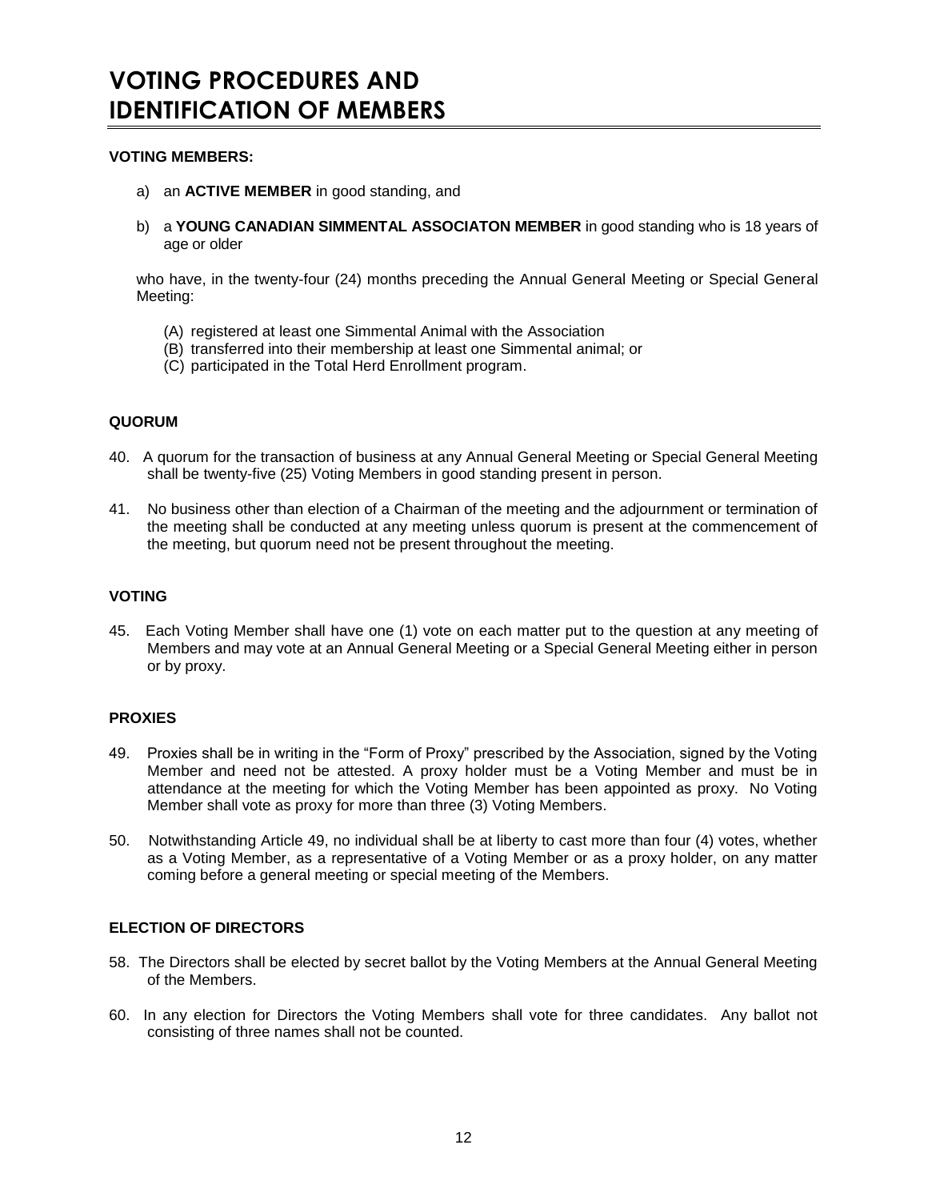# VOTING PROCEDURES AND IDENTIFICATION OF MEMBERS

**VOTING MEMBERS:**

a) an **ACTIVE MEMBER** in good standing, and

b) a **YOUNG CANADIAN SIMMENTAL ASSOCIATON MEMBER** in good standing who is 18 years of age or older

who have, in the twenty-four (24) months preceding the Annual General Meeting or Special General Meeting:

(A) registered at least one Simmental Animal with the Association
(B) transferred into their membership at least one Simmental animal; or
(C) participated in the Total Herd Enrollment program.

**QUORUM**

40. A quorum for the transaction of business at any Annual General Meeting or Special General Meeting shall be twenty-five (25) Voting Members in good standing present in person.

41. No business other than election of a Chairman of the meeting and the adjournment or termination of the meeting shall be conducted at any meeting unless quorum is present at the commencement of the meeting, but quorum need not be present throughout the meeting.

**VOTING**

45. Each Voting Member shall have one (1) vote on each matter put to the question at any meeting of Members and may vote at an Annual General Meeting or a Special General Meeting either in person or by proxy.

**PROXIES**

49. Proxies shall be in writing in the "Form of Proxy" prescribed by the Association, signed by the Voting Member and need not be attested. A proxy holder must be a Voting Member and must be in attendance at the meeting for which the Voting Member has been appointed as proxy. No Voting Member shall vote as proxy for more than three (3) Voting Members.

50. Notwithstanding Article 49, no individual shall be at liberty to cast more than four (4) votes, whether as a Voting Member, as a representative of a Voting Member or as a proxy holder, on any matter coming before a general meeting or special meeting of the Members.

**ELECTION OF DIRECTORS**

58. The Directors shall be elected by secret ballot by the Voting Members at the Annual General Meeting of the Members.

60. In any election for Directors the Voting Members shall vote for three candidates. Any ballot not consisting of three names shall not be counted.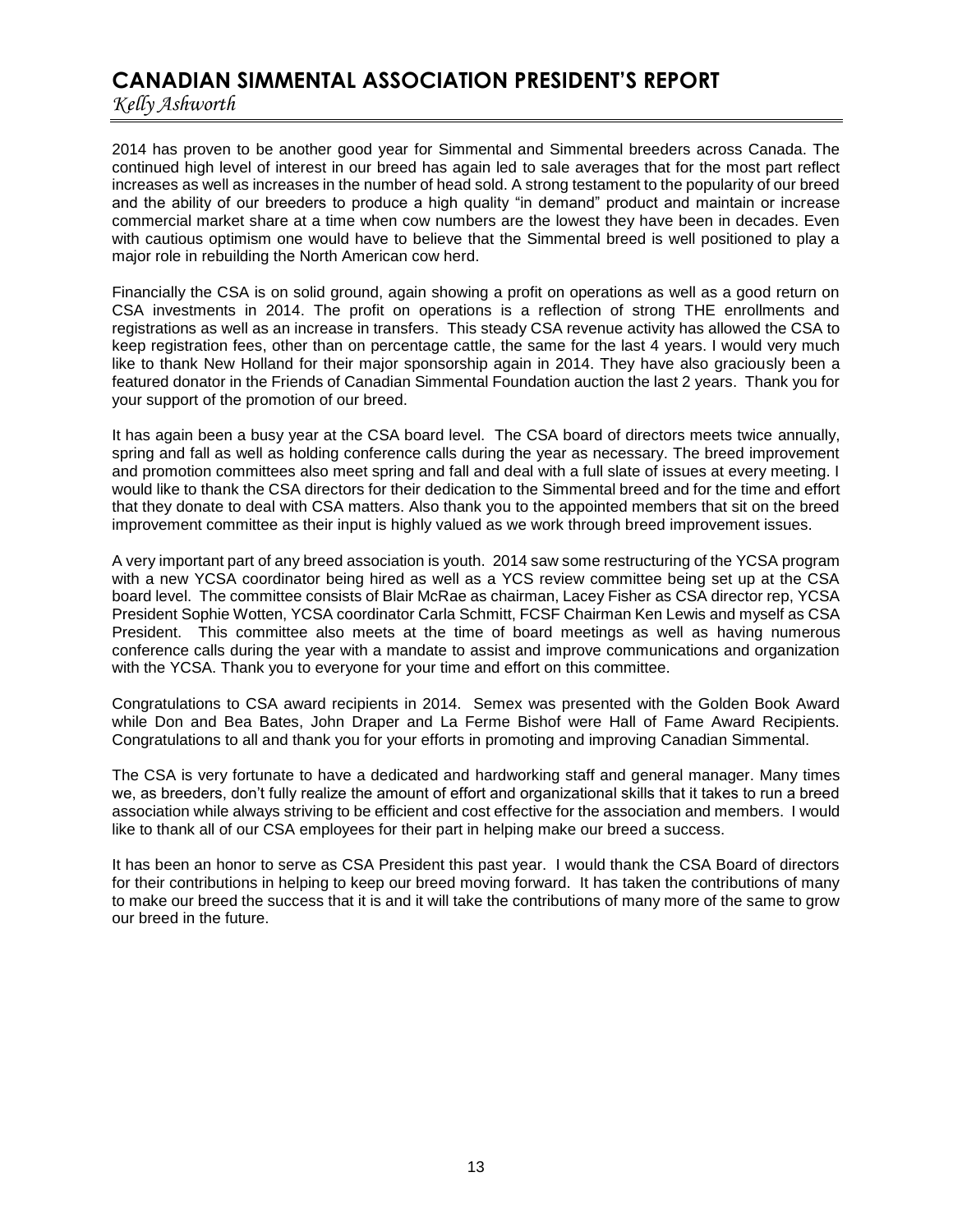# CANADIAN SIMMENTAL ASSOCIATION PRESIDENT'S REPORT

*Kelly Ashworth*

2014 has proven to be another good year for Simmental and Simmental breeders across Canada. The continued high level of interest in our breed has again led to sale averages that for the most part reflect increases as well as increases in the number of head sold. A strong testament to the popularity of our breed and the ability of our breeders to produce a high quality "in demand" product and maintain or increase commercial market share at a time when cow numbers are the lowest they have been in decades. Even with cautious optimism one would have to believe that the Simmental breed is well positioned to play a major role in rebuilding the North American cow herd.

Financially the CSA is on solid ground, again showing a profit on operations as well as a good return on CSA investments in 2014. The profit on operations is a reflection of strong THE enrollments and registrations as well as an increase in transfers. This steady CSA revenue activity has allowed the CSA to keep registration fees, other than on percentage cattle, the same for the last 4 years. I would very much like to thank New Holland for their major sponsorship again in 2014. They have also graciously been a featured donator in the Friends of Canadian Simmental Foundation auction the last 2 years. Thank you for your support of the promotion of our breed.

It has again been a busy year at the CSA board level. The CSA board of directors meets twice annually, spring and fall as well as holding conference calls during the year as necessary. The breed improvement and promotion committees also meet spring and fall and deal with a full slate of issues at every meeting. I would like to thank the CSA directors for their dedication to the Simmental breed and for the time and effort that they donate to deal with CSA matters. Also thank you to the appointed members that sit on the breed improvement committee as their input is highly valued as we work through breed improvement issues.

A very important part of any breed association is youth. 2014 saw some restructuring of the YCSA program with a new YCSA coordinator being hired as well as a YCS review committee being set up at the CSA board level. The committee consists of Blair McRae as chairman, Lacey Fisher as CSA director rep, YCSA President Sophie Wotten, YCSA coordinator Carla Schmitt, FCSF Chairman Ken Lewis and myself as CSA President. This committee also meets at the time of board meetings as well as having numerous conference calls during the year with a mandate to assist and improve communications and organization with the YCSA. Thank you to everyone for your time and effort on this committee.

Congratulations to CSA award recipients in 2014. Semex was presented with the Golden Book Award while Don and Bea Bates, John Draper and La Ferme Bishof were Hall of Fame Award Recipients. Congratulations to all and thank you for your efforts in promoting and improving Canadian Simmental.

The CSA is very fortunate to have a dedicated and hardworking staff and general manager. Many times we, as breeders, don't fully realize the amount of effort and organizational skills that it takes to run a breed association while always striving to be efficient and cost effective for the association and members. I would like to thank all of our CSA employees for their part in helping make our breed a success.

It has been an honor to serve as CSA President this past year. I would thank the CSA Board of directors for their contributions in helping to keep our breed moving forward. It has taken the contributions of many to make our breed the success that it is and it will take the contributions of many more of the same to grow our breed in the future.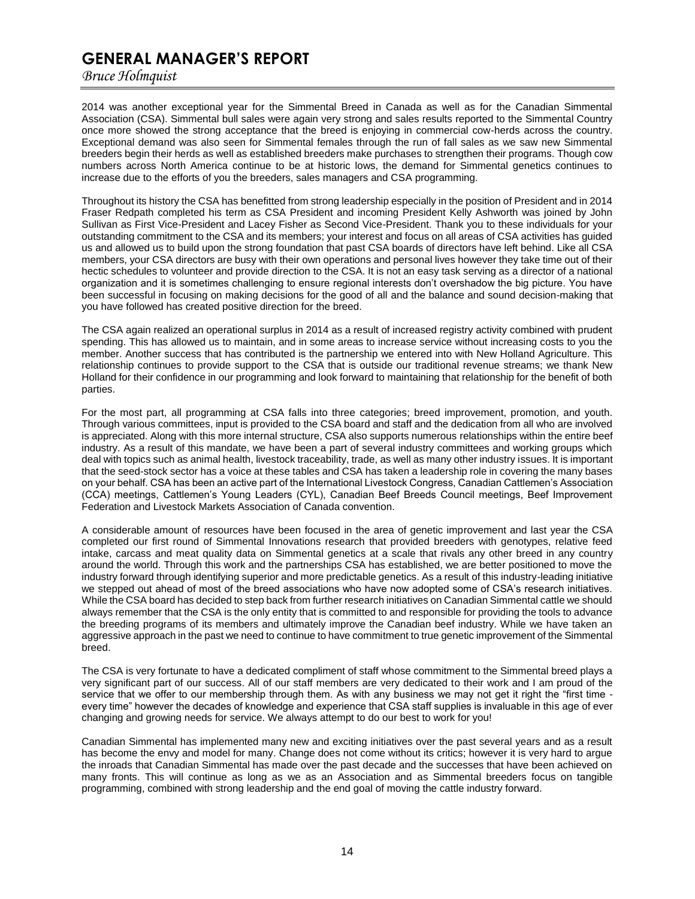# GENERAL MANAGER'S REPORT

*Bruce Holmquist*

2014 was another exceptional year for the Simmental Breed in Canada as well as for the Canadian Simmental Association (CSA). Simmental bull sales were again very strong and sales results reported to the Simmental Country once more showed the strong acceptance that the breed is enjoying in commercial cow-herds across the country. Exceptional demand was also seen for Simmental females through the run of fall sales as we saw new Simmental breeders begin their herds as well as established breeders make purchases to strengthen their programs. Though cow numbers across North America continue to be at historic lows, the demand for Simmental genetics continues to increase due to the efforts of you the breeders, sales managers and CSA programming.

Throughout its history the CSA has benefitted from strong leadership especially in the position of President and in 2014 Fraser Redpath completed his term as CSA President and incoming President Kelly Ashworth was joined by John Sullivan as First Vice-President and Lacey Fisher as Second Vice-President. Thank you to these individuals for your outstanding commitment to the CSA and its members; your interest and focus on all areas of CSA activities has guided us and allowed us to build upon the strong foundation that past CSA boards of directors have left behind. Like all CSA members, your CSA directors are busy with their own operations and personal lives however they take time out of their hectic schedules to volunteer and provide direction to the CSA. It is not an easy task serving as a director of a national organization and it is sometimes challenging to ensure regional interests don't overshadow the big picture. You have been successful in focusing on making decisions for the good of all and the balance and sound decision-making that you have followed has created positive direction for the breed.

The CSA again realized an operational surplus in 2014 as a result of increased registry activity combined with prudent spending. This has allowed us to maintain, and in some areas to increase service without increasing costs to you the member. Another success that has contributed is the partnership we entered into with New Holland Agriculture. This relationship continues to provide support to the CSA that is outside our traditional revenue streams; we thank New Holland for their confidence in our programming and look forward to maintaining that relationship for the benefit of both parties.

For the most part, all programming at CSA falls into three categories; breed improvement, promotion, and youth. Through various committees, input is provided to the CSA board and staff and the dedication from all who are involved is appreciated. Along with this more internal structure, CSA also supports numerous relationships within the entire beef industry. As a result of this mandate, we have been a part of several industry committees and working groups which deal with topics such as animal health, livestock traceability, trade, as well as many other industry issues. It is important that the seed-stock sector has a voice at these tables and CSA has taken a leadership role in covering the many bases on your behalf. CSA has been an active part of the International Livestock Congress, Canadian Cattlemen's Association (CCA) meetings, Cattlemen's Young Leaders (CYL), Canadian Beef Breeds Council meetings, Beef Improvement Federation and Livestock Markets Association of Canada convention.

A considerable amount of resources have been focused in the area of genetic improvement and last year the CSA completed our first round of Simmental Innovations research that provided breeders with genotypes, relative feed intake, carcass and meat quality data on Simmental genetics at a scale that rivals any other breed in any country around the world. Through this work and the partnerships CSA has established, we are better positioned to move the industry forward through identifying superior and more predictable genetics. As a result of this industry-leading initiative we stepped out ahead of most of the breed associations who have now adopted some of CSA's research initiatives. While the CSA board has decided to step back from further research initiatives on Canadian Simmental cattle we should always remember that the CSA is the only entity that is committed to and responsible for providing the tools to advance the breeding programs of its members and ultimately improve the Canadian beef industry. While we have taken an aggressive approach in the past we need to continue to have commitment to true genetic improvement of the Simmental breed.

The CSA is very fortunate to have a dedicated compliment of staff whose commitment to the Simmental breed plays a very significant part of our success. All of our staff members are very dedicated to their work and I am proud of the service that we offer to our membership through them. As with any business we may not get it right the "first time - every time" however the decades of knowledge and experience that CSA staff supplies is invaluable in this age of ever changing and growing needs for service. We always attempt to do our best to work for you!

Canadian Simmental has implemented many new and exciting initiatives over the past several years and as a result has become the envy and model for many. Change does not come without its critics; however it is very hard to argue the inroads that Canadian Simmental has made over the past decade and the successes that have been achieved on many fronts. This will continue as long as we as an Association and as Simmental breeders focus on tangible programming, combined with strong leadership and the end goal of moving the cattle industry forward.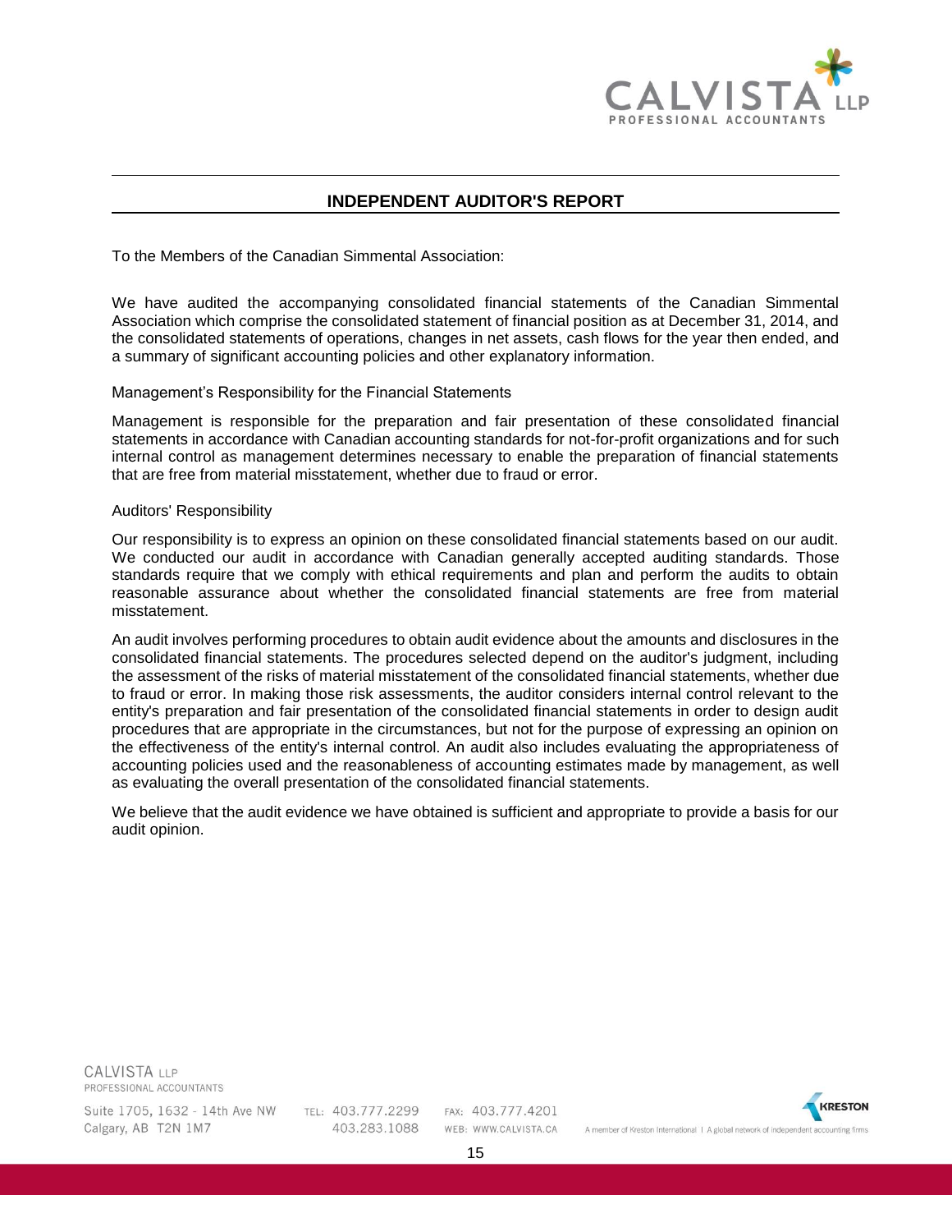## INDEPENDENT AUDITOR'S REPORT

To the Members of the Canadian Simmental Association:

We have audited the accompanying consolidated financial statements of the Canadian Simmental Association which comprise the consolidated statement of financial position as at December 31, 2014, and the consolidated statements of operations, changes in net assets, cash flows for the year then ended, and a summary of significant accounting policies and other explanatory information.

Management's Responsibility for the Financial Statements

Management is responsible for the preparation and fair presentation of these consolidated financial statements in accordance with Canadian accounting standards for not-for-profit organizations and for such internal control as management determines necessary to enable the preparation of financial statements that are free from material misstatement, whether due to fraud or error.

Auditors' Responsibility

Our responsibility is to express an opinion on these consolidated financial statements based on our audit. We conducted our audit in accordance with Canadian generally accepted auditing standards. Those standards require that we comply with ethical requirements and plan and perform the audits to obtain reasonable assurance about whether the consolidated financial statements are free from material misstatement.

An audit involves performing procedures to obtain audit evidence about the amounts and disclosures in the consolidated financial statements. The procedures selected depend on the auditor's judgment, including the assessment of the risks of material misstatement of the consolidated financial statements, whether due to fraud or error. In making those risk assessments, the auditor considers internal control relevant to the entity's preparation and fair presentation of the consolidated financial statements in order to design audit procedures that are appropriate in the circumstances, but not for the purpose of expressing an opinion on the effectiveness of the entity's internal control. An audit also includes evaluating the appropriateness of accounting policies used and the reasonableness of accounting estimates made by management, as well as evaluating the overall presentation of the consolidated financial statements.

We believe that the audit evidence we have obtained is sufficient and appropriate to provide a basis for our audit opinion.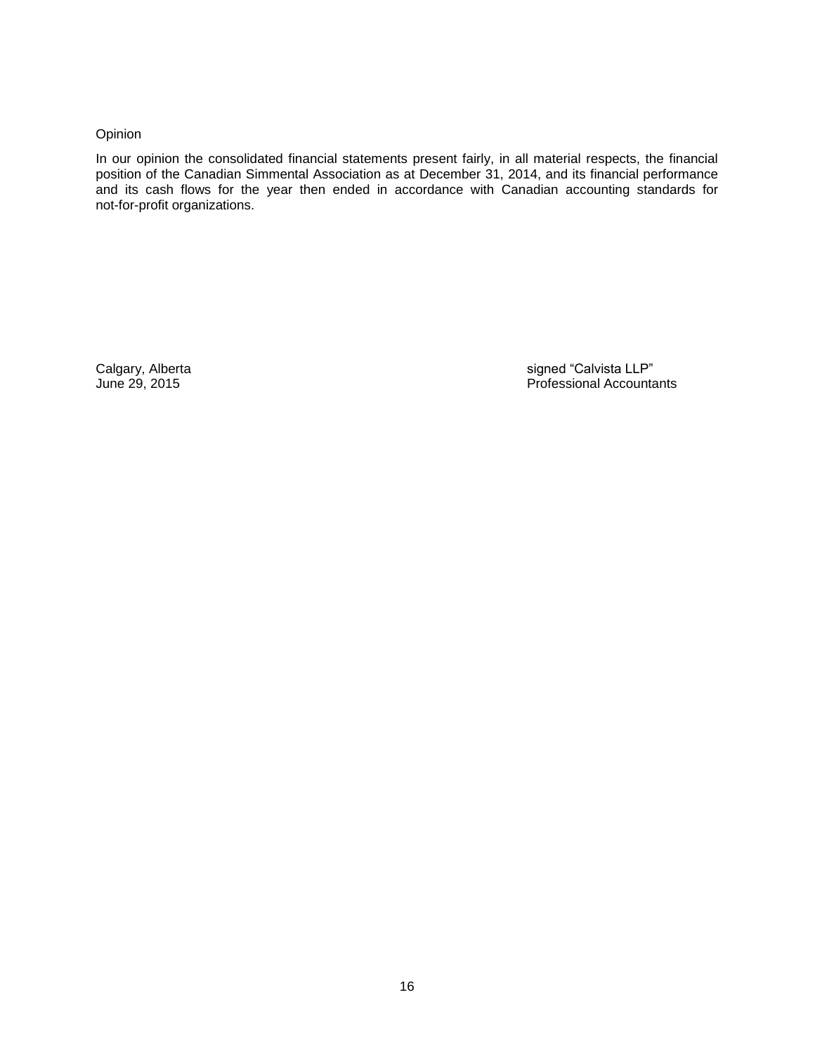Opinion

In our opinion the consolidated financial statements present fairly, in all material respects, the financial position of the Canadian Simmental Association as at December 31, 2014, and its financial performance and its cash flows for the year then ended in accordance with Canadian accounting standards for not-for-profit organizations.

Calgary, Alberta
June 29, 2015

signed "Calvista LLP"
Professional Accountants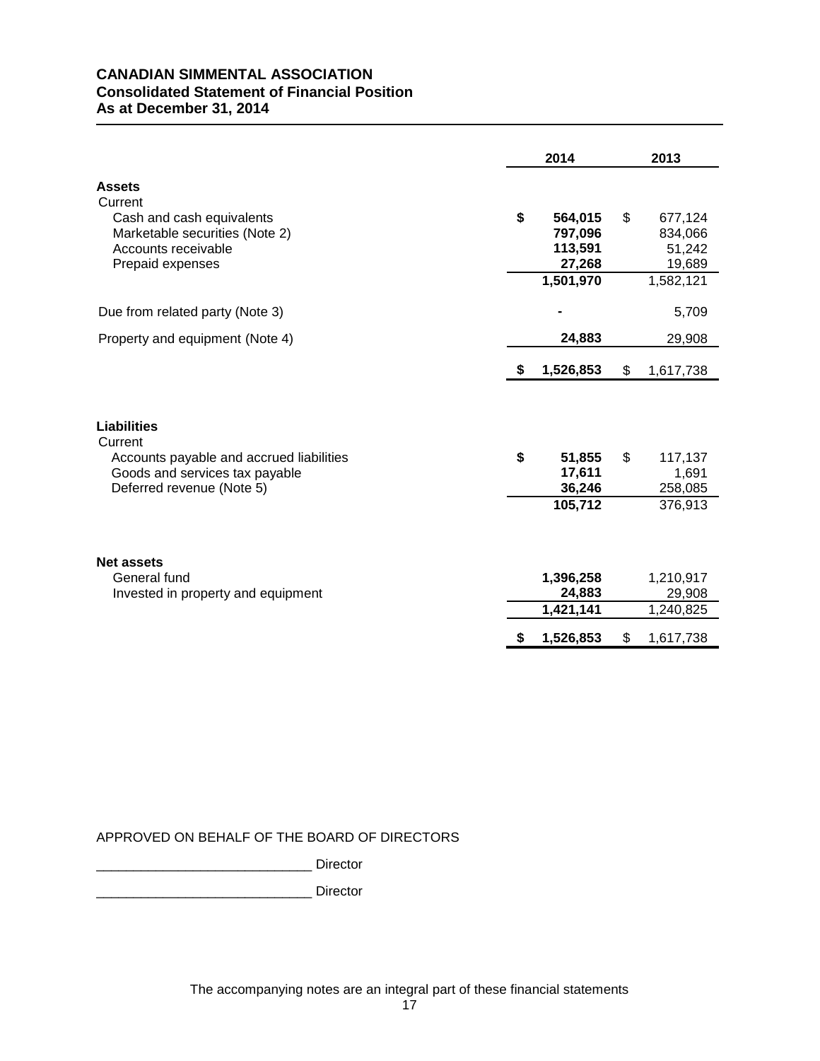**CANADIAN SIMMENTAL ASSOCIATION**
**Consolidated Statement of Financial Position**
**As at December 31, 2014**

| | 2014 | 2013 |
|---|---|---|
| **Assets** | | |
| Current | | |
| Cash and cash equivalents | **$ 564,015** | $ 677,124 |
| Marketable securities (Note 2) | **797,096** | 834,066 |
| Accounts receivable | **113,591** | 51,242 |
| Prepaid expenses | **27,268** | 19,689 |
| | **1,501,970** | 1,582,121 |
| Due from related party (Note 3) | **-** | 5,709 |
| Property and equipment (Note 4) | **24,883** | 29,908 |
| | **$ 1,526,853** | $ 1,617,738 |
| **Liabilities** | | |
| Current | | |
| Accounts payable and accrued liabilities | **$ 51,855** | $ 117,137 |
| Goods and services tax payable | **17,611** | 1,691 |
| Deferred revenue (Note 5) | **36,246** | 258,085 |
| | **105,712** | 376,913 |
| **Net assets** | | |
| General fund | **1,396,258** | 1,210,917 |
| Invested in property and equipment | **24,883** | 29,908 |
| | **1,421,141** | 1,240,825 |
| | **$ 1,526,853** | $ 1,617,738 |

APPROVED ON BEHALF OF THE BOARD OF DIRECTORS

_____________________________ Director

_____________________________ Director

The accompanying notes are an integral part of these financial statements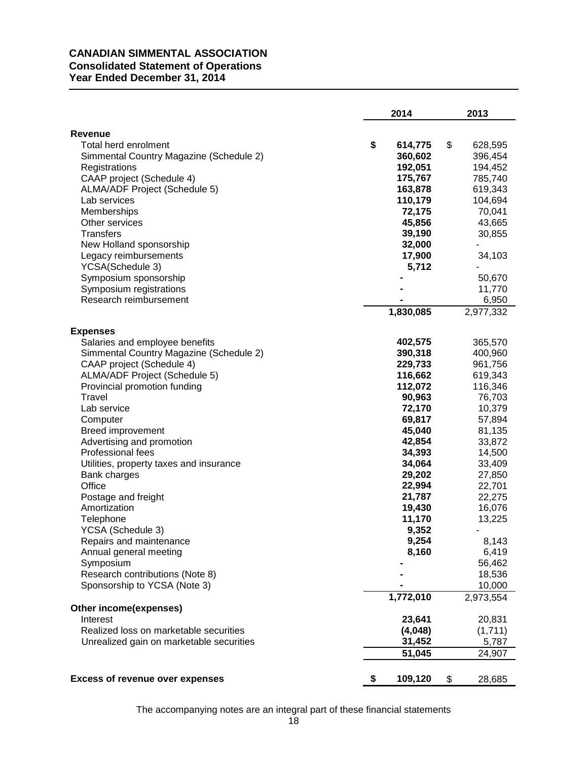# CANADIAN SIMMENTAL ASSOCIATION
## Consolidated Statement of Operations
## Year Ended December 31, 2014

| | 2014 | 2013 |
|---|---|---|
| **Revenue** | | |
| Total herd enrolment | $ 614,775 | $ 628,595 |
| Simmental Country Magazine (Schedule 2) | 360,602 | 396,454 |
| Registrations | 192,051 | 194,452 |
| CAAP project (Schedule 4) | 175,767 | 785,740 |
| ALMA/ADF Project (Schedule 5) | 163,878 | 619,343 |
| Lab services | 110,179 | 104,694 |
| Memberships | 72,175 | 70,041 |
| Other services | 45,856 | 43,665 |
| Transfers | 39,190 | 30,855 |
| New Holland sponsorship | 32,000 | - |
| Legacy reimbursements | 17,900 | 34,103 |
| YCSA(Schedule 3) | 5,712 | - |
| Symposium sponsorship | - | 50,670 |
| Symposium registrations | - | 11,770 |
| Research reimbursement | - | 6,950 |
| | 1,830,085 | 2,977,332 |
| **Expenses** | | |
| Salaries and employee benefits | 402,575 | 365,570 |
| Simmental Country Magazine (Schedule 2) | 390,318 | 400,960 |
| CAAP project (Schedule 4) | 229,733 | 961,756 |
| ALMA/ADF Project (Schedule 5) | 116,662 | 619,343 |
| Provincial promotion funding | 112,072 | 116,346 |
| Travel | 90,963 | 76,703 |
| Lab service | 72,170 | 10,379 |
| Computer | 69,817 | 57,894 |
| Breed improvement | 45,040 | 81,135 |
| Advertising and promotion | 42,854 | 33,872 |
| Professional fees | 34,393 | 14,500 |
| Utilities, property taxes and insurance | 34,064 | 33,409 |
| Bank charges | 29,202 | 27,850 |
| Office | 22,994 | 22,701 |
| Postage and freight | 21,787 | 22,275 |
| Amortization | 19,430 | 16,076 |
| Telephone | 11,170 | 13,225 |
| YCSA (Schedule 3) | 9,352 | - |
| Repairs and maintenance | 9,254 | 8,143 |
| Annual general meeting | 8,160 | 6,419 |
| Symposium | - | 56,462 |
| Research contributions (Note 8) | - | 18,536 |
| Sponsorship to YCSA (Note 3) | - | 10,000 |
| | 1,772,010 | 2,973,554 |
| **Other income(expenses)** | | |
| Interest | 23,641 | 20,831 |
| Realized loss on marketable securities | (4,048) | (1,711) |
| Unrealized gain on marketable securities | 31,452 | 5,787 |
| | 51,045 | 24,907 |
| **Excess of revenue over expenses** | $ 109,120 | $ 28,685 |

The accompanying notes are an integral part of these financial statements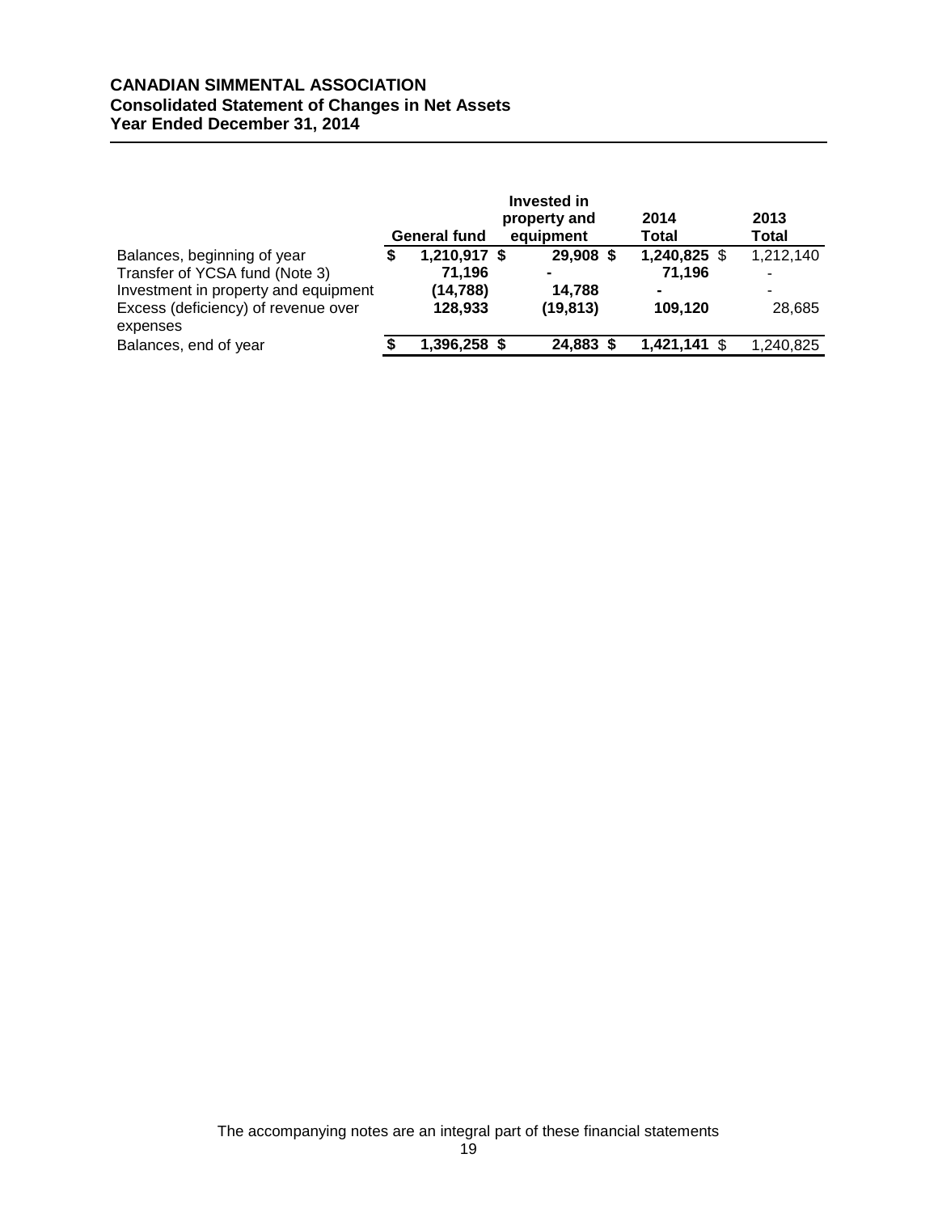**CANADIAN SIMMENTAL ASSOCIATION**
**Consolidated Statement of Changes in Net Assets**
**Year Ended December 31, 2014**

| | General fund | Invested in property and equipment | 2014 Total | 2013 Total |
|---|---|---|---|---|
| Balances, beginning of year | **$ 1,210,917** | **$ 29,908** | **$ 1,240,825** | $ 1,212,140 |
| Transfer of YCSA fund (Note 3) | **71,196** | **-** | **71,196** | - |
| Investment in property and equipment | **(14,788)** | **14,788** | **-** | - |
| Excess (deficiency) of revenue over expenses | **128,933** | **(19,813)** | **109,120** | 28,685 |
| Balances, end of year | **$ 1,396,258** | **$ 24,883** | **$ 1,421,141** | $ 1,240,825 |

The accompanying notes are an integral part of these financial statements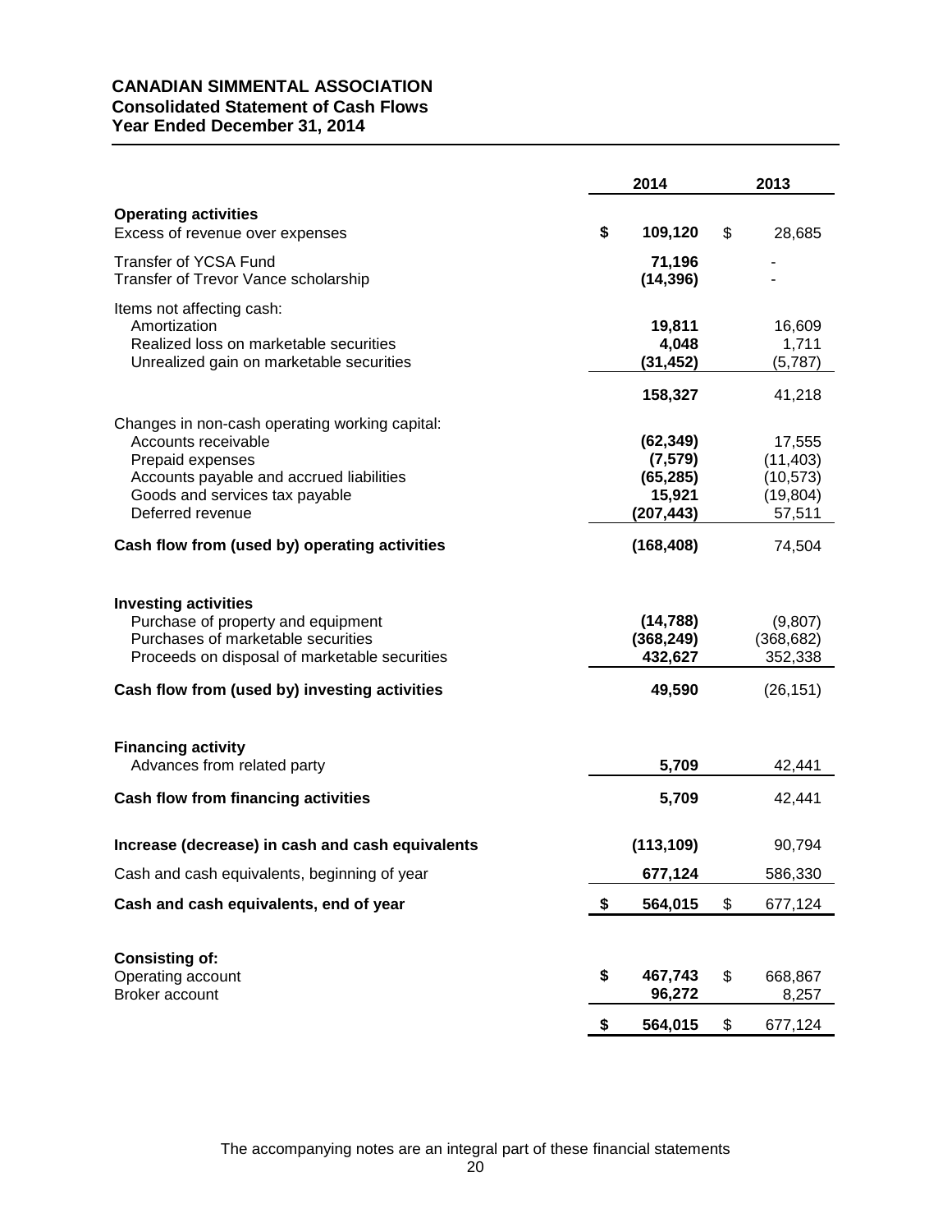**CANADIAN SIMMENTAL ASSOCIATION**
**Consolidated Statement of Cash Flows**
**Year Ended December 31, 2014**

| | 2014 | 2013 |
|---|---|---|
| **Operating activities** | | |
| Excess of revenue over expenses | **$ 109,120** | $ 28,685 |
| Transfer of YCSA Fund | **71,196** | - |
| Transfer of Trevor Vance scholarship | **(14,396)** | - |
| Items not affecting cash: | | |
| Amortization | **19,811** | 16,609 |
| Realized loss on marketable securities | **4,048** | 1,711 |
| Unrealized gain on marketable securities | **(31,452)** | (5,787) |
| | **158,327** | 41,218 |
| Changes in non-cash operating working capital: | | |
| Accounts receivable | **(62,349)** | 17,555 |
| Prepaid expenses | **(7,579)** | (11,403) |
| Accounts payable and accrued liabilities | **(65,285)** | (10,573) |
| Goods and services tax payable | **15,921** | (19,804) |
| Deferred revenue | **(207,443)** | 57,511 |
| **Cash flow from (used by) operating activities** | **(168,408)** | 74,504 |
| **Investing activities** | | |
| Purchase of property and equipment | **(14,788)** | (9,807) |
| Purchases of marketable securities | **(368,249)** | (368,682) |
| Proceeds on disposal of marketable securities | **432,627** | 352,338 |
| **Cash flow from (used by) investing activities** | **49,590** | (26,151) |
| **Financing activity** | | |
| Advances from related party | **5,709** | 42,441 |
| **Cash flow from financing activities** | **5,709** | 42,441 |
| **Increase (decrease) in cash and cash equivalents** | **(113,109)** | 90,794 |
| Cash and cash equivalents, beginning of year | **677,124** | 586,330 |
| **Cash and cash equivalents, end of year** | **$ 564,015** | $ 677,124 |
| **Consisting of:** | | |
| Operating account | **$ 467,743** | $ 668,867 |
| Broker account | **96,272** | 8,257 |
| | **$ 564,015** | $ 677,124 |

The accompanying notes are an integral part of these financial statements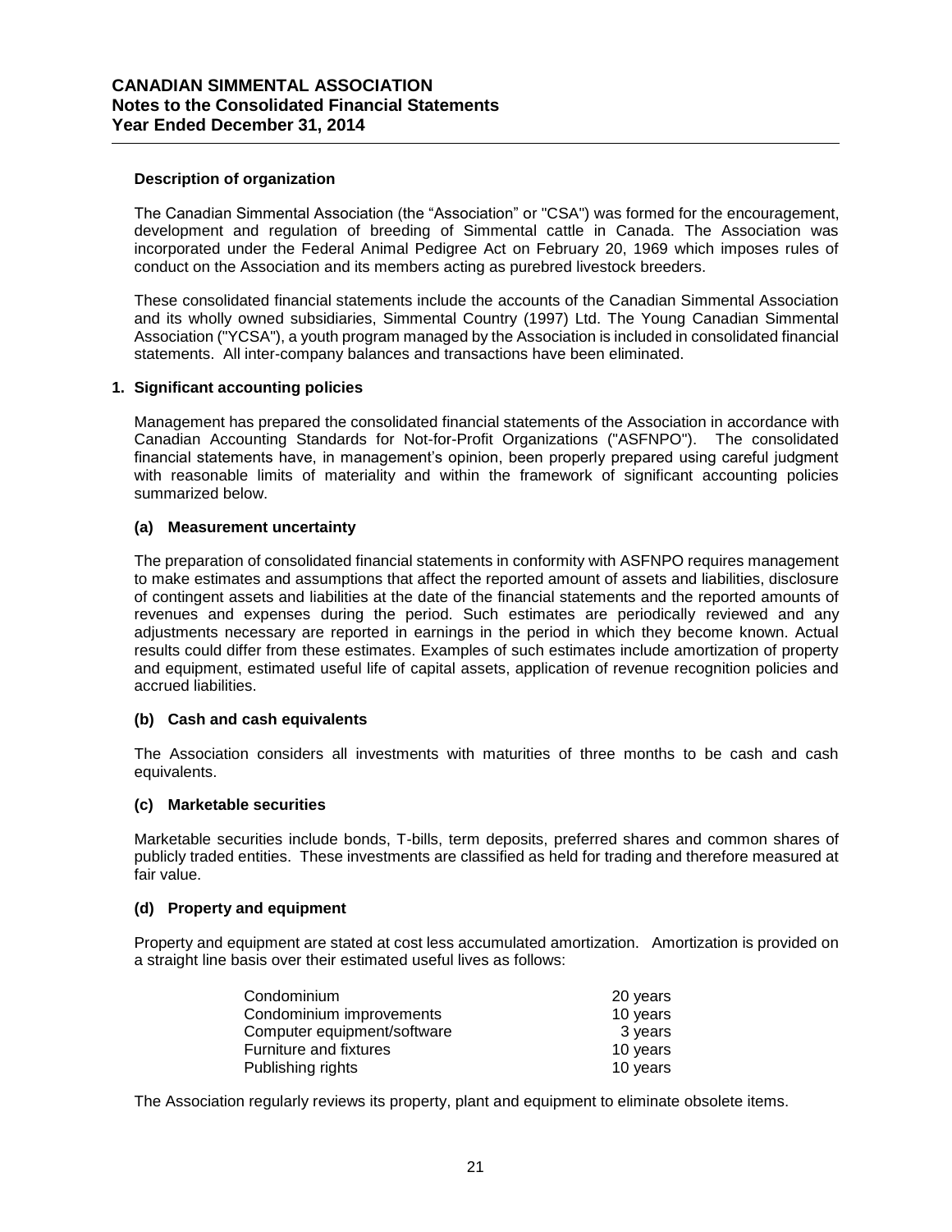### Description of organization

The Canadian Simmental Association (the "Association" or "CSA") was formed for the encouragement, development and regulation of breeding of Simmental cattle in Canada. The Association was incorporated under the Federal Animal Pedigree Act on February 20, 1969 which imposes rules of conduct on the Association and its members acting as purebred livestock breeders.

These consolidated financial statements include the accounts of the Canadian Simmental Association and its wholly owned subsidiaries, Simmental Country (1997) Ltd. The Young Canadian Simmental Association ("YCSA"), a youth program managed by the Association is included in consolidated financial statements. All inter-company balances and transactions have been eliminated.

## 1. Significant accounting policies

Management has prepared the consolidated financial statements of the Association in accordance with Canadian Accounting Standards for Not-for-Profit Organizations ("ASFNPO"). The consolidated financial statements have, in management's opinion, been properly prepared using careful judgment with reasonable limits of materiality and within the framework of significant accounting policies summarized below.

### (a) Measurement uncertainty

The preparation of consolidated financial statements in conformity with ASFNPO requires management to make estimates and assumptions that affect the reported amount of assets and liabilities, disclosure of contingent assets and liabilities at the date of the financial statements and the reported amounts of revenues and expenses during the period. Such estimates are periodically reviewed and any adjustments necessary are reported in earnings in the period in which they become known. Actual results could differ from these estimates. Examples of such estimates include amortization of property and equipment, estimated useful life of capital assets, application of revenue recognition policies and accrued liabilities.

### (b) Cash and cash equivalents

The Association considers all investments with maturities of three months to be cash and cash equivalents.

### (c) Marketable securities

Marketable securities include bonds, T-bills, term deposits, preferred shares and common shares of publicly traded entities. These investments are classified as held for trading and therefore measured at fair value.

### (d) Property and equipment

Property and equipment are stated at cost less accumulated amortization. Amortization is provided on a straight line basis over their estimated useful lives as follows:

| | |
|---|---|
| Condominium | 20 years |
| Condominium improvements | 10 years |
| Computer equipment/software | 3 years |
| Furniture and fixtures | 10 years |
| Publishing rights | 10 years |

The Association regularly reviews its property, plant and equipment to eliminate obsolete items.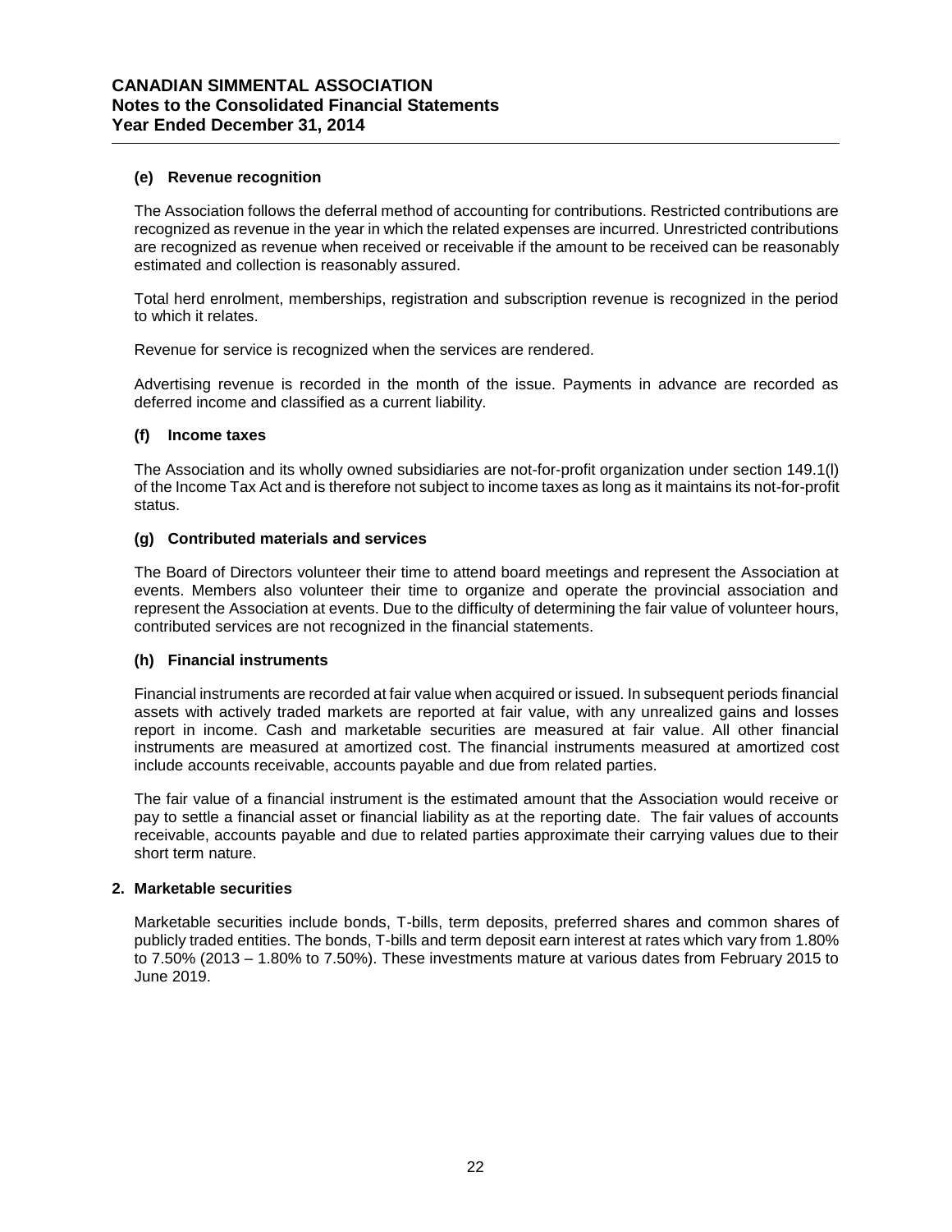### (e) Revenue recognition

The Association follows the deferral method of accounting for contributions. Restricted contributions are recognized as revenue in the year in which the related expenses are incurred. Unrestricted contributions are recognized as revenue when received or receivable if the amount to be received can be reasonably estimated and collection is reasonably assured.

Total herd enrolment, memberships, registration and subscription revenue is recognized in the period to which it relates.

Revenue for service is recognized when the services are rendered.

Advertising revenue is recorded in the month of the issue. Payments in advance are recorded as deferred income and classified as a current liability.

### (f) Income taxes

The Association and its wholly owned subsidiaries are not-for-profit organization under section 149.1(l) of the Income Tax Act and is therefore not subject to income taxes as long as it maintains its not-for-profit status.

### (g) Contributed materials and services

The Board of Directors volunteer their time to attend board meetings and represent the Association at events. Members also volunteer their time to organize and operate the provincial association and represent the Association at events. Due to the difficulty of determining the fair value of volunteer hours, contributed services are not recognized in the financial statements.

### (h) Financial instruments

Financial instruments are recorded at fair value when acquired or issued. In subsequent periods financial assets with actively traded markets are reported at fair value, with any unrealized gains and losses report in income. Cash and marketable securities are measured at fair value. All other financial instruments are measured at amortized cost. The financial instruments measured at amortized cost include accounts receivable, accounts payable and due from related parties.

The fair value of a financial instrument is the estimated amount that the Association would receive or pay to settle a financial asset or financial liability as at the reporting date. The fair values of accounts receivable, accounts payable and due to related parties approximate their carrying values due to their short term nature.

## 2. Marketable securities

Marketable securities include bonds, T-bills, term deposits, preferred shares and common shares of publicly traded entities. The bonds, T-bills and term deposit earn interest at rates which vary from 1.80% to 7.50% (2013 – 1.80% to 7.50%). These investments mature at various dates from February 2015 to June 2019.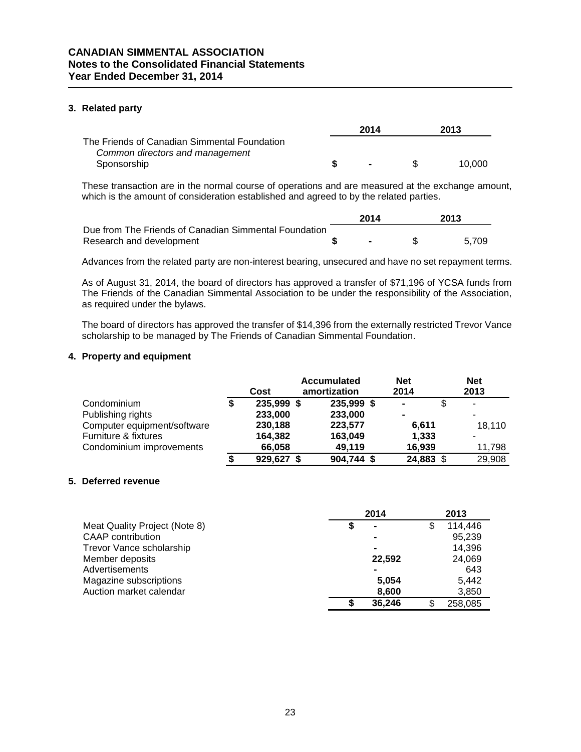**CANADIAN SIMMENTAL ASSOCIATION**
**Notes to the Consolidated Financial Statements**
**Year Ended December 31, 2014**

### 3. Related party

| | 2014 | 2013 |
|---|---|---|
| The Friends of Canadian Simmental Foundation | | |
| *Common directors and management* | | |
| Sponsorship | $ - | $ 10,000 |

These transaction are in the normal course of operations and are measured at the exchange amount, which is the amount of consideration established and agreed to by the related parties.

| | 2014 | 2013 |
|---|---|---|
| Due from The Friends of Canadian Simmental Foundation | | |
| Research and development | $ - | $ 5,709 |

Advances from the related party are non-interest bearing, unsecured and have no set repayment terms.

As of August 31, 2014, the board of directors has approved a transfer of $71,196 of YCSA funds from The Friends of the Canadian Simmental Association to be under the responsibility of the Association, as required under the bylaws.

The board of directors has approved the transfer of $14,396 from the externally restricted Trevor Vance scholarship to be managed by The Friends of Canadian Simmental Foundation.

### 4. Property and equipment

| | Cost | Accumulated amortization | Net 2014 | Net 2013 |
|---|---|---|---|---|
| Condominium | $ 235,999 | $ 235,999 | $ - | $ - |
| Publishing rights | 233,000 | 233,000 | - | - |
| Computer equipment/software | 230,188 | 223,577 | 6,611 | 18,110 |
| Furniture & fixtures | 164,382 | 163,049 | 1,333 | - |
| Condominium improvements | 66,058 | 49,119 | 16,939 | 11,798 |
| | $ 929,627 | $ 904,744 | $ 24,883 | $ 29,908 |

### 5. Deferred revenue

| | 2014 | 2013 |
|---|---|---|
| Meat Quality Project (Note 8) | $ - | $ 114,446 |
| CAAP contribution | - | 95,239 |
| Trevor Vance scholarship | - | 14,396 |
| Member deposits | 22,592 | 24,069 |
| Advertisements | - | 643 |
| Magazine subscriptions | 5,054 | 5,442 |
| Auction market calendar | 8,600 | 3,850 |
| | $ 36,246 | $ 258,085 |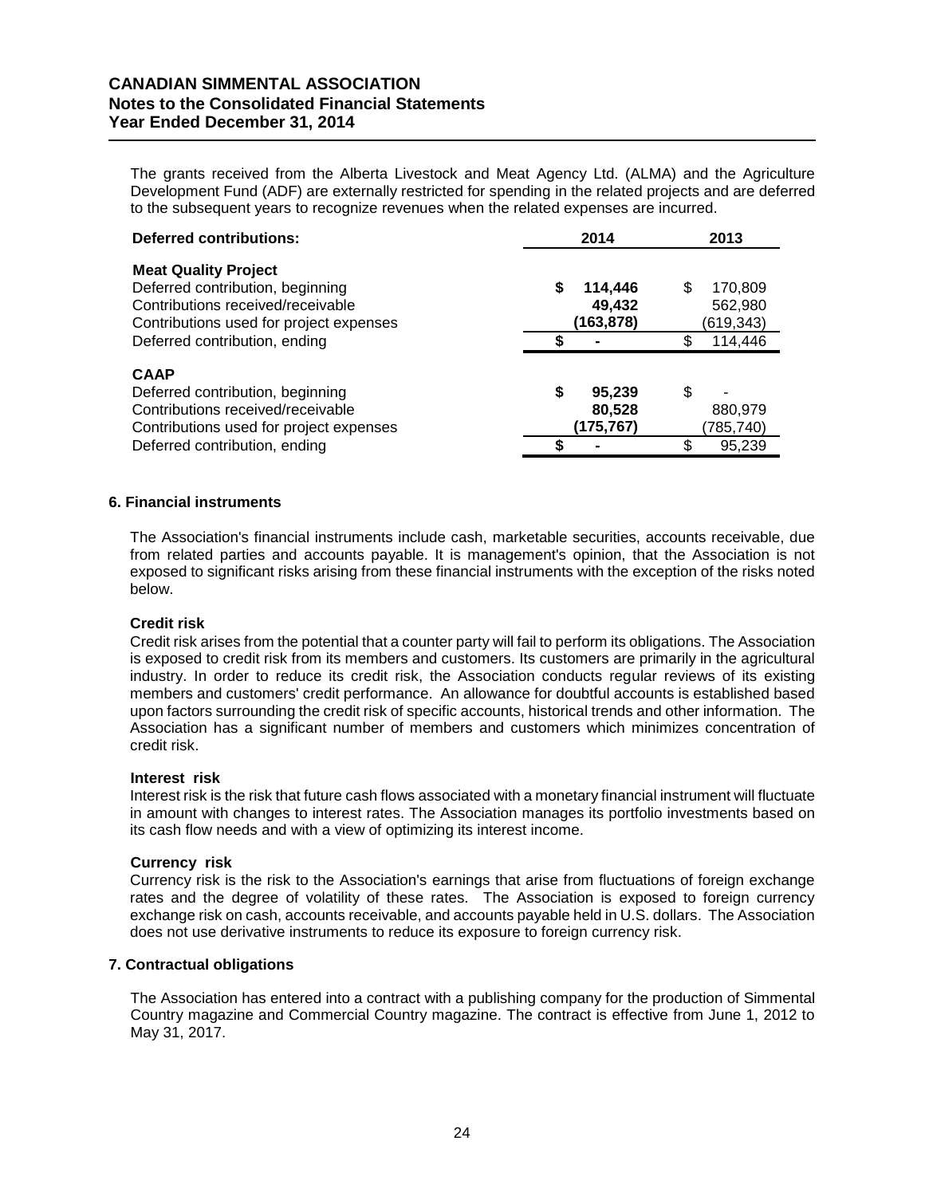The grants received from the Alberta Livestock and Meat Agency Ltd. (ALMA) and the Agriculture Development Fund (ADF) are externally restricted for spending in the related projects and are deferred to the subsequent years to recognize revenues when the related expenses are incurred.

| Deferred contributions: | 2014 | 2013 |
|---|---|---|
| **Meat Quality Project** | | |
| Deferred contribution, beginning | **$ 114,446** | $ 170,809 |
| Contributions received/receivable | **49,432** | 562,980 |
| Contributions used for project expenses | **(163,878)** | (619,343) |
| Deferred contribution, ending | **$ -** | $ 114,446 |
| **CAAP** | | |
| Deferred contribution, beginning | **$ 95,239** | $ - |
| Contributions received/receivable | **80,528** | 880,979 |
| Contributions used for project expenses | **(175,767)** | (785,740) |
| Deferred contribution, ending | **$ -** | $ 95,239 |

## 6. Financial instruments

The Association's financial instruments include cash, marketable securities, accounts receivable, due from related parties and accounts payable. It is management's opinion, that the Association is not exposed to significant risks arising from these financial instruments with the exception of the risks noted below.

### Credit risk

Credit risk arises from the potential that a counter party will fail to perform its obligations. The Association is exposed to credit risk from its members and customers. Its customers are primarily in the agricultural industry. In order to reduce its credit risk, the Association conducts regular reviews of its existing members and customers' credit performance. An allowance for doubtful accounts is established based upon factors surrounding the credit risk of specific accounts, historical trends and other information. The Association has a significant number of members and customers which minimizes concentration of credit risk.

### Interest risk

Interest risk is the risk that future cash flows associated with a monetary financial instrument will fluctuate in amount with changes to interest rates. The Association manages its portfolio investments based on its cash flow needs and with a view of optimizing its interest income.

### Currency risk

Currency risk is the risk to the Association's earnings that arise from fluctuations of foreign exchange rates and the degree of volatility of these rates. The Association is exposed to foreign currency exchange risk on cash, accounts receivable, and accounts payable held in U.S. dollars. The Association does not use derivative instruments to reduce its exposure to foreign currency risk.

## 7. Contractual obligations

The Association has entered into a contract with a publishing company for the production of Simmental Country magazine and Commercial Country magazine. The contract is effective from June 1, 2012 to May 31, 2017.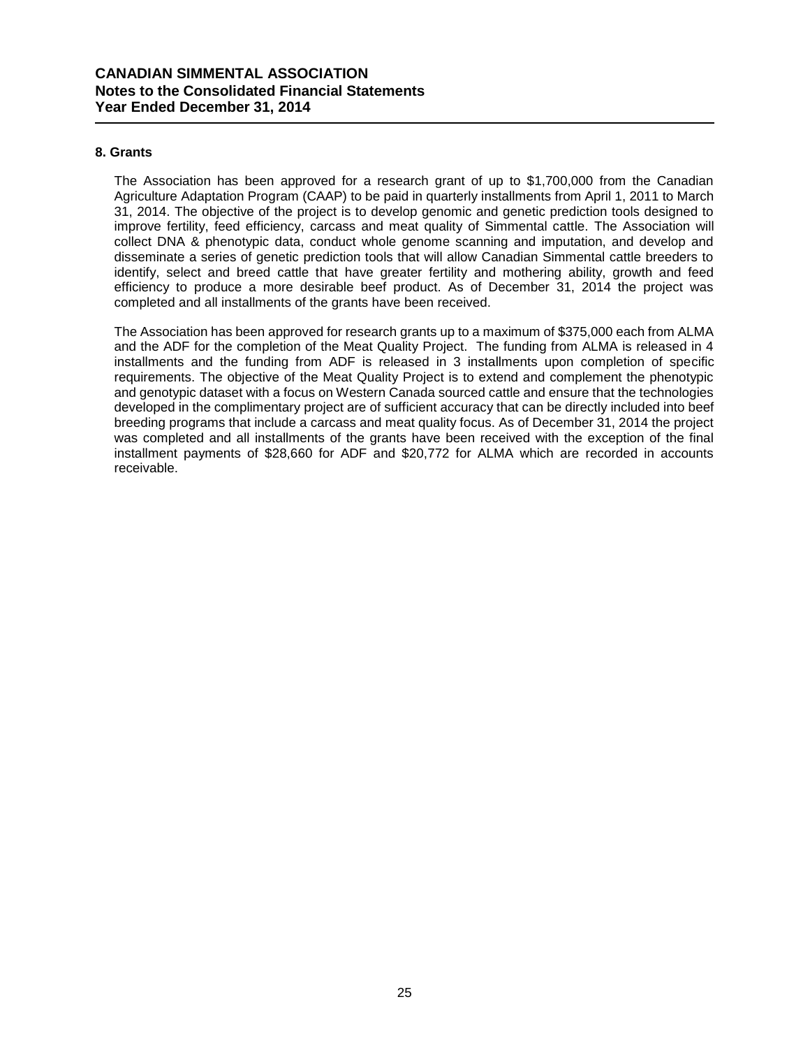## 8. Grants

The Association has been approved for a research grant of up to $1,700,000 from the Canadian Agriculture Adaptation Program (CAAP) to be paid in quarterly installments from April 1, 2011 to March 31, 2014. The objective of the project is to develop genomic and genetic prediction tools designed to improve fertility, feed efficiency, carcass and meat quality of Simmental cattle. The Association will collect DNA & phenotypic data, conduct whole genome scanning and imputation, and develop and disseminate a series of genetic prediction tools that will allow Canadian Simmental cattle breeders to identify, select and breed cattle that have greater fertility and mothering ability, growth and feed efficiency to produce a more desirable beef product. As of December 31, 2014 the project was completed and all installments of the grants have been received.

The Association has been approved for research grants up to a maximum of $375,000 each from ALMA and the ADF for the completion of the Meat Quality Project. The funding from ALMA is released in 4 installments and the funding from ADF is released in 3 installments upon completion of specific requirements. The objective of the Meat Quality Project is to extend and complement the phenotypic and genotypic dataset with a focus on Western Canada sourced cattle and ensure that the technologies developed in the complimentary project are of sufficient accuracy that can be directly included into beef breeding programs that include a carcass and meat quality focus. As of December 31, 2014 the project was completed and all installments of the grants have been received with the exception of the final installment payments of $28,660 for ADF and $20,772 for ALMA which are recorded in accounts receivable.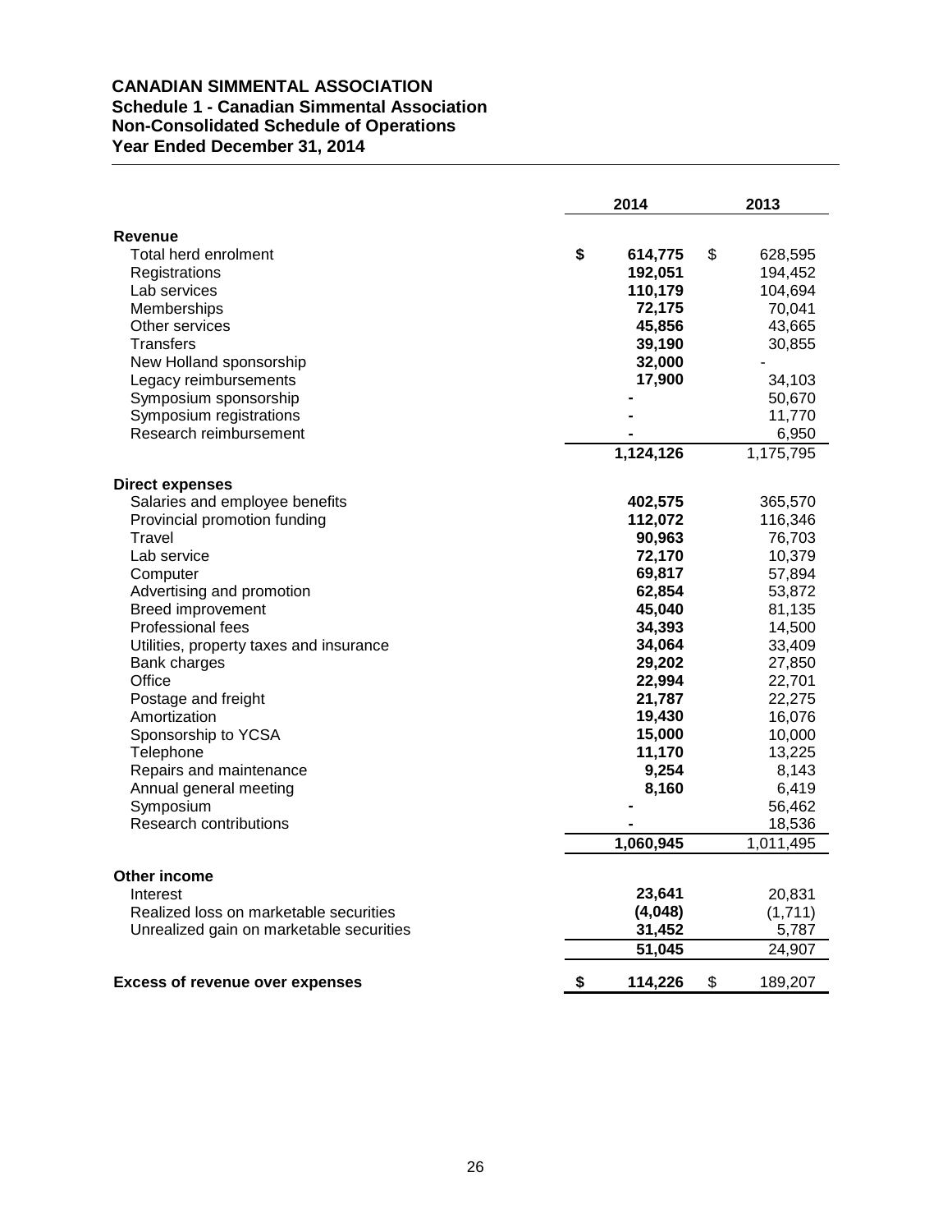**CANADIAN SIMMENTAL ASSOCIATION**
**Schedule 1 - Canadian Simmental Association**
**Non-Consolidated Schedule of Operations**
**Year Ended December 31, 2014**

| | 2014 | 2013 |
|---|---|---|
| **Revenue** | | |
| Total herd enrolment | **$ 614,775** | $ 628,595 |
| Registrations | **192,051** | 194,452 |
| Lab services | **110,179** | 104,694 |
| Memberships | **72,175** | 70,041 |
| Other services | **45,856** | 43,665 |
| Transfers | **39,190** | 30,855 |
| New Holland sponsorship | **32,000** | - |
| Legacy reimbursements | **17,900** | 34,103 |
| Symposium sponsorship | **-** | 50,670 |
| Symposium registrations | **-** | 11,770 |
| Research reimbursement | **-** | 6,950 |
| | **1,124,126** | 1,175,795 |
| **Direct expenses** | | |
| Salaries and employee benefits | **402,575** | 365,570 |
| Provincial promotion funding | **112,072** | 116,346 |
| Travel | **90,963** | 76,703 |
| Lab service | **72,170** | 10,379 |
| Computer | **69,817** | 57,894 |
| Advertising and promotion | **62,854** | 53,872 |
| Breed improvement | **45,040** | 81,135 |
| Professional fees | **34,393** | 14,500 |
| Utilities, property taxes and insurance | **34,064** | 33,409 |
| Bank charges | **29,202** | 27,850 |
| Office | **22,994** | 22,701 |
| Postage and freight | **21,787** | 22,275 |
| Amortization | **19,430** | 16,076 |
| Sponsorship to YCSA | **15,000** | 10,000 |
| Telephone | **11,170** | 13,225 |
| Repairs and maintenance | **9,254** | 8,143 |
| Annual general meeting | **8,160** | 6,419 |
| Symposium | **-** | 56,462 |
| Research contributions | **-** | 18,536 |
| | **1,060,945** | 1,011,495 |
| **Other income** | | |
| Interest | **23,641** | 20,831 |
| Realized loss on marketable securities | **(4,048)** | (1,711) |
| Unrealized gain on marketable securities | **31,452** | 5,787 |
| | **51,045** | 24,907 |
| **Excess of revenue over expenses** | **$ 114,226** | $ 189,207 |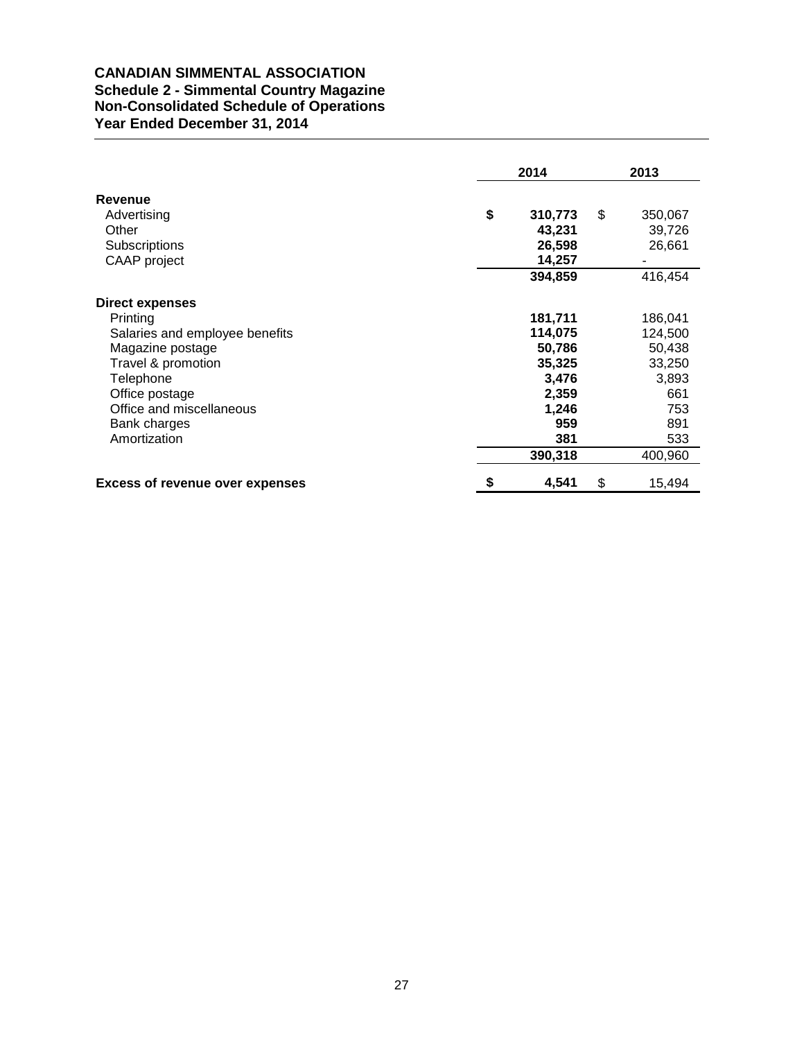# CANADIAN SIMMENTAL ASSOCIATION
## Schedule 2 - Simmental Country Magazine
## Non-Consolidated Schedule of Operations
## Year Ended December 31, 2014

| | 2014 | 2013 |
|---|---|---|
| **Revenue** | | |
| Advertising | **$ 310,773** | $ 350,067 |
| Other | **43,231** | 39,726 |
| Subscriptions | **26,598** | 26,661 |
| CAAP project | **14,257** | - |
| | **394,859** | 416,454 |
| **Direct expenses** | | |
| Printing | **181,711** | 186,041 |
| Salaries and employee benefits | **114,075** | 124,500 |
| Magazine postage | **50,786** | 50,438 |
| Travel & promotion | **35,325** | 33,250 |
| Telephone | **3,476** | 3,893 |
| Office postage | **2,359** | 661 |
| Office and miscellaneous | **1,246** | 753 |
| Bank charges | **959** | 891 |
| Amortization | **381** | 533 |
| | **390,318** | 400,960 |
| **Excess of revenue over expenses** | **$ 4,541** | $ 15,494 |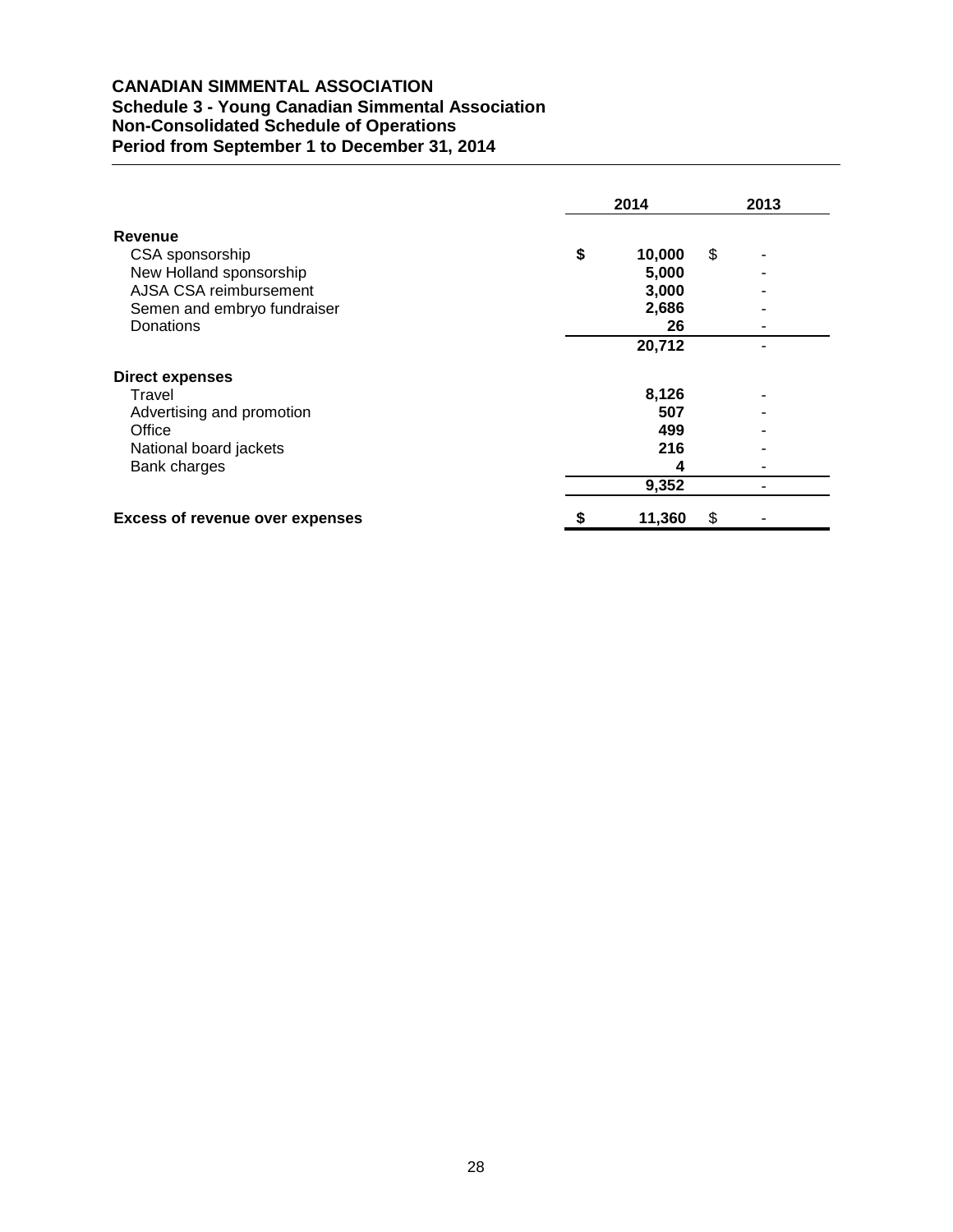**CANADIAN SIMMENTAL ASSOCIATION**
**Schedule 3 - Young Canadian Simmental Association**
**Non-Consolidated Schedule of Operations**
**Period from September 1 to December 31, 2014**

| | 2014 | 2013 |
|---|---|---|
| **Revenue** | | |
| CSA sponsorship | $ 10,000 | $ - |
| New Holland sponsorship | 5,000 | - |
| AJSA CSA reimbursement | 3,000 | - |
| Semen and embryo fundraiser | 2,686 | - |
| Donations | 26 | - |
| | 20,712 | - |
| **Direct expenses** | | |
| Travel | 8,126 | - |
| Advertising and promotion | 507 | - |
| Office | 499 | - |
| National board jackets | 216 | - |
| Bank charges | 4 | - |
| | 9,352 | - |
| **Excess of revenue over expenses** | $ 11,360 | $ - |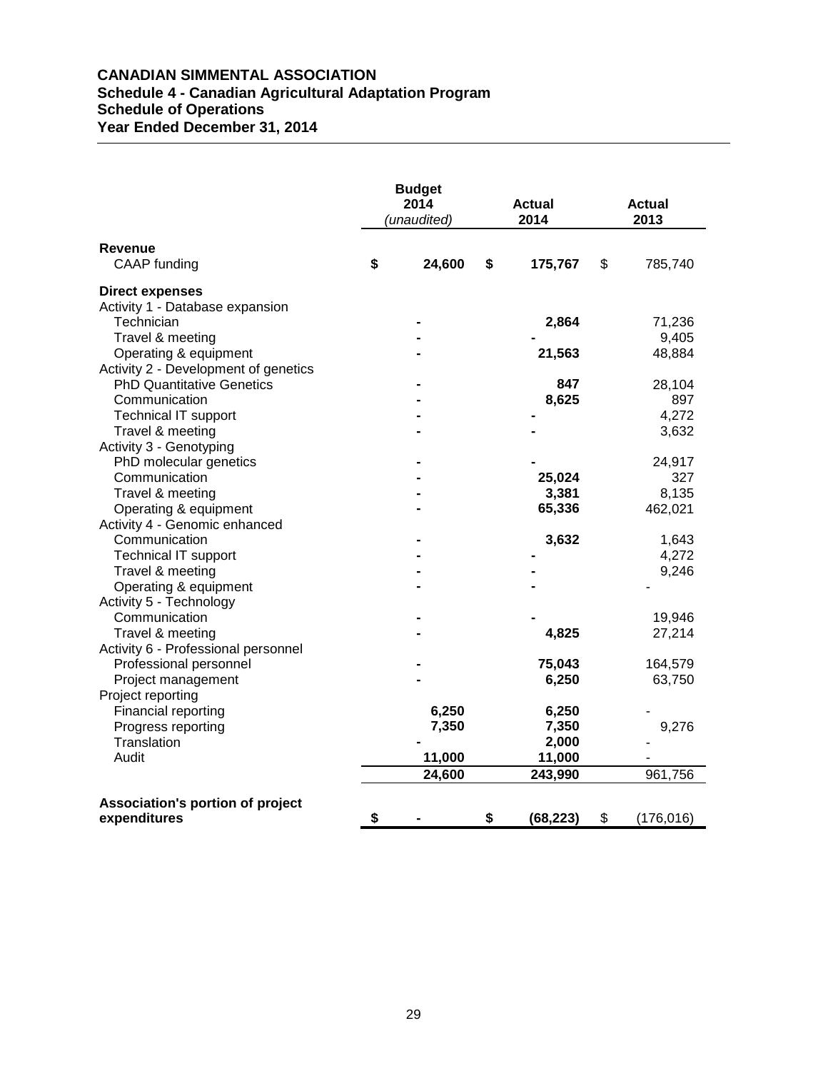**CANADIAN SIMMENTAL ASSOCIATION**
**Schedule 4 - Canadian Agricultural Adaptation Program**
**Schedule of Operations**
**Year Ended December 31, 2014**

| | Budget 2014 *(unaudited)* | Actual 2014 | Actual 2013 |
|---|---|---|---|
| **Revenue** | | | |
| CAAP funding | **$ 24,600** | **$ 175,767** | $ 785,740 |
| **Direct expenses** | | | |
| Activity 1 - Database expansion | | | |
| Technician | **-** | **2,864** | 71,236 |
| Travel & meeting | **-** | **-** | 9,405 |
| Operating & equipment | **-** | **21,563** | 48,884 |
| Activity 2 - Development of genetics | | | |
| PhD Quantitative Genetics | **-** | **847** | 28,104 |
| Communication | **-** | **8,625** | 897 |
| Technical IT support | **-** | **-** | 4,272 |
| Travel & meeting | **-** | **-** | 3,632 |
| Activity 3 - Genotyping | | | |
| PhD molecular genetics | **-** | **-** | 24,917 |
| Communication | **-** | **25,024** | 327 |
| Travel & meeting | **-** | **3,381** | 8,135 |
| Operating & equipment | **-** | **65,336** | 462,021 |
| Activity 4 - Genomic enhanced | | | |
| Communication | **-** | **3,632** | 1,643 |
| Technical IT support | **-** | **-** | 4,272 |
| Travel & meeting | **-** | **-** | 9,246 |
| Operating & equipment | **-** | **-** | - |
| Activity 5 - Technology | | | |
| Communication | **-** | **-** | 19,946 |
| Travel & meeting | **-** | **4,825** | 27,214 |
| Activity 6 - Professional personnel | | | |
| Professional personnel | **-** | **75,043** | 164,579 |
| Project management | **-** | **6,250** | 63,750 |
| Project reporting | | | |
| Financial reporting | **6,250** | **6,250** | - |
| Progress reporting | **7,350** | **7,350** | 9,276 |
| Translation | **-** | **2,000** | - |
| Audit | **11,000** | **11,000** | - |
| | **24,600** | **243,990** | 961,756 |
| **Association's portion of project expenditures** | **$ -** | **$ (68,223)** | $ (176,016) |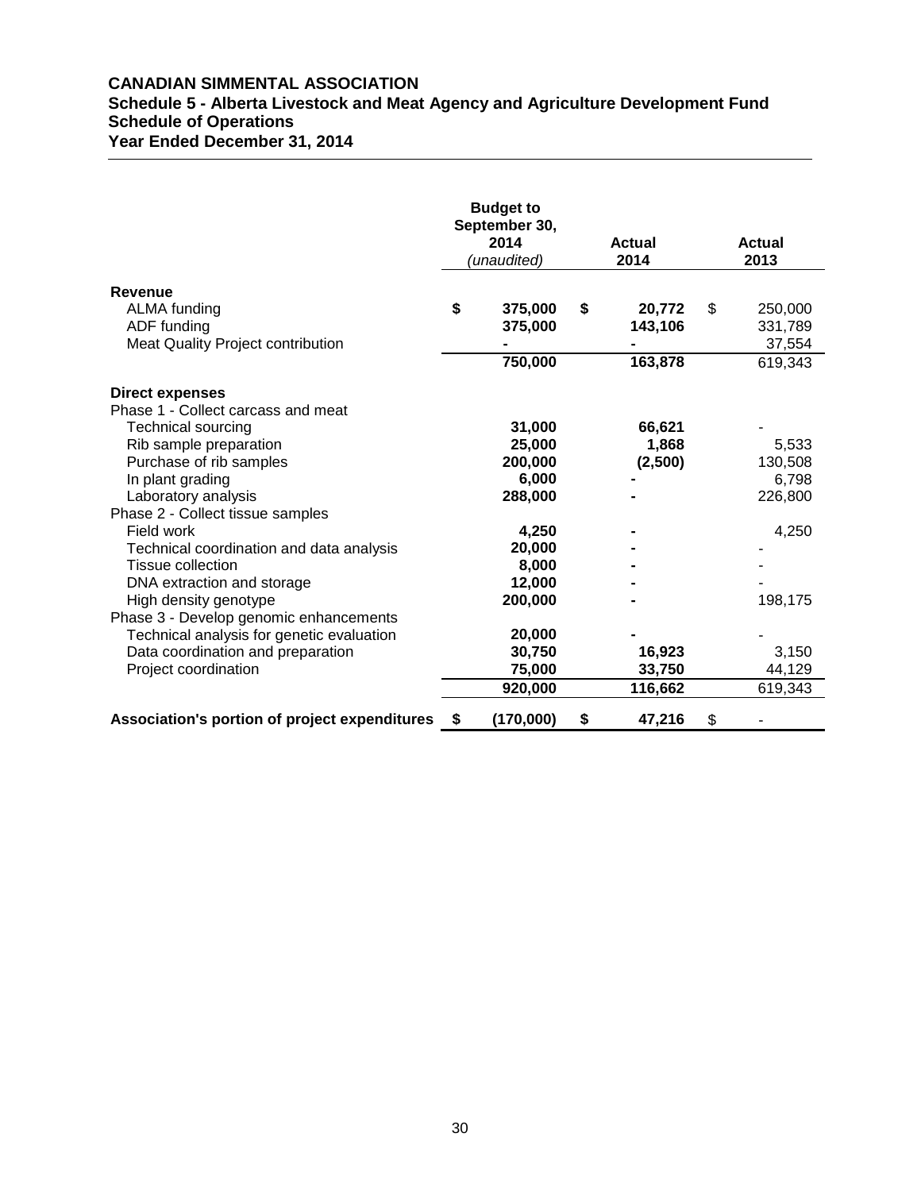# CANADIAN SIMMENTAL ASSOCIATION
## Schedule 5 - Alberta Livestock and Meat Agency and Agriculture Development Fund
## Schedule of Operations
## Year Ended December 31, 2014

| | Budget to September 30, 2014 *(unaudited)* | Actual 2014 | Actual 2013 |
|---|---|---|---|
| **Revenue** | | | |
| ALMA funding | $ 375,000 | $ 20,772 | $ 250,000 |
| ADF funding | 375,000 | 143,106 | 331,789 |
| Meat Quality Project contribution | - | - | 37,554 |
| | 750,000 | 163,878 | 619,343 |
| **Direct expenses** | | | |
| Phase 1 - Collect carcass and meat | | | |
| Technical sourcing | 31,000 | 66,621 | - |
| Rib sample preparation | 25,000 | 1,868 | 5,533 |
| Purchase of rib samples | 200,000 | (2,500) | 130,508 |
| In plant grading | 6,000 | - | 6,798 |
| Laboratory analysis | 288,000 | - | 226,800 |
| Phase 2 - Collect tissue samples | | | |
| Field work | 4,250 | - | 4,250 |
| Technical coordination and data analysis | 20,000 | - | - |
| Tissue collection | 8,000 | - | - |
| DNA extraction and storage | 12,000 | - | - |
| High density genotype | 200,000 | - | 198,175 |
| Phase 3 - Develop genomic enhancements | | | |
| Technical analysis for genetic evaluation | 20,000 | - | - |
| Data coordination and preparation | 30,750 | 16,923 | 3,150 |
| Project coordination | 75,000 | 33,750 | 44,129 |
| | 920,000 | 116,662 | 619,343 |
| **Association's portion of project expenditures** | $ (170,000) | $ 47,216 | $ - |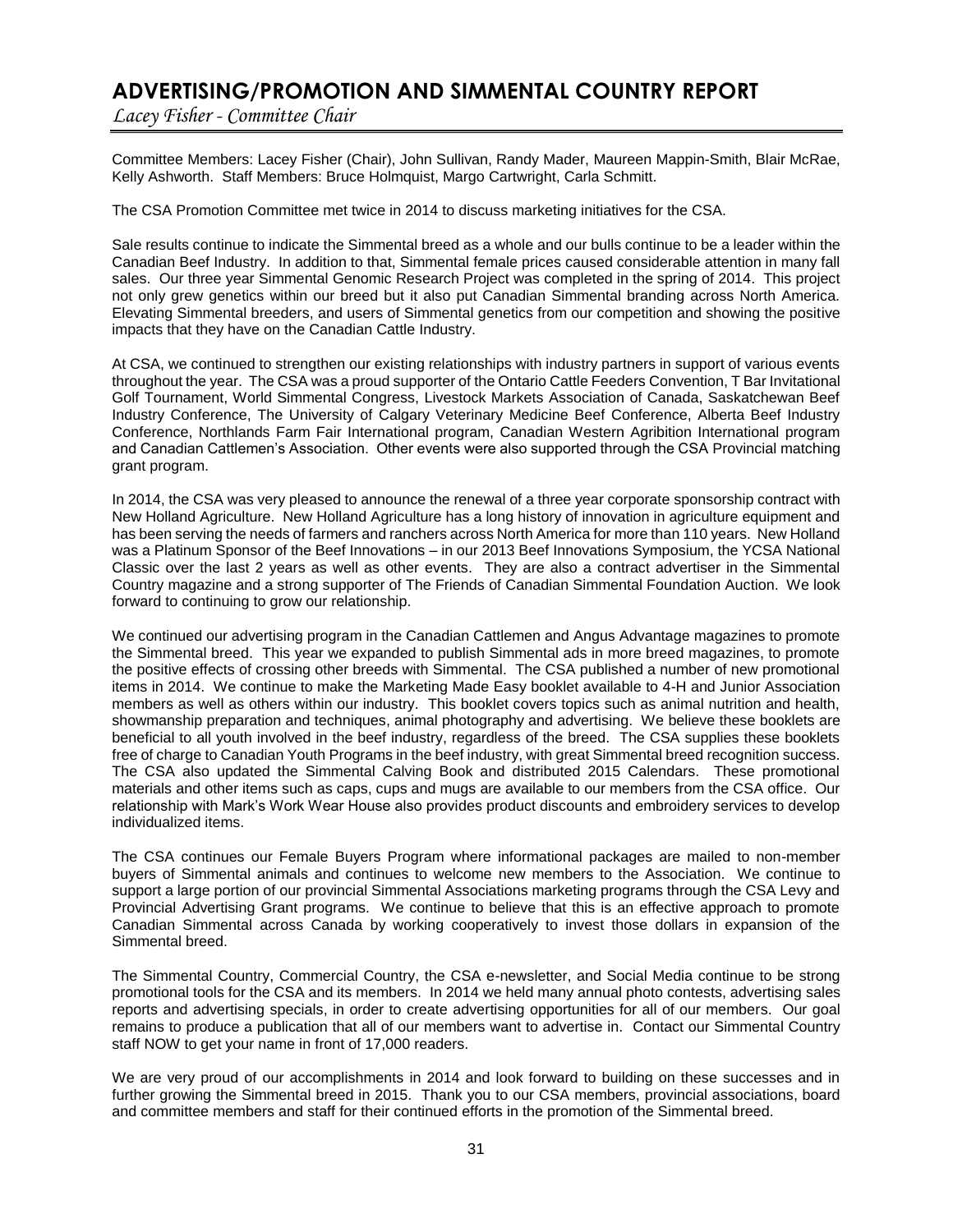# ADVERTISING/PROMOTION AND SIMMENTAL COUNTRY REPORT

*Lacey Fisher - Committee Chair*

Committee Members: Lacey Fisher (Chair), John Sullivan, Randy Mader, Maureen Mappin-Smith, Blair McRae, Kelly Ashworth. Staff Members: Bruce Holmquist, Margo Cartwright, Carla Schmitt.

The CSA Promotion Committee met twice in 2014 to discuss marketing initiatives for the CSA.

Sale results continue to indicate the Simmental breed as a whole and our bulls continue to be a leader within the Canadian Beef Industry. In addition to that, Simmental female prices caused considerable attention in many fall sales. Our three year Simmental Genomic Research Project was completed in the spring of 2014. This project not only grew genetics within our breed but it also put Canadian Simmental branding across North America. Elevating Simmental breeders, and users of Simmental genetics from our competition and showing the positive impacts that they have on the Canadian Cattle Industry.

At CSA, we continued to strengthen our existing relationships with industry partners in support of various events throughout the year. The CSA was a proud supporter of the Ontario Cattle Feeders Convention, T Bar Invitational Golf Tournament, World Simmental Congress, Livestock Markets Association of Canada, Saskatchewan Beef Industry Conference, The University of Calgary Veterinary Medicine Beef Conference, Alberta Beef Industry Conference, Northlands Farm Fair International program, Canadian Western Agribition International program and Canadian Cattlemen's Association. Other events were also supported through the CSA Provincial matching grant program.

In 2014, the CSA was very pleased to announce the renewal of a three year corporate sponsorship contract with New Holland Agriculture. New Holland Agriculture has a long history of innovation in agriculture equipment and has been serving the needs of farmers and ranchers across North America for more than 110 years. New Holland was a Platinum Sponsor of the Beef Innovations – in our 2013 Beef Innovations Symposium, the YCSA National Classic over the last 2 years as well as other events. They are also a contract advertiser in the Simmental Country magazine and a strong supporter of The Friends of Canadian Simmental Foundation Auction. We look forward to continuing to grow our relationship.

We continued our advertising program in the Canadian Cattlemen and Angus Advantage magazines to promote the Simmental breed. This year we expanded to publish Simmental ads in more breed magazines, to promote the positive effects of crossing other breeds with Simmental. The CSA published a number of new promotional items in 2014. We continue to make the Marketing Made Easy booklet available to 4-H and Junior Association members as well as others within our industry. This booklet covers topics such as animal nutrition and health, showmanship preparation and techniques, animal photography and advertising. We believe these booklets are beneficial to all youth involved in the beef industry, regardless of the breed. The CSA supplies these booklets free of charge to Canadian Youth Programs in the beef industry, with great Simmental breed recognition success. The CSA also updated the Simmental Calving Book and distributed 2015 Calendars. These promotional materials and other items such as caps, cups and mugs are available to our members from the CSA office. Our relationship with Mark's Work Wear House also provides product discounts and embroidery services to develop individualized items.

The CSA continues our Female Buyers Program where informational packages are mailed to non-member buyers of Simmental animals and continues to welcome new members to the Association. We continue to support a large portion of our provincial Simmental Associations marketing programs through the CSA Levy and Provincial Advertising Grant programs. We continue to believe that this is an effective approach to promote Canadian Simmental across Canada by working cooperatively to invest those dollars in expansion of the Simmental breed.

The Simmental Country, Commercial Country, the CSA e-newsletter, and Social Media continue to be strong promotional tools for the CSA and its members. In 2014 we held many annual photo contests, advertising sales reports and advertising specials, in order to create advertising opportunities for all of our members. Our goal remains to produce a publication that all of our members want to advertise in. Contact our Simmental Country staff NOW to get your name in front of 17,000 readers.

We are very proud of our accomplishments in 2014 and look forward to building on these successes and in further growing the Simmental breed in 2015. Thank you to our CSA members, provincial associations, board and committee members and staff for their continued efforts in the promotion of the Simmental breed.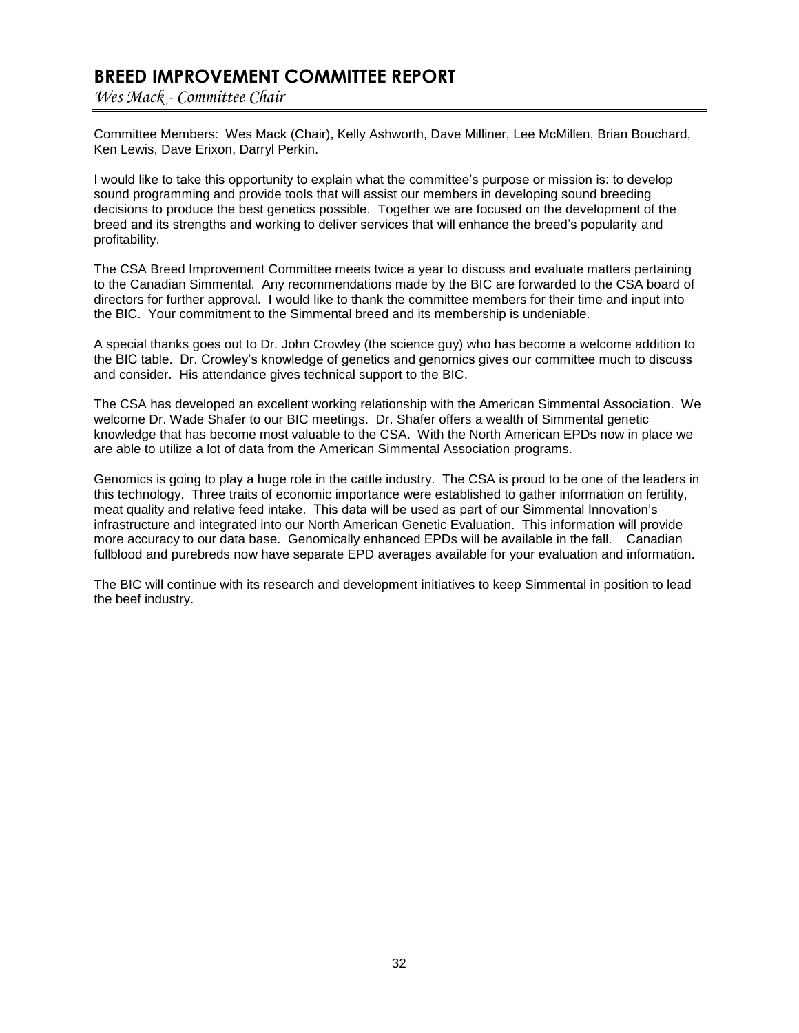# BREED IMPROVEMENT COMMITTEE REPORT

*Wes Mack - Committee Chair*

Committee Members: Wes Mack (Chair), Kelly Ashworth, Dave Milliner, Lee McMillen, Brian Bouchard, Ken Lewis, Dave Erixon, Darryl Perkin.

I would like to take this opportunity to explain what the committee's purpose or mission is: to develop sound programming and provide tools that will assist our members in developing sound breeding decisions to produce the best genetics possible. Together we are focused on the development of the breed and its strengths and working to deliver services that will enhance the breed's popularity and profitability.

The CSA Breed Improvement Committee meets twice a year to discuss and evaluate matters pertaining to the Canadian Simmental. Any recommendations made by the BIC are forwarded to the CSA board of directors for further approval. I would like to thank the committee members for their time and input into the BIC. Your commitment to the Simmental breed and its membership is undeniable.

A special thanks goes out to Dr. John Crowley (the science guy) who has become a welcome addition to the BIC table. Dr. Crowley's knowledge of genetics and genomics gives our committee much to discuss and consider. His attendance gives technical support to the BIC.

The CSA has developed an excellent working relationship with the American Simmental Association. We welcome Dr. Wade Shafer to our BIC meetings. Dr. Shafer offers a wealth of Simmental genetic knowledge that has become most valuable to the CSA. With the North American EPDs now in place we are able to utilize a lot of data from the American Simmental Association programs.

Genomics is going to play a huge role in the cattle industry. The CSA is proud to be one of the leaders in this technology. Three traits of economic importance were established to gather information on fertility, meat quality and relative feed intake. This data will be used as part of our Simmental Innovation's infrastructure and integrated into our North American Genetic Evaluation. This information will provide more accuracy to our data base. Genomically enhanced EPDs will be available in the fall. Canadian fullblood and purebreds now have separate EPD averages available for your evaluation and information.

The BIC will continue with its research and development initiatives to keep Simmental in position to lead the beef industry.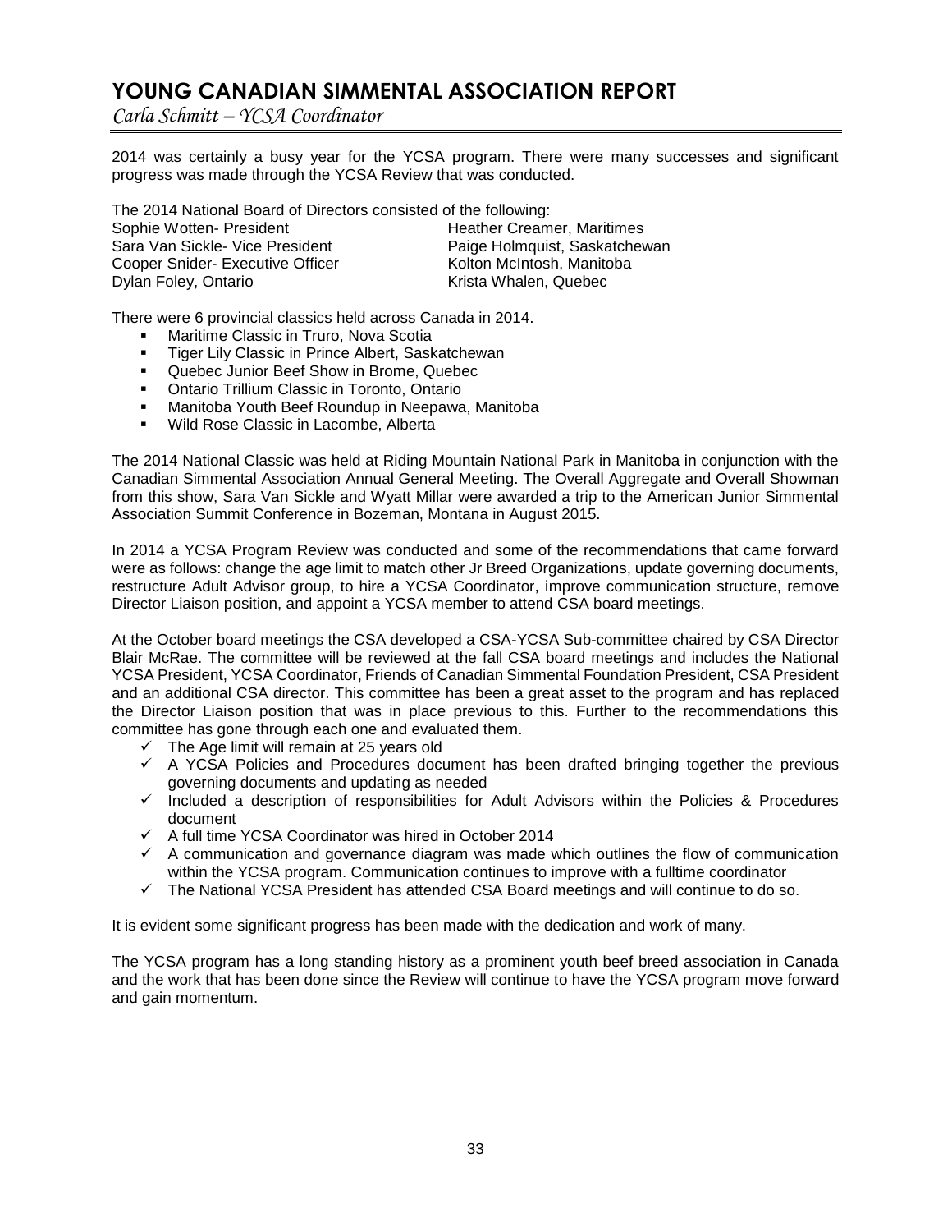# YOUNG CANADIAN SIMMENTAL ASSOCIATION REPORT

*Carla Schmitt – YCSA Coordinator*

2014 was certainly a busy year for the YCSA program. There were many successes and significant progress was made through the YCSA Review that was conducted.

The 2014 National Board of Directors consisted of the following:

Sophie Wotten- President
Sara Van Sickle- Vice President
Cooper Snider- Executive Officer
Dylan Foley, Ontario
Heather Creamer, Maritimes
Paige Holmquist, Saskatchewan
Kolton McIntosh, Manitoba
Krista Whalen, Quebec

There were 6 provincial classics held across Canada in 2014.

- Maritime Classic in Truro, Nova Scotia
- Tiger Lily Classic in Prince Albert, Saskatchewan
- Quebec Junior Beef Show in Brome, Quebec
- Ontario Trillium Classic in Toronto, Ontario
- Manitoba Youth Beef Roundup in Neepawa, Manitoba
- Wild Rose Classic in Lacombe, Alberta

The 2014 National Classic was held at Riding Mountain National Park in Manitoba in conjunction with the Canadian Simmental Association Annual General Meeting. The Overall Aggregate and Overall Showman from this show, Sara Van Sickle and Wyatt Millar were awarded a trip to the American Junior Simmental Association Summit Conference in Bozeman, Montana in August 2015.

In 2014 a YCSA Program Review was conducted and some of the recommendations that came forward were as follows: change the age limit to match other Jr Breed Organizations, update governing documents, restructure Adult Advisor group, to hire a YCSA Coordinator, improve communication structure, remove Director Liaison position, and appoint a YCSA member to attend CSA board meetings.

At the October board meetings the CSA developed a CSA-YCSA Sub-committee chaired by CSA Director Blair McRae. The committee will be reviewed at the fall CSA board meetings and includes the National YCSA President, YCSA Coordinator, Friends of Canadian Simmental Foundation President, CSA President and an additional CSA director. This committee has been a great asset to the program and has replaced the Director Liaison position that was in place previous to this. Further to the recommendations this committee has gone through each one and evaluated them.

- ✓ The Age limit will remain at 25 years old
- ✓ A YCSA Policies and Procedures document has been drafted bringing together the previous governing documents and updating as needed
- ✓ Included a description of responsibilities for Adult Advisors within the Policies & Procedures document
- ✓ A full time YCSA Coordinator was hired in October 2014
- ✓ A communication and governance diagram was made which outlines the flow of communication within the YCSA program. Communication continues to improve with a fulltime coordinator
- ✓ The National YCSA President has attended CSA Board meetings and will continue to do so.

It is evident some significant progress has been made with the dedication and work of many.

The YCSA program has a long standing history as a prominent youth beef breed association in Canada and the work that has been done since the Review will continue to have the YCSA program move forward and gain momentum.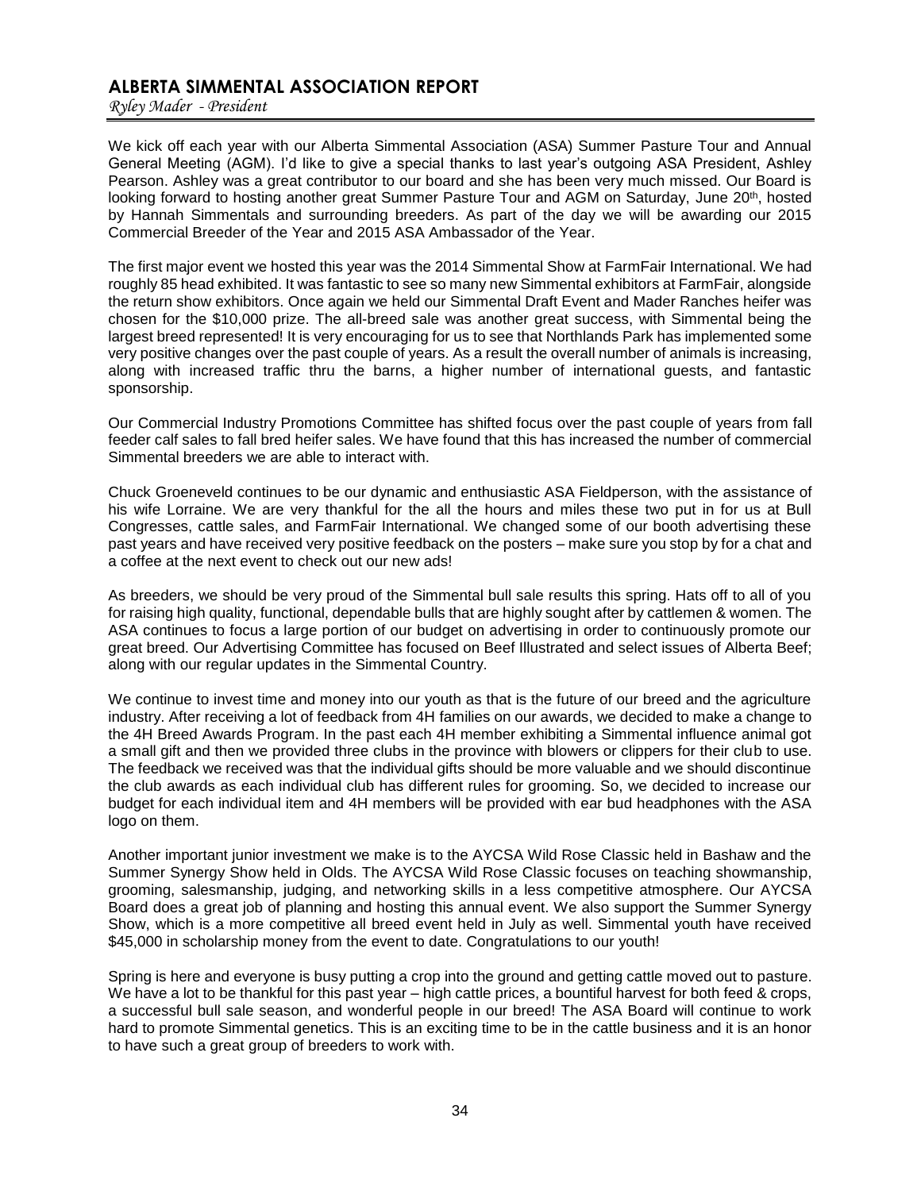## ALBERTA SIMMENTAL ASSOCIATION REPORT

*Ryley Mader - President*

We kick off each year with our Alberta Simmental Association (ASA) Summer Pasture Tour and Annual General Meeting (AGM). I'd like to give a special thanks to last year's outgoing ASA President, Ashley Pearson. Ashley was a great contributor to our board and she has been very much missed. Our Board is looking forward to hosting another great Summer Pasture Tour and AGM on Saturday, June 20th, hosted by Hannah Simmentals and surrounding breeders. As part of the day we will be awarding our 2015 Commercial Breeder of the Year and 2015 ASA Ambassador of the Year.

The first major event we hosted this year was the 2014 Simmental Show at FarmFair International. We had roughly 85 head exhibited. It was fantastic to see so many new Simmental exhibitors at FarmFair, alongside the return show exhibitors. Once again we held our Simmental Draft Event and Mader Ranches heifer was chosen for the $10,000 prize. The all-breed sale was another great success, with Simmental being the largest breed represented! It is very encouraging for us to see that Northlands Park has implemented some very positive changes over the past couple of years. As a result the overall number of animals is increasing, along with increased traffic thru the barns, a higher number of international guests, and fantastic sponsorship.

Our Commercial Industry Promotions Committee has shifted focus over the past couple of years from fall feeder calf sales to fall bred heifer sales. We have found that this has increased the number of commercial Simmental breeders we are able to interact with.

Chuck Groeneveld continues to be our dynamic and enthusiastic ASA Fieldperson, with the assistance of his wife Lorraine. We are very thankful for the all the hours and miles these two put in for us at Bull Congresses, cattle sales, and FarmFair International. We changed some of our booth advertising these past years and have received very positive feedback on the posters – make sure you stop by for a chat and a coffee at the next event to check out our new ads!

As breeders, we should be very proud of the Simmental bull sale results this spring. Hats off to all of you for raising high quality, functional, dependable bulls that are highly sought after by cattlemen & women. The ASA continues to focus a large portion of our budget on advertising in order to continuously promote our great breed. Our Advertising Committee has focused on Beef Illustrated and select issues of Alberta Beef; along with our regular updates in the Simmental Country.

We continue to invest time and money into our youth as that is the future of our breed and the agriculture industry. After receiving a lot of feedback from 4H families on our awards, we decided to make a change to the 4H Breed Awards Program. In the past each 4H member exhibiting a Simmental influence animal got a small gift and then we provided three clubs in the province with blowers or clippers for their club to use. The feedback we received was that the individual gifts should be more valuable and we should discontinue the club awards as each individual club has different rules for grooming. So, we decided to increase our budget for each individual item and 4H members will be provided with ear bud headphones with the ASA logo on them.

Another important junior investment we make is to the AYCSA Wild Rose Classic held in Bashaw and the Summer Synergy Show held in Olds. The AYCSA Wild Rose Classic focuses on teaching showmanship, grooming, salesmanship, judging, and networking skills in a less competitive atmosphere. Our AYCSA Board does a great job of planning and hosting this annual event. We also support the Summer Synergy Show, which is a more competitive all breed event held in July as well. Simmental youth have received $45,000 in scholarship money from the event to date. Congratulations to our youth!

Spring is here and everyone is busy putting a crop into the ground and getting cattle moved out to pasture. We have a lot to be thankful for this past year – high cattle prices, a bountiful harvest for both feed & crops, a successful bull sale season, and wonderful people in our breed! The ASA Board will continue to work hard to promote Simmental genetics. This is an exciting time to be in the cattle business and it is an honor to have such a great group of breeders to work with.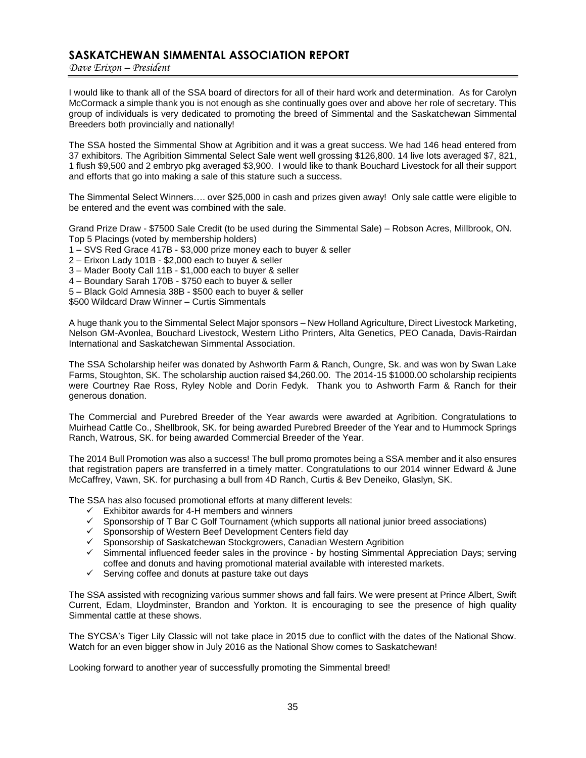# SASKATCHEWAN SIMMENTAL ASSOCIATION REPORT

*Dave Erixon – President*

I would like to thank all of the SSA board of directors for all of their hard work and determination. As for Carolyn McCormack a simple thank you is not enough as she continually goes over and above her role of secretary. This group of individuals is very dedicated to promoting the breed of Simmental and the Saskatchewan Simmental Breeders both provincially and nationally!

The SSA hosted the Simmental Show at Agribition and it was a great success. We had 146 head entered from 37 exhibitors. The Agribition Simmental Select Sale went well grossing $126,800. 14 live lots averaged $7, 821, 1 flush $9,500 and 2 embryo pkg averaged $3,900. I would like to thank Bouchard Livestock for all their support and efforts that go into making a sale of this stature such a success.

The Simmental Select Winners…. over $25,000 in cash and prizes given away! Only sale cattle were eligible to be entered and the event was combined with the sale.

Grand Prize Draw - $7500 Sale Credit (to be used during the Simmental Sale) – Robson Acres, Millbrook, ON.
Top 5 Placings (voted by membership holders)
1 – SVS Red Grace 417B - $3,000 prize money each to buyer & seller
2 – Erixon Lady 101B - $2,000 each to buyer & seller
3 – Mader Booty Call 11B - $1,000 each to buyer & seller
4 – Boundary Sarah 170B - $750 each to buyer & seller
5 – Black Gold Amnesia 38B - $500 each to buyer & seller
$500 Wildcard Draw Winner – Curtis Simmentals

A huge thank you to the Simmental Select Major sponsors – New Holland Agriculture, Direct Livestock Marketing, Nelson GM-Avonlea, Bouchard Livestock, Western Litho Printers, Alta Genetics, PEO Canada, Davis-Rairdan International and Saskatchewan Simmental Association.

The SSA Scholarship heifer was donated by Ashworth Farm & Ranch, Oungre, Sk. and was won by Swan Lake Farms, Stoughton, SK. The scholarship auction raised $4,260.00. The 2014-15 $1000.00 scholarship recipients were Courtney Rae Ross, Ryley Noble and Dorin Fedyk. Thank you to Ashworth Farm & Ranch for their generous donation.

The Commercial and Purebred Breeder of the Year awards were awarded at Agribition. Congratulations to Muirhead Cattle Co., Shellbrook, SK. for being awarded Purebred Breeder of the Year and to Hummock Springs Ranch, Watrous, SK. for being awarded Commercial Breeder of the Year.

The 2014 Bull Promotion was also a success! The bull promo promotes being a SSA member and it also ensures that registration papers are transferred in a timely matter. Congratulations to our 2014 winner Edward & June McCaffrey, Vawn, SK. for purchasing a bull from 4D Ranch, Curtis & Bev Deneiko, Glaslyn, SK.

The SSA has also focused promotional efforts at many different levels:

- ✓ Exhibitor awards for 4-H members and winners
- ✓ Sponsorship of T Bar C Golf Tournament (which supports all national junior breed associations)
- ✓ Sponsorship of Western Beef Development Centers field day
- ✓ Sponsorship of Saskatchewan Stockgrowers, Canadian Western Agribition
- ✓ Simmental influenced feeder sales in the province - by hosting Simmental Appreciation Days; serving coffee and donuts and having promotional material available with interested markets.
- ✓ Serving coffee and donuts at pasture take out days

The SSA assisted with recognizing various summer shows and fall fairs. We were present at Prince Albert, Swift Current, Edam, Lloydminster, Brandon and Yorkton. It is encouraging to see the presence of high quality Simmental cattle at these shows.

The SYCSA's Tiger Lily Classic will not take place in 2015 due to conflict with the dates of the National Show. Watch for an even bigger show in July 2016 as the National Show comes to Saskatchewan!

Looking forward to another year of successfully promoting the Simmental breed!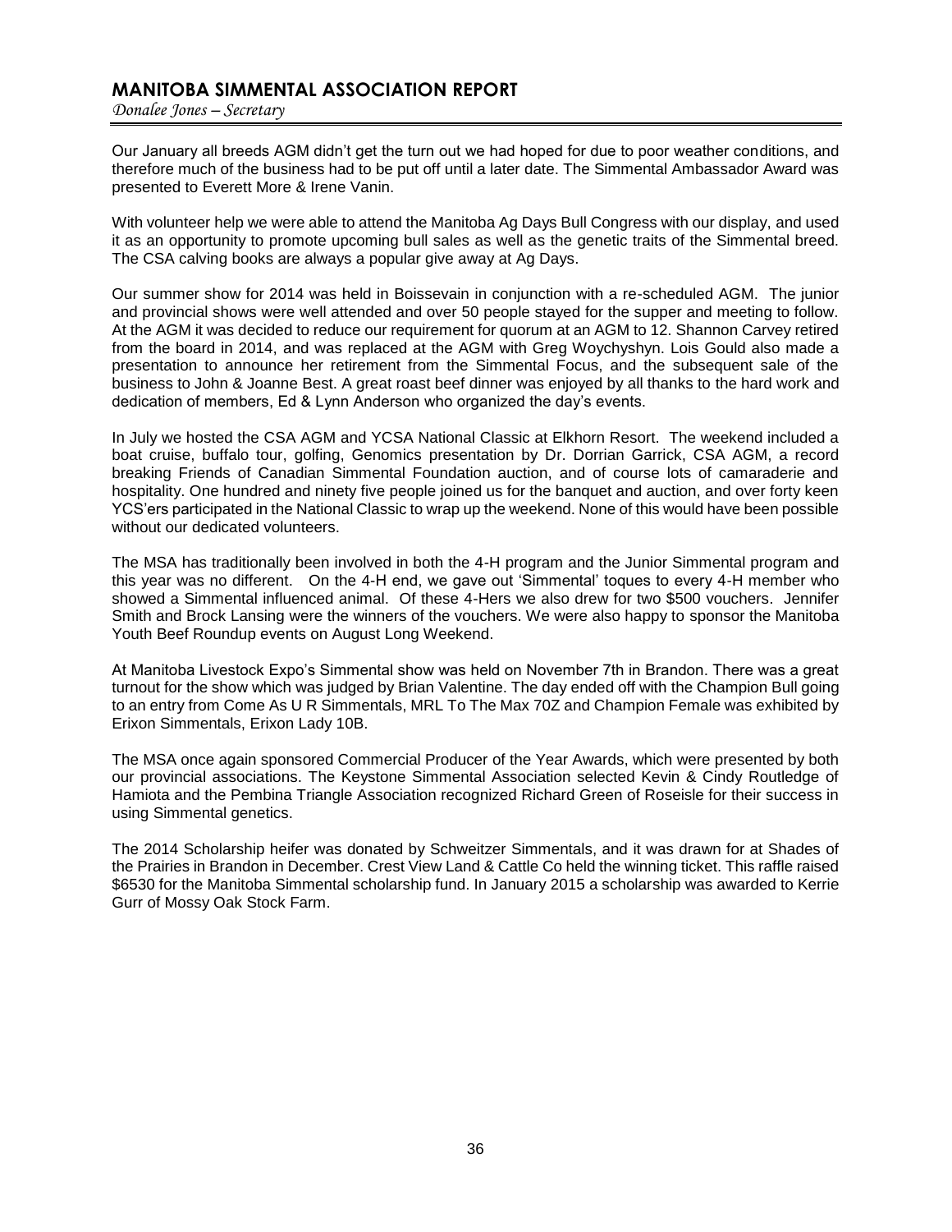## MANITOBA SIMMENTAL ASSOCIATION REPORT

*Donalee Jones – Secretary*

Our January all breeds AGM didn't get the turn out we had hoped for due to poor weather conditions, and therefore much of the business had to be put off until a later date. The Simmental Ambassador Award was presented to Everett More & Irene Vanin.

With volunteer help we were able to attend the Manitoba Ag Days Bull Congress with our display, and used it as an opportunity to promote upcoming bull sales as well as the genetic traits of the Simmental breed. The CSA calving books are always a popular give away at Ag Days.

Our summer show for 2014 was held in Boissevain in conjunction with a re-scheduled AGM. The junior and provincial shows were well attended and over 50 people stayed for the supper and meeting to follow. At the AGM it was decided to reduce our requirement for quorum at an AGM to 12. Shannon Carvey retired from the board in 2014, and was replaced at the AGM with Greg Woychyshyn. Lois Gould also made a presentation to announce her retirement from the Simmental Focus, and the subsequent sale of the business to John & Joanne Best. A great roast beef dinner was enjoyed by all thanks to the hard work and dedication of members, Ed & Lynn Anderson who organized the day's events.

In July we hosted the CSA AGM and YCSA National Classic at Elkhorn Resort. The weekend included a boat cruise, buffalo tour, golfing, Genomics presentation by Dr. Dorrian Garrick, CSA AGM, a record breaking Friends of Canadian Simmental Foundation auction, and of course lots of camaraderie and hospitality. One hundred and ninety five people joined us for the banquet and auction, and over forty keen YCS'ers participated in the National Classic to wrap up the weekend. None of this would have been possible without our dedicated volunteers.

The MSA has traditionally been involved in both the 4-H program and the Junior Simmental program and this year was no different. On the 4-H end, we gave out 'Simmental' toques to every 4-H member who showed a Simmental influenced animal. Of these 4-Hers we also drew for two $500 vouchers. Jennifer Smith and Brock Lansing were the winners of the vouchers. We were also happy to sponsor the Manitoba Youth Beef Roundup events on August Long Weekend.

At Manitoba Livestock Expo's Simmental show was held on November 7th in Brandon. There was a great turnout for the show which was judged by Brian Valentine. The day ended off with the Champion Bull going to an entry from Come As U R Simmentals, MRL To The Max 70Z and Champion Female was exhibited by Erixon Simmentals, Erixon Lady 10B.

The MSA once again sponsored Commercial Producer of the Year Awards, which were presented by both our provincial associations. The Keystone Simmental Association selected Kevin & Cindy Routledge of Hamiota and the Pembina Triangle Association recognized Richard Green of Roseisle for their success in using Simmental genetics.

The 2014 Scholarship heifer was donated by Schweitzer Simmentals, and it was drawn for at Shades of the Prairies in Brandon in December. Crest View Land & Cattle Co held the winning ticket. This raffle raised $6530 for the Manitoba Simmental scholarship fund. In January 2015 a scholarship was awarded to Kerrie Gurr of Mossy Oak Stock Farm.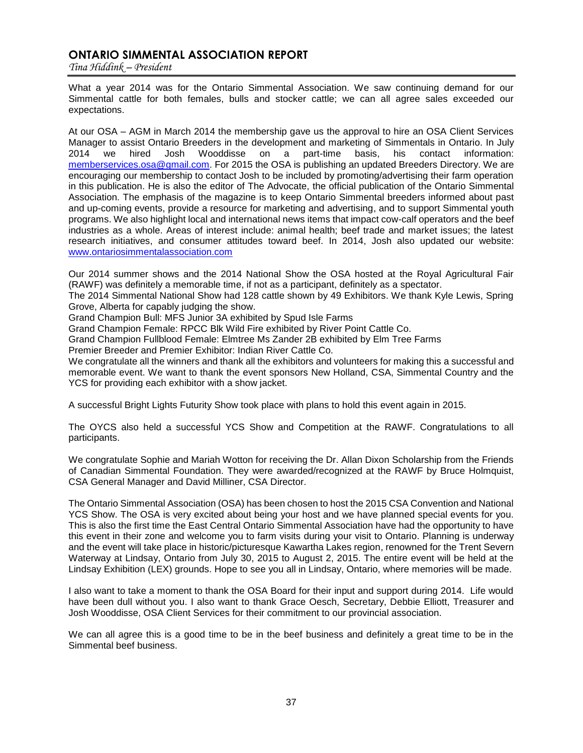## ONTARIO SIMMENTAL ASSOCIATION REPORT

*Tina Hiddink – President*

What a year 2014 was for the Ontario Simmental Association. We saw continuing demand for our Simmental cattle for both females, bulls and stocker cattle; we can all agree sales exceeded our expectations.

At our OSA – AGM in March 2014 the membership gave us the approval to hire an OSA Client Services Manager to assist Ontario Breeders in the development and marketing of Simmentals in Ontario. In July 2014 we hired Josh Wooddisse on a part-time basis, his contact information: memberservices.osa@gmail.com. For 2015 the OSA is publishing an updated Breeders Directory. We are encouraging our membership to contact Josh to be included by promoting/advertising their farm operation in this publication. He is also the editor of The Advocate, the official publication of the Ontario Simmental Association. The emphasis of the magazine is to keep Ontario Simmental breeders informed about past and up-coming events, provide a resource for marketing and advertising, and to support Simmental youth programs. We also highlight local and international news items that impact cow-calf operators and the beef industries as a whole. Areas of interest include: animal health; beef trade and market issues; the latest research initiatives, and consumer attitudes toward beef. In 2014, Josh also updated our website: www.ontariosimmentalassociation.com

Our 2014 summer shows and the 2014 National Show the OSA hosted at the Royal Agricultural Fair (RAWF) was definitely a memorable time, if not as a participant, definitely as a spectator.
The 2014 Simmental National Show had 128 cattle shown by 49 Exhibitors. We thank Kyle Lewis, Spring Grove, Alberta for capably judging the show.
Grand Champion Bull: MFS Junior 3A exhibited by Spud Isle Farms
Grand Champion Female: RPCC Blk Wild Fire exhibited by River Point Cattle Co.
Grand Champion Fullblood Female: Elmtree Ms Zander 2B exhibited by Elm Tree Farms
Premier Breeder and Premier Exhibitor: Indian River Cattle Co.
We congratulate all the winners and thank all the exhibitors and volunteers for making this a successful and memorable event. We want to thank the event sponsors New Holland, CSA, Simmental Country and the YCS for providing each exhibitor with a show jacket.

A successful Bright Lights Futurity Show took place with plans to hold this event again in 2015.

The OYCS also held a successful YCS Show and Competition at the RAWF. Congratulations to all participants.

We congratulate Sophie and Mariah Wotton for receiving the Dr. Allan Dixon Scholarship from the Friends of Canadian Simmental Foundation. They were awarded/recognized at the RAWF by Bruce Holmquist, CSA General Manager and David Milliner, CSA Director.

The Ontario Simmental Association (OSA) has been chosen to host the 2015 CSA Convention and National YCS Show. The OSA is very excited about being your host and we have planned special events for you. This is also the first time the East Central Ontario Simmental Association have had the opportunity to have this event in their zone and welcome you to farm visits during your visit to Ontario. Planning is underway and the event will take place in historic/picturesque Kawartha Lakes region, renowned for the Trent Severn Waterway at Lindsay, Ontario from July 30, 2015 to August 2, 2015. The entire event will be held at the Lindsay Exhibition (LEX) grounds. Hope to see you all in Lindsay, Ontario, where memories will be made.

I also want to take a moment to thank the OSA Board for their input and support during 2014. Life would have been dull without you. I also want to thank Grace Oesch, Secretary, Debbie Elliott, Treasurer and Josh Wooddisse, OSA Client Services for their commitment to our provincial association.

We can all agree this is a good time to be in the beef business and definitely a great time to be in the Simmental beef business.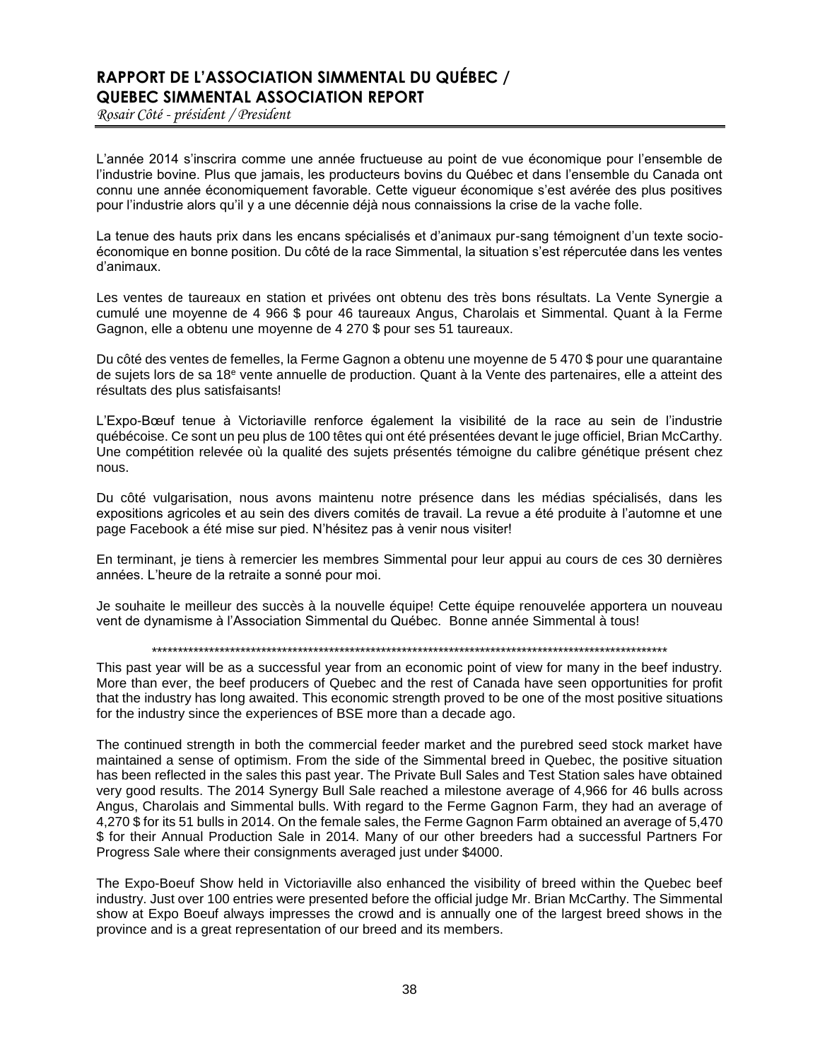# RAPPORT DE L'ASSOCIATION SIMMENTAL DU QUÉBEC / QUEBEC SIMMENTAL ASSOCIATION REPORT

*Rosair Côté - président / President*

L'année 2014 s'inscrira comme une année fructueuse au point de vue économique pour l'ensemble de l'industrie bovine. Plus que jamais, les producteurs bovins du Québec et dans l'ensemble du Canada ont connu une année économiquement favorable. Cette vigueur économique s'est avérée des plus positives pour l'industrie alors qu'il y a une décennie déjà nous connaissions la crise de la vache folle.

La tenue des hauts prix dans les encans spécialisés et d'animaux pur-sang témoignent d'un texte socio-économique en bonne position. Du côté de la race Simmental, la situation s'est répercutée dans les ventes d'animaux.

Les ventes de taureaux en station et privées ont obtenu des très bons résultats. La Vente Synergie a cumulé une moyenne de 4 966 $ pour 46 taureaux Angus, Charolais et Simmental. Quant à la Ferme Gagnon, elle a obtenu une moyenne de 4 270 $ pour ses 51 taureaux.

Du côté des ventes de femelles, la Ferme Gagnon a obtenu une moyenne de 5 470 $ pour une quarantaine de sujets lors de sa 18e vente annuelle de production. Quant à la Vente des partenaires, elle a atteint des résultats des plus satisfaisants!

L'Expo-Bœuf tenue à Victoriaville renforce également la visibilité de la race au sein de l'industrie québécoise. Ce sont un peu plus de 100 têtes qui ont été présentées devant le juge officiel, Brian McCarthy. Une compétition relevée où la qualité des sujets présentés témoigne du calibre génétique présent chez nous.

Du côté vulgarisation, nous avons maintenu notre présence dans les médias spécialisés, dans les expositions agricoles et au sein des divers comités de travail. La revue a été produite à l'automne et une page Facebook a été mise sur pied. N'hésitez pas à venir nous visiter!

En terminant, je tiens à remercier les membres Simmental pour leur appui au cours de ces 30 dernières années. L'heure de la retraite a sonné pour moi.

Je souhaite le meilleur des succès à la nouvelle équipe! Cette équipe renouvelée apportera un nouveau vent de dynamisme à l'Association Simmental du Québec. Bonne année Simmental à tous!

****************************************************************************************************

This past year will be as a successful year from an economic point of view for many in the beef industry. More than ever, the beef producers of Quebec and the rest of Canada have seen opportunities for profit that the industry has long awaited. This economic strength proved to be one of the most positive situations for the industry since the experiences of BSE more than a decade ago.

The continued strength in both the commercial feeder market and the purebred seed stock market have maintained a sense of optimism. From the side of the Simmental breed in Quebec, the positive situation has been reflected in the sales this past year. The Private Bull Sales and Test Station sales have obtained very good results. The 2014 Synergy Bull Sale reached a milestone average of 4,966 for 46 bulls across Angus, Charolais and Simmental bulls. With regard to the Ferme Gagnon Farm, they had an average of 4,270 $ for its 51 bulls in 2014. On the female sales, the Ferme Gagnon Farm obtained an average of 5,470 $ for their Annual Production Sale in 2014. Many of our other breeders had a successful Partners For Progress Sale where their consignments averaged just under $4000.

The Expo-Boeuf Show held in Victoriaville also enhanced the visibility of breed within the Quebec beef industry. Just over 100 entries were presented before the official judge Mr. Brian McCarthy. The Simmental show at Expo Boeuf always impresses the crowd and is annually one of the largest breed shows in the province and is a great representation of our breed and its members.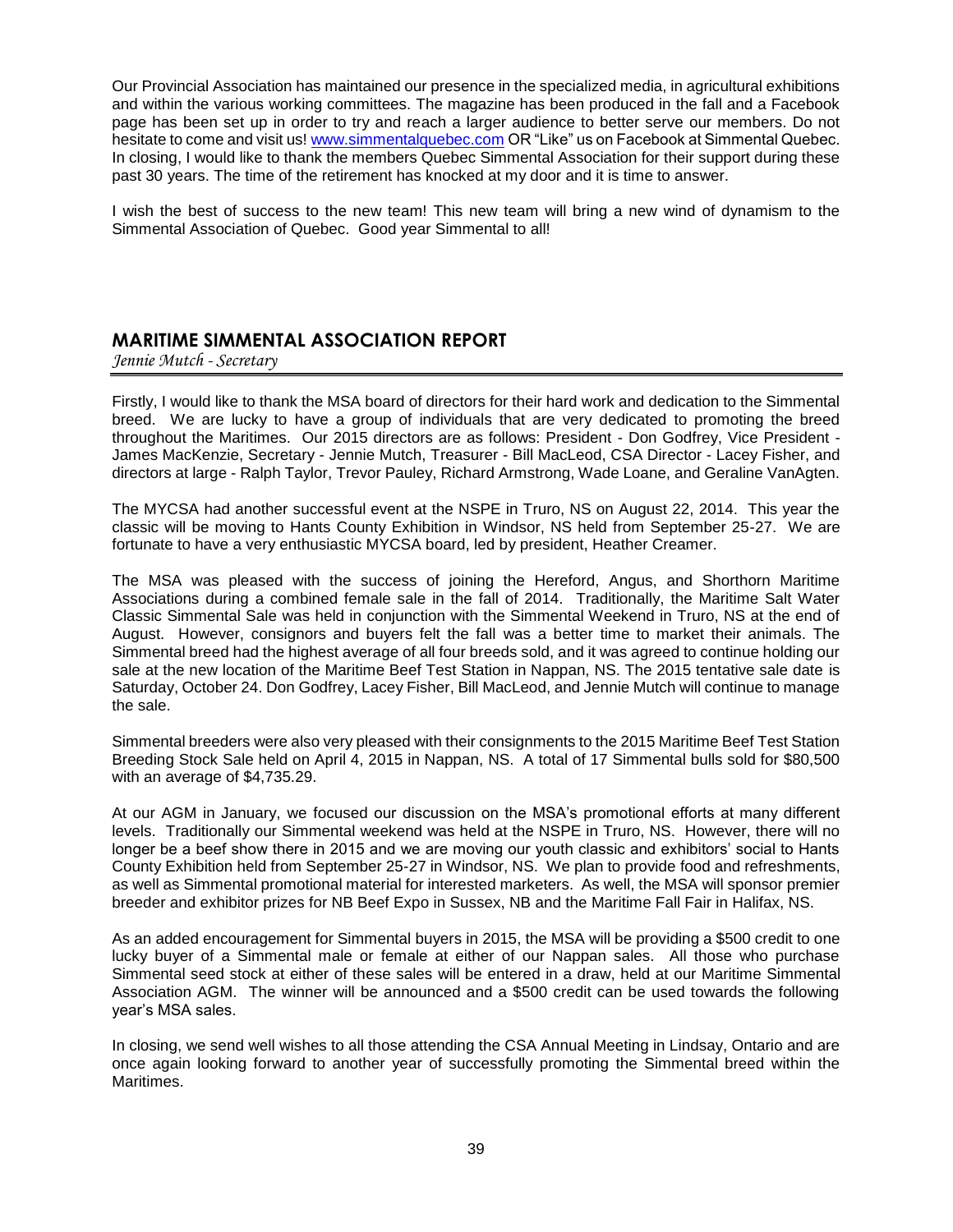Our Provincial Association has maintained our presence in the specialized media, in agricultural exhibitions and within the various working committees. The magazine has been produced in the fall and a Facebook page has been set up in order to try and reach a larger audience to better serve our members. Do not hesitate to come and visit us! [www.simmentalquebec.com](http://www.simmentalquebec.com) OR "Like" us on Facebook at Simmental Quebec. In closing, I would like to thank the members Quebec Simmental Association for their support during these past 30 years. The time of the retirement has knocked at my door and it is time to answer.

I wish the best of success to the new team! This new team will bring a new wind of dynamism to the Simmental Association of Quebec. Good year Simmental to all!

## MARITIME SIMMENTAL ASSOCIATION REPORT

*Jennie Mutch - Secretary*

Firstly, I would like to thank the MSA board of directors for their hard work and dedication to the Simmental breed. We are lucky to have a group of individuals that are very dedicated to promoting the breed throughout the Maritimes. Our 2015 directors are as follows: President - Don Godfrey, Vice President - James MacKenzie, Secretary - Jennie Mutch, Treasurer - Bill MacLeod, CSA Director - Lacey Fisher, and directors at large - Ralph Taylor, Trevor Pauley, Richard Armstrong, Wade Loane, and Geraline VanAgten.

The MYCSA had another successful event at the NSPE in Truro, NS on August 22, 2014. This year the classic will be moving to Hants County Exhibition in Windsor, NS held from September 25-27. We are fortunate to have a very enthusiastic MYCSA board, led by president, Heather Creamer.

The MSA was pleased with the success of joining the Hereford, Angus, and Shorthorn Maritime Associations during a combined female sale in the fall of 2014. Traditionally, the Maritime Salt Water Classic Simmental Sale was held in conjunction with the Simmental Weekend in Truro, NS at the end of August. However, consignors and buyers felt the fall was a better time to market their animals. The Simmental breed had the highest average of all four breeds sold, and it was agreed to continue holding our sale at the new location of the Maritime Beef Test Station in Nappan, NS. The 2015 tentative sale date is Saturday, October 24. Don Godfrey, Lacey Fisher, Bill MacLeod, and Jennie Mutch will continue to manage the sale.

Simmental breeders were also very pleased with their consignments to the 2015 Maritime Beef Test Station Breeding Stock Sale held on April 4, 2015 in Nappan, NS. A total of 17 Simmental bulls sold for $80,500 with an average of $4,735.29.

At our AGM in January, we focused our discussion on the MSA's promotional efforts at many different levels. Traditionally our Simmental weekend was held at the NSPE in Truro, NS. However, there will no longer be a beef show there in 2015 and we are moving our youth classic and exhibitors' social to Hants County Exhibition held from September 25-27 in Windsor, NS. We plan to provide food and refreshments, as well as Simmental promotional material for interested marketers. As well, the MSA will sponsor premier breeder and exhibitor prizes for NB Beef Expo in Sussex, NB and the Maritime Fall Fair in Halifax, NS.

As an added encouragement for Simmental buyers in 2015, the MSA will be providing a $500 credit to one lucky buyer of a Simmental male or female at either of our Nappan sales. All those who purchase Simmental seed stock at either of these sales will be entered in a draw, held at our Maritime Simmental Association AGM. The winner will be announced and a $500 credit can be used towards the following year's MSA sales.

In closing, we send well wishes to all those attending the CSA Annual Meeting in Lindsay, Ontario and are once again looking forward to another year of successfully promoting the Simmental breed within the Maritimes.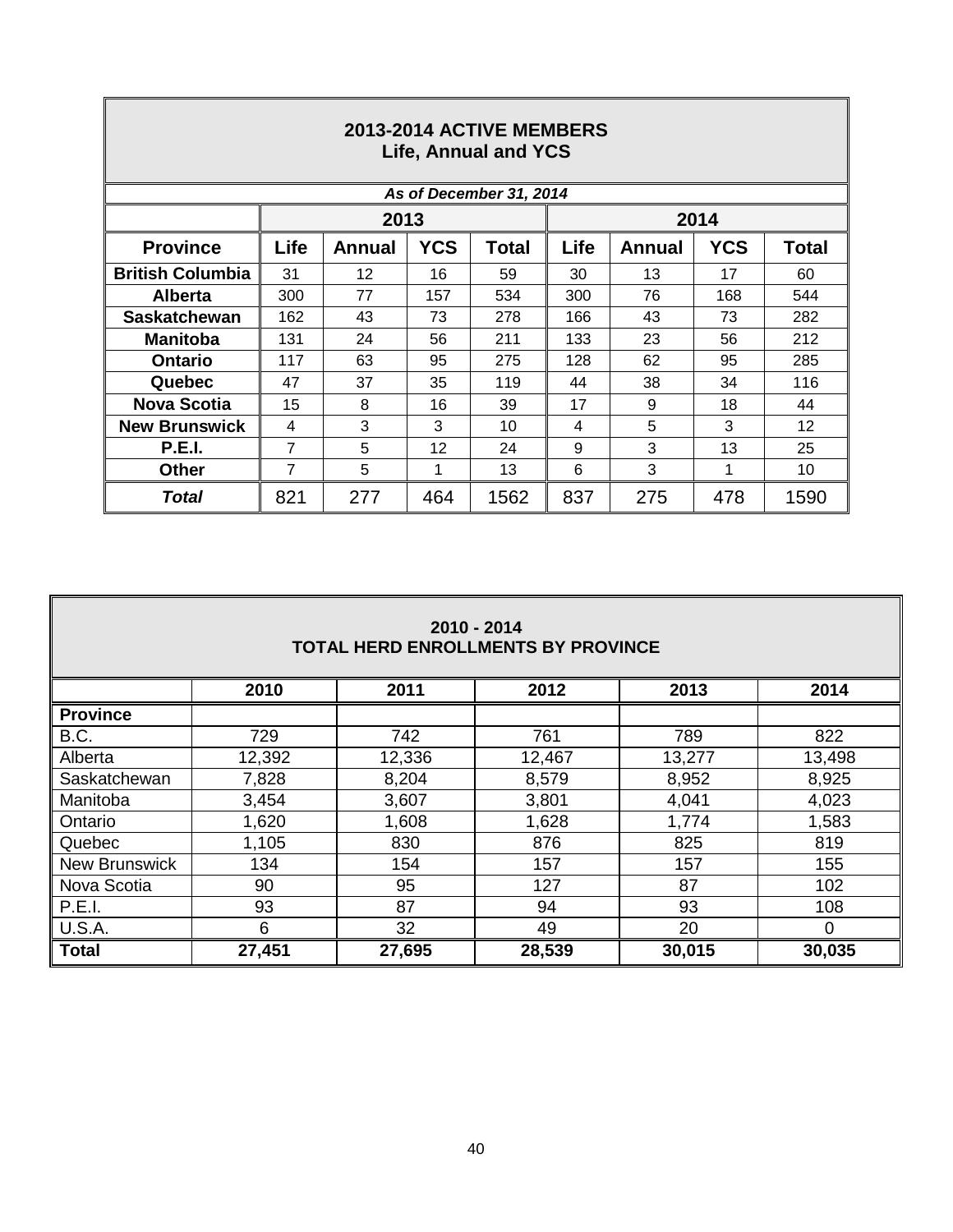## 2013-2014 ACTIVE MEMBERS
### Life, Annual and YCS

*As of December 31, 2014*

| | 2013 | | | | 2014 | | | |
|---|---|---|---|---|---|---|---|---|
| **Province** | **Life** | **Annual** | **YCS** | **Total** | **Life** | **Annual** | **YCS** | **Total** |
| **British Columbia** | 31 | 12 | 16 | 59 | 30 | 13 | 17 | 60 |
| **Alberta** | 300 | 77 | 157 | 534 | 300 | 76 | 168 | 544 |
| **Saskatchewan** | 162 | 43 | 73 | 278 | 166 | 43 | 73 | 282 |
| **Manitoba** | 131 | 24 | 56 | 211 | 133 | 23 | 56 | 212 |
| **Ontario** | 117 | 63 | 95 | 275 | 128 | 62 | 95 | 285 |
| **Quebec** | 47 | 37 | 35 | 119 | 44 | 38 | 34 | 116 |
| **Nova Scotia** | 15 | 8 | 16 | 39 | 17 | 9 | 18 | 44 |
| **New Brunswick** | 4 | 3 | 3 | 10 | 4 | 5 | 3 | 12 |
| **P.E.I.** | 7 | 5 | 12 | 24 | 9 | 3 | 13 | 25 |
| **Other** | 7 | 5 | 1 | 13 | 6 | 3 | 1 | 10 |
| ***Total*** | 821 | 277 | 464 | 1562 | 837 | 275 | 478 | 1590 |

## 2010 - 2014
### TOTAL HERD ENROLLMENTS BY PROVINCE

| | 2010 | 2011 | 2012 | 2013 | 2014 |
|---|---|---|---|---|---|
| **Province** | | | | | |
| B.C. | 729 | 742 | 761 | 789 | 822 |
| Alberta | 12,392 | 12,336 | 12,467 | 13,277 | 13,498 |
| Saskatchewan | 7,828 | 8,204 | 8,579 | 8,952 | 8,925 |
| Manitoba | 3,454 | 3,607 | 3,801 | 4,041 | 4,023 |
| Ontario | 1,620 | 1,608 | 1,628 | 1,774 | 1,583 |
| Quebec | 1,105 | 830 | 876 | 825 | 819 |
| New Brunswick | 134 | 154 | 157 | 157 | 155 |
| Nova Scotia | 90 | 95 | 127 | 87 | 102 |
| P.E.I. | 93 | 87 | 94 | 93 | 108 |
| U.S.A. | 6 | 32 | 49 | 20 | 0 |
| **Total** | **27,451** | **27,695** | **28,539** | **30,015** | **30,035** |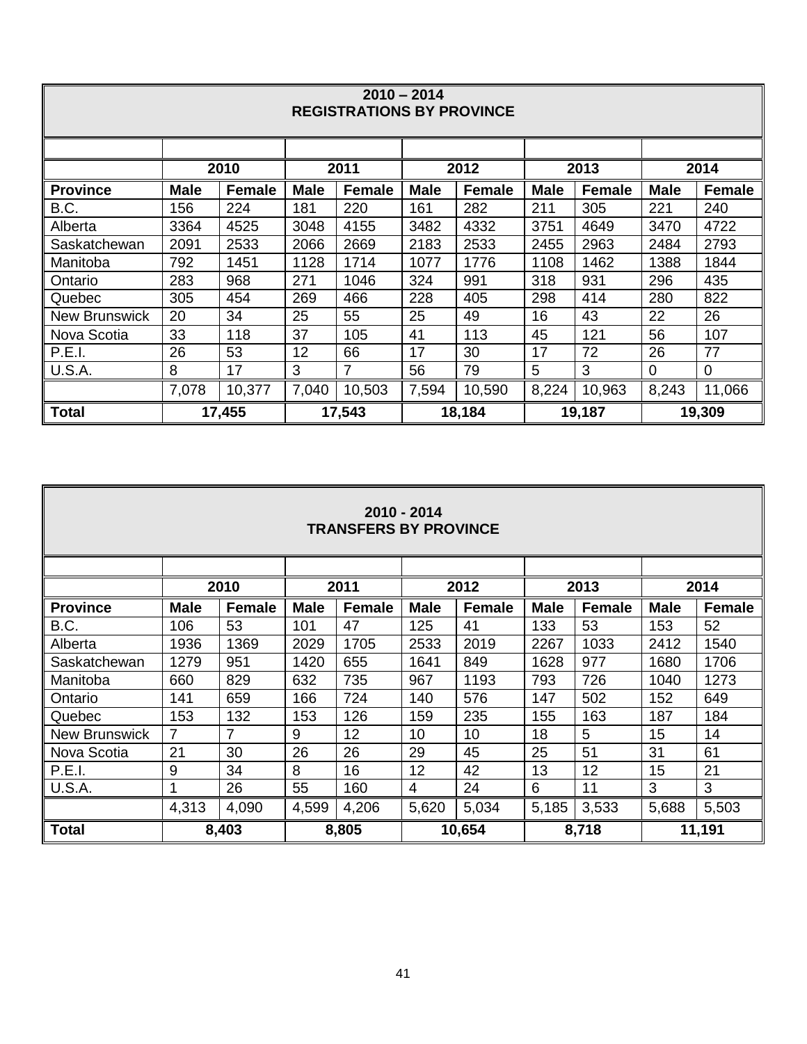## 2010 – 2014 REGISTRATIONS BY PROVINCE

| | 2010 | | 2011 | | 2012 | | 2013 | | 2014 | |
|---|---|---|---|---|---|---|---|---|---|---|
| **Province** | **Male** | **Female** | **Male** | **Female** | **Male** | **Female** | **Male** | **Female** | **Male** | **Female** |
| B.C. | 156 | 224 | 181 | 220 | 161 | 282 | 211 | 305 | 221 | 240 |
| Alberta | 3364 | 4525 | 3048 | 4155 | 3482 | 4332 | 3751 | 4649 | 3470 | 4722 |
| Saskatchewan | 2091 | 2533 | 2066 | 2669 | 2183 | 2533 | 2455 | 2963 | 2484 | 2793 |
| Manitoba | 792 | 1451 | 1128 | 1714 | 1077 | 1776 | 1108 | 1462 | 1388 | 1844 |
| Ontario | 283 | 968 | 271 | 1046 | 324 | 991 | 318 | 931 | 296 | 435 |
| Quebec | 305 | 454 | 269 | 466 | 228 | 405 | 298 | 414 | 280 | 822 |
| New Brunswick | 20 | 34 | 25 | 55 | 25 | 49 | 16 | 43 | 22 | 26 |
| Nova Scotia | 33 | 118 | 37 | 105 | 41 | 113 | 45 | 121 | 56 | 107 |
| P.E.I. | 26 | 53 | 12 | 66 | 17 | 30 | 17 | 72 | 26 | 77 |
| U.S.A. | 8 | 17 | 3 | 7 | 56 | 79 | 5 | 3 | 0 | 0 |
| | 7,078 | 10,377 | 7,040 | 10,503 | 7,594 | 10,590 | 8,224 | 10,963 | 8,243 | 11,066 |
| **Total** | **17,455** | | **17,543** | | **18,184** | | **19,187** | | **19,309** | |

## 2010 - 2014 TRANSFERS BY PROVINCE

| | 2010 | | 2011 | | 2012 | | 2013 | | 2014 | |
|---|---|---|---|---|---|---|---|---|---|---|
| **Province** | **Male** | **Female** | **Male** | **Female** | **Male** | **Female** | **Male** | **Female** | **Male** | **Female** |
| B.C. | 106 | 53 | 101 | 47 | 125 | 41 | 133 | 53 | 153 | 52 |
| Alberta | 1936 | 1369 | 2029 | 1705 | 2533 | 2019 | 2267 | 1033 | 2412 | 1540 |
| Saskatchewan | 1279 | 951 | 1420 | 655 | 1641 | 849 | 1628 | 977 | 1680 | 1706 |
| Manitoba | 660 | 829 | 632 | 735 | 967 | 1193 | 793 | 726 | 1040 | 1273 |
| Ontario | 141 | 659 | 166 | 724 | 140 | 576 | 147 | 502 | 152 | 649 |
| Quebec | 153 | 132 | 153 | 126 | 159 | 235 | 155 | 163 | 187 | 184 |
| New Brunswick | 7 | 7 | 9 | 12 | 10 | 10 | 18 | 5 | 15 | 14 |
| Nova Scotia | 21 | 30 | 26 | 26 | 29 | 45 | 25 | 51 | 31 | 61 |
| P.E.I. | 9 | 34 | 8 | 16 | 12 | 42 | 13 | 12 | 15 | 21 |
| U.S.A. | 1 | 26 | 55 | 160 | 4 | 24 | 6 | 11 | 3 | 3 |
| | 4,313 | 4,090 | 4,599 | 4,206 | 5,620 | 5,034 | 5,185 | 3,533 | 5,688 | 5,503 |
| **Total** | **8,403** | | **8,805** | | **10,654** | | **8,718** | | **11,191** | |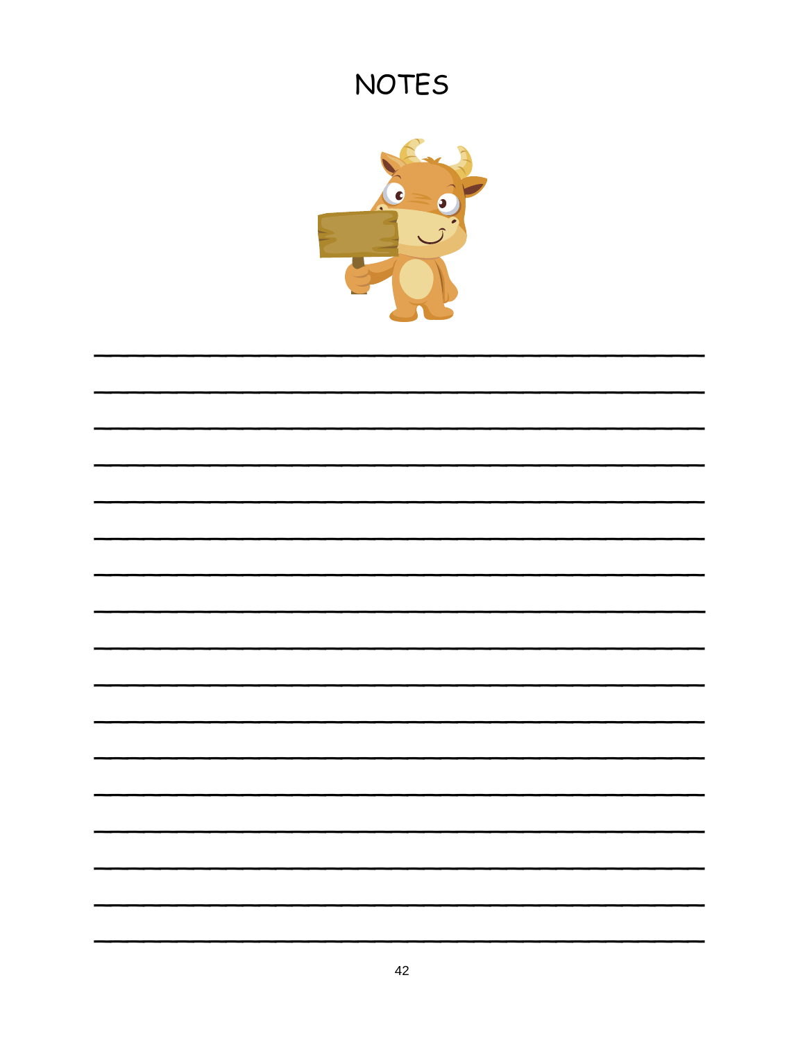# NOTES